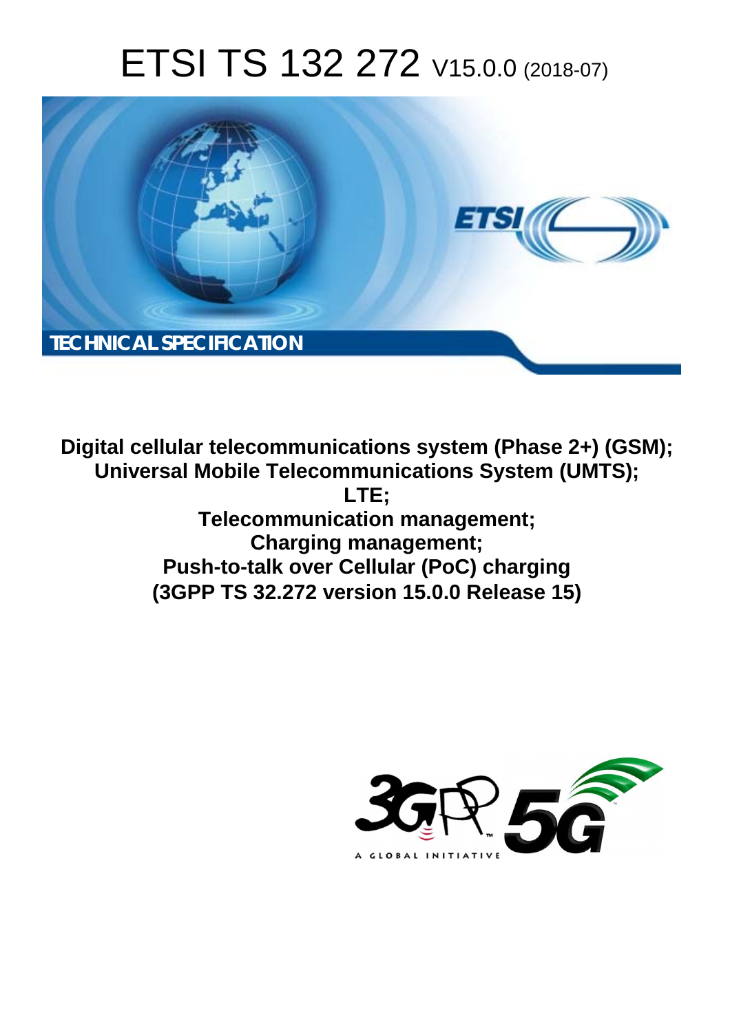# ETSI TS 132 272 V15.0.0 (2018-07)

**TECHNICAL SPECIFICATION**

**Digital cellular telecommunications system (Phase 2+) (GSM);**
**Universal Mobile Telecommunications System (UMTS);**
**LTE;**
**Telecommunication management;**
**Charging management;**
**Push-to-talk over Cellular (PoC) charging**
**(3GPP TS 32.272 version 15.0.0 Release 15)**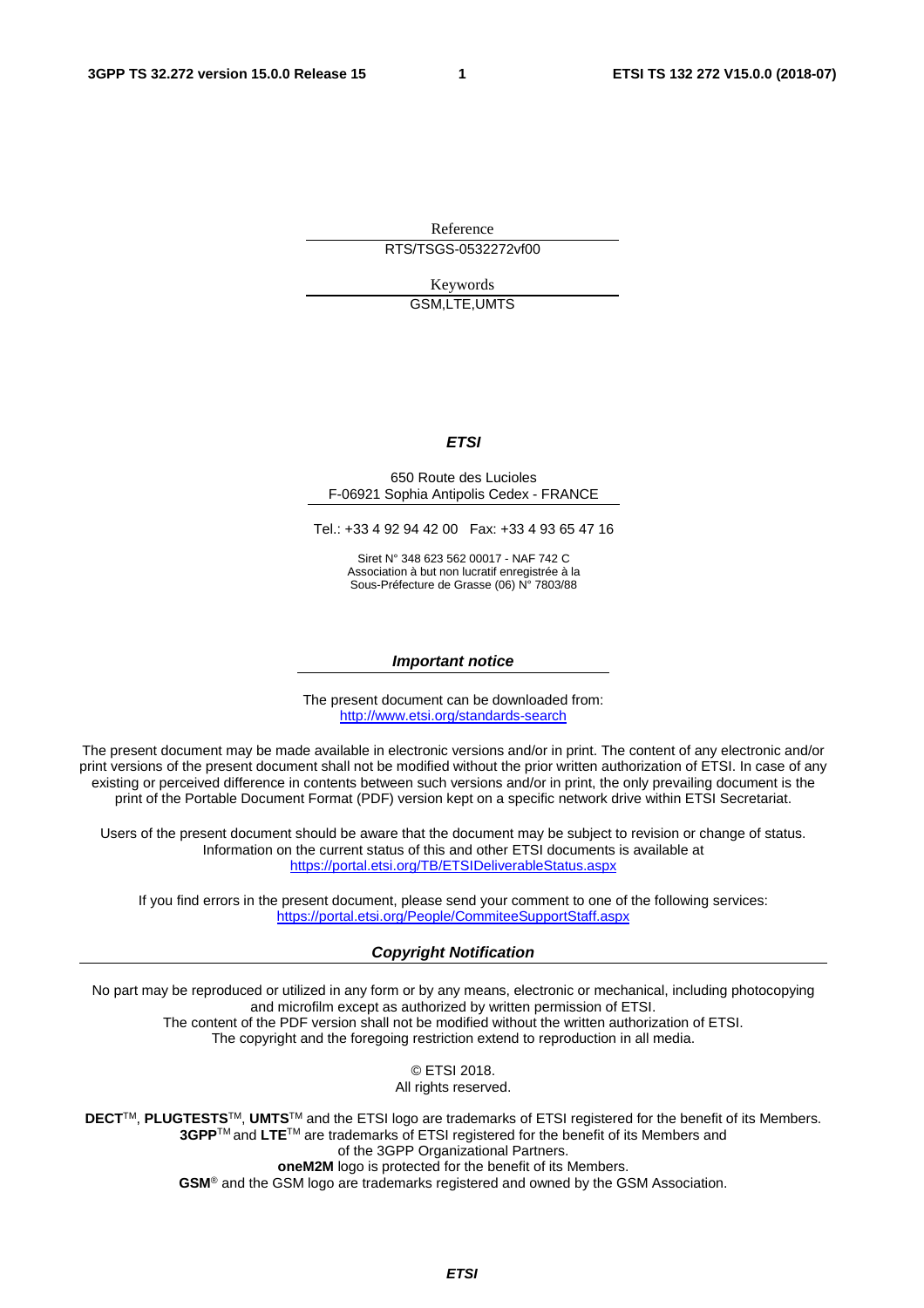Reference

RTS/TSGS-0532272vf00

Keywords

GSM,LTE,UMTS

***ETSI***

650 Route des Lucioles
F-06921 Sophia Antipolis Cedex - FRANCE

Tel.: +33 4 92 94 42 00 Fax: +33 4 93 65 47 16

Siret N° 348 623 562 00017 - NAF 742 C
Association à but non lucratif enregistrée à la
Sous-Préfecture de Grasse (06) N° 7803/88

***Important notice***

The present document can be downloaded from:
http://www.etsi.org/standards-search

The present document may be made available in electronic versions and/or in print. The content of any electronic and/or print versions of the present document shall not be modified without the prior written authorization of ETSI. In case of any existing or perceived difference in contents between such versions and/or in print, the only prevailing document is the print of the Portable Document Format (PDF) version kept on a specific network drive within ETSI Secretariat.

Users of the present document should be aware that the document may be subject to revision or change of status. Information on the current status of this and other ETSI documents is available at
https://portal.etsi.org/TB/ETSIDeliverableStatus.aspx

If you find errors in the present document, please send your comment to one of the following services:
https://portal.etsi.org/People/CommiteeSupportStaff.aspx

***Copyright Notification***

No part may be reproduced or utilized in any form or by any means, electronic or mechanical, including photocopying and microfilm except as authorized by written permission of ETSI.
The content of the PDF version shall not be modified without the written authorization of ETSI.
The copyright and the foregoing restriction extend to reproduction in all media.

© ETSI 2018.
All rights reserved.

**DECT**™, **PLUGTESTS**™, **UMTS**™ and the ETSI logo are trademarks of ETSI registered for the benefit of its Members.
**3GPP**™ and **LTE**™ are trademarks of ETSI registered for the benefit of its Members and of the 3GPP Organizational Partners.
**oneM2M** logo is protected for the benefit of its Members.
**GSM**® and the GSM logo are trademarks registered and owned by the GSM Association.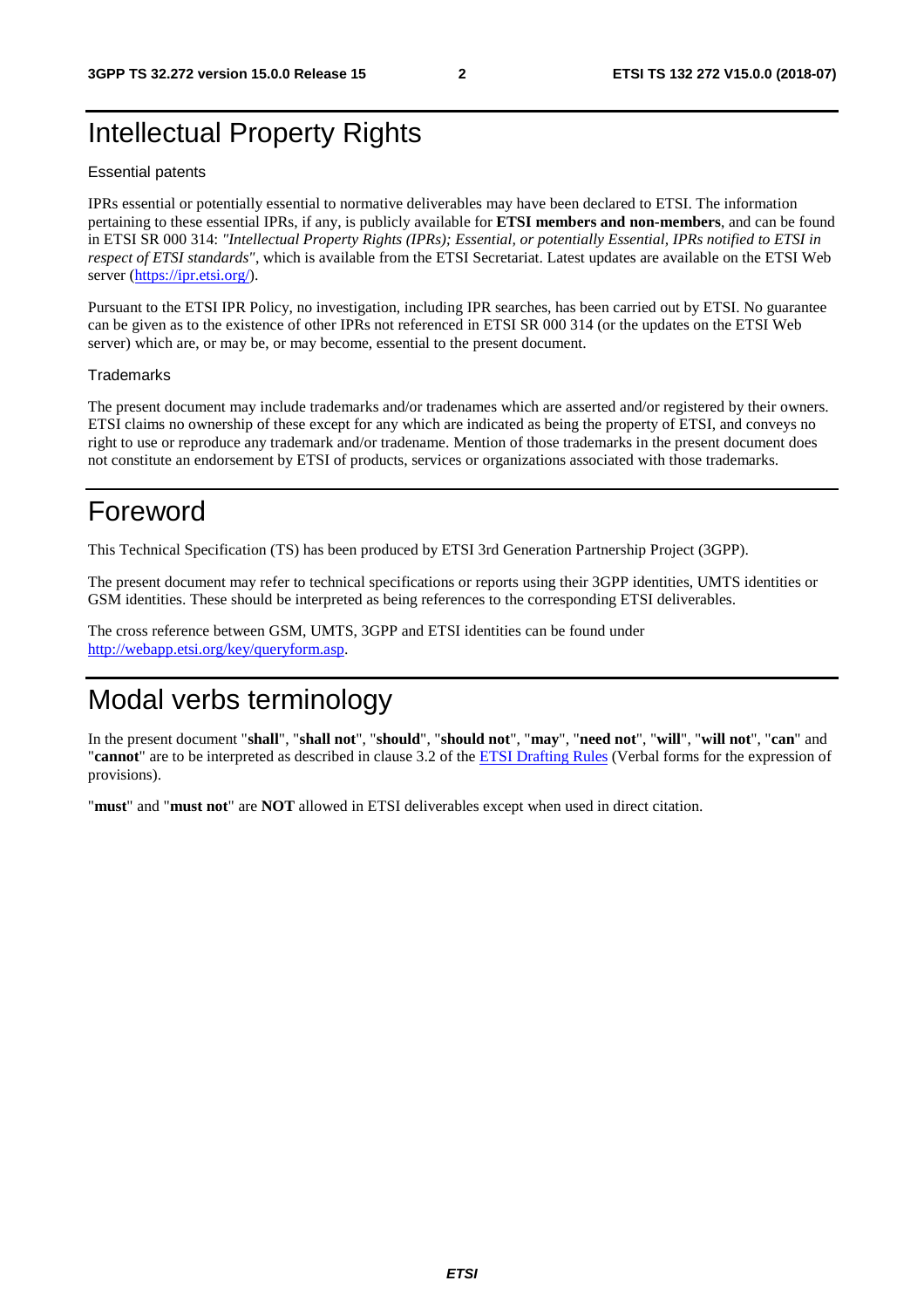# Intellectual Property Rights

### Essential patents

IPRs essential or potentially essential to normative deliverables may have been declared to ETSI. The information pertaining to these essential IPRs, if any, is publicly available for **ETSI members and non-members**, and can be found in ETSI SR 000 314: *"Intellectual Property Rights (IPRs); Essential, or potentially Essential, IPRs notified to ETSI in respect of ETSI standards"*, which is available from the ETSI Secretariat. Latest updates are available on the ETSI Web server (https://ipr.etsi.org/).

Pursuant to the ETSI IPR Policy, no investigation, including IPR searches, has been carried out by ETSI. No guarantee can be given as to the existence of other IPRs not referenced in ETSI SR 000 314 (or the updates on the ETSI Web server) which are, or may be, or may become, essential to the present document.

### Trademarks

The present document may include trademarks and/or tradenames which are asserted and/or registered by their owners. ETSI claims no ownership of these except for any which are indicated as being the property of ETSI, and conveys no right to use or reproduce any trademark and/or tradename. Mention of those trademarks in the present document does not constitute an endorsement by ETSI of products, services or organizations associated with those trademarks.

# Foreword

This Technical Specification (TS) has been produced by ETSI 3rd Generation Partnership Project (3GPP).

The present document may refer to technical specifications or reports using their 3GPP identities, UMTS identities or GSM identities. These should be interpreted as being references to the corresponding ETSI deliverables.

The cross reference between GSM, UMTS, 3GPP and ETSI identities can be found under http://webapp.etsi.org/key/queryform.asp.

# Modal verbs terminology

In the present document "**shall**", "**shall not**", "**should**", "**should not**", "**may**", "**need not**", "**will**", "**will not**", "**can**" and "**cannot**" are to be interpreted as described in clause 3.2 of the ETSI Drafting Rules (Verbal forms for the expression of provisions).

"**must**" and "**must not**" are **NOT** allowed in ETSI deliverables except when used in direct citation.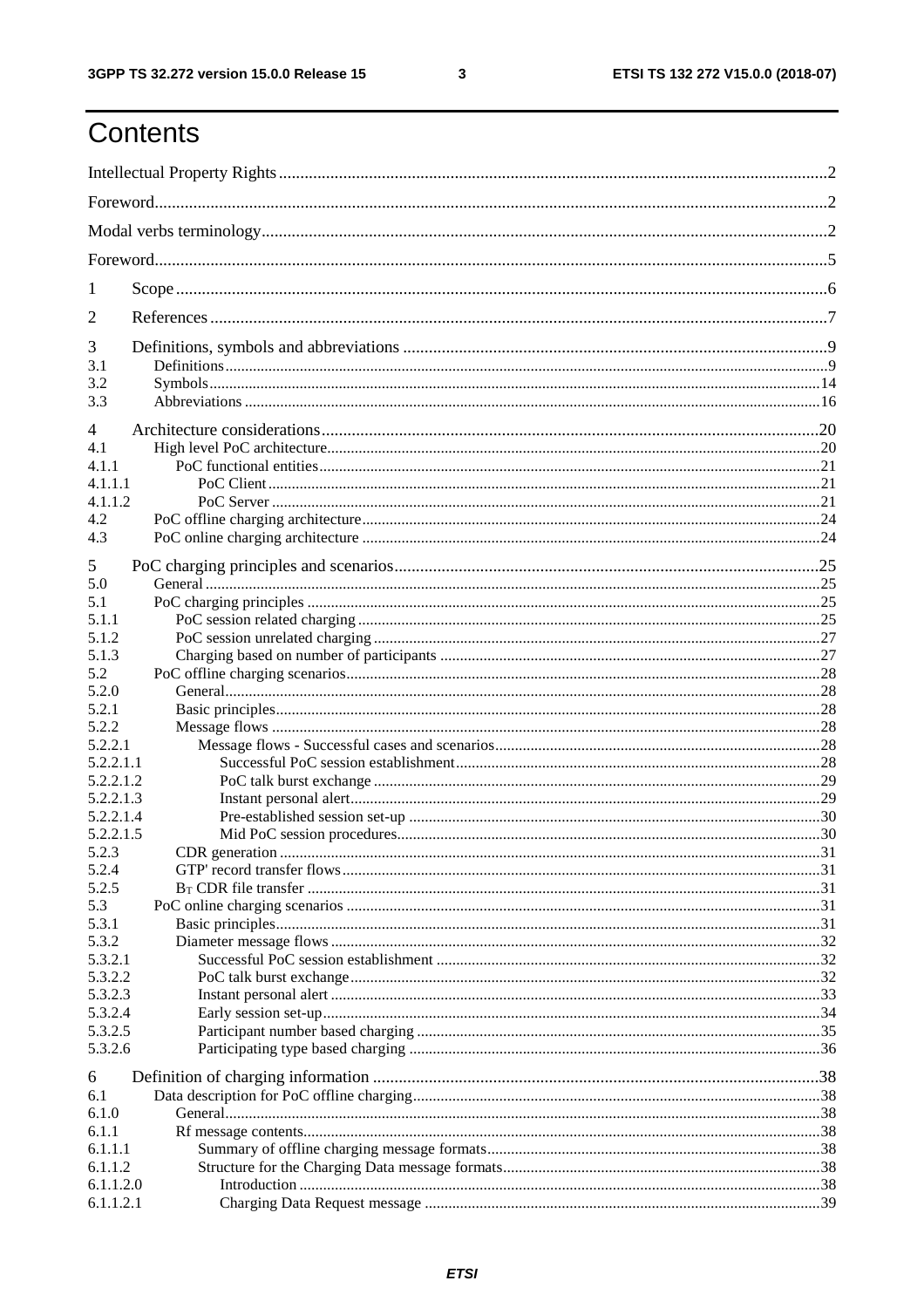# Contents

Intellectual Property Rights ....................................................................................................................2

Foreword....................................................................................................................................................2

Modal verbs terminology..........................................................................................................................2

Foreword....................................................................................................................................................5

1 Scope......................................................................................................................................................6

2 References..............................................................................................................................................7

3 Definitions, symbols and abbreviations ..................................................................................................9

3.1 Definitions..............................................................................................................................................9

3.2 Symbols................................................................................................................................................14

3.3 Abbreviations ......................................................................................................................................16

4 Architecture considerations..................................................................................................................20

4.1 High level PoC architecture.................................................................................................................20

4.1.1 PoC functional entities......................................................................................................................21

4.1.1.1 PoC Client.......................................................................................................................................21

4.1.1.2 PoC Server ......................................................................................................................................21

4.2 PoC offline charging architecture.........................................................................................................24

4.3 PoC online charging architecture .........................................................................................................24

5 PoC charging principles and scenarios..................................................................................................25

5.0 General .................................................................................................................................................25

5.1 PoC charging principles .......................................................................................................................25

5.1.1 PoC session related charging............................................................................................................25

5.1.2 PoC session unrelated charging ........................................................................................................27

5.1.3 Charging based on number of participants ........................................................................................27

5.2 PoC offline charging scenarios.............................................................................................................28

5.2.0 General..............................................................................................................................................28

5.2.1 Basic principles.................................................................................................................................28

5.2.2 Message flows ..................................................................................................................................28

5.2.2.1 Message flows - Successful cases and scenarios...............................................................................28

5.2.2.1.1 Successful PoC session establishment..........................................................................................28

5.2.2.1.2 PoC talk burst exchange ...............................................................................................................29

5.2.2.1.3 Instant personal alert.....................................................................................................................29

5.2.2.1.4 Pre-established session set-up ......................................................................................................30

5.2.2.1.5 Mid PoC session procedures.........................................................................................................30

5.2.3 CDR generation ................................................................................................................................31

5.2.4 GTP' record transfer flows................................................................................................................31

5.2.5 $B_T$ CDR file transfer ..................................................................................................................31

5.3 PoC online charging scenarios .............................................................................................................31

5.3.1 Basic principles.................................................................................................................................31

5.3.2 Diameter message flows ...................................................................................................................32

5.3.2.1 Successful PoC session establishment ..............................................................................................32

5.3.2.2 PoC talk burst exchange....................................................................................................................32

5.3.2.3 Instant personal alert .........................................................................................................................33

5.3.2.4 Early session set-up...........................................................................................................................34

5.3.2.5 Participant number based charging ...................................................................................................35

5.3.2.6 Participating type based charging .....................................................................................................36

6 Definition of charging information .......................................................................................................38

6.1 Data description for PoC offline charging............................................................................................38

6.1.0 General..............................................................................................................................................38

6.1.1 Rf message contents..........................................................................................................................38

6.1.1.1 Summary of offline charging message formats..................................................................................38

6.1.1.2 Structure for the Charging Data message formats.............................................................................38

6.1.1.2.0 Introduction .................................................................................................................................38

6.1.1.2.1 Charging Data Request message ..................................................................................................39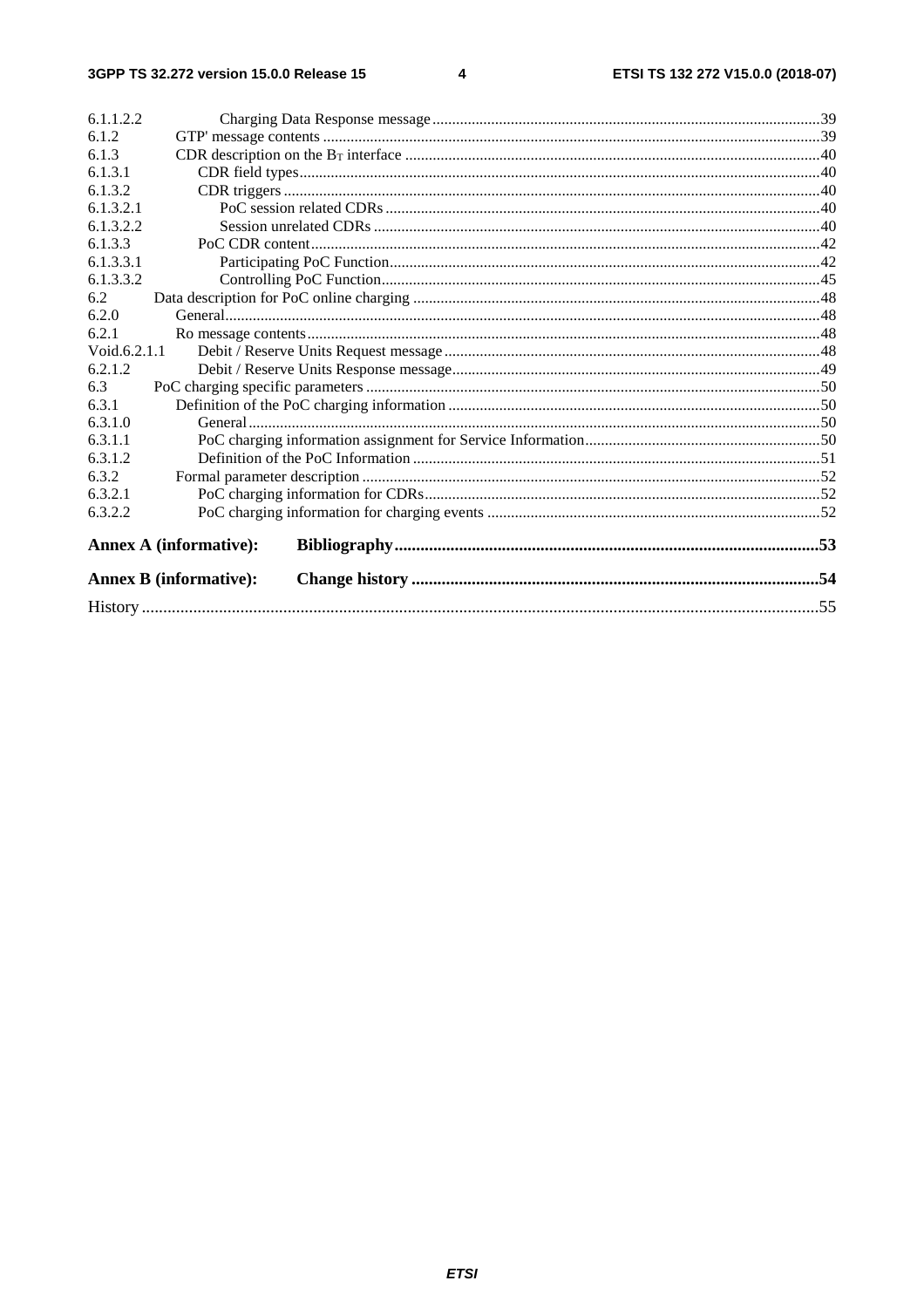6.1.1.2.2 Charging Data Response message .....39
6.1.2 GTP' message contents .....39
6.1.3 CDR description on the $B_T$ interface .....40
6.1.3.1 CDR field types .....40
6.1.3.2 CDR triggers .....40
6.1.3.2.1 PoC session related CDRs .....40
6.1.3.2.2 Session unrelated CDRs .....40
6.1.3.3 PoC CDR content .....42
6.1.3.3.1 Participating PoC Function .....42
6.1.3.3.2 Controlling PoC Function .....45
6.2 Data description for PoC online charging .....48
6.2.0 General .....48
6.2.1 Ro message contents .....48
Void.6.2.1.1 Debit / Reserve Units Request message .....48
6.2.1.2 Debit / Reserve Units Response message .....49
6.3 PoC charging specific parameters .....50
6.3.1 Definition of the PoC charging information .....50
6.3.1.0 General .....50
6.3.1.1 PoC charging information assignment for Service Information .....50
6.3.1.2 Definition of the PoC Information .....51
6.3.2 Formal parameter description .....52
6.3.2.1 PoC charging information for CDRs .....52
6.3.2.2 PoC charging information for charging events .....52

**Annex A (informative): Bibliography .....53**

**Annex B (informative): Change history .....54**

History .....55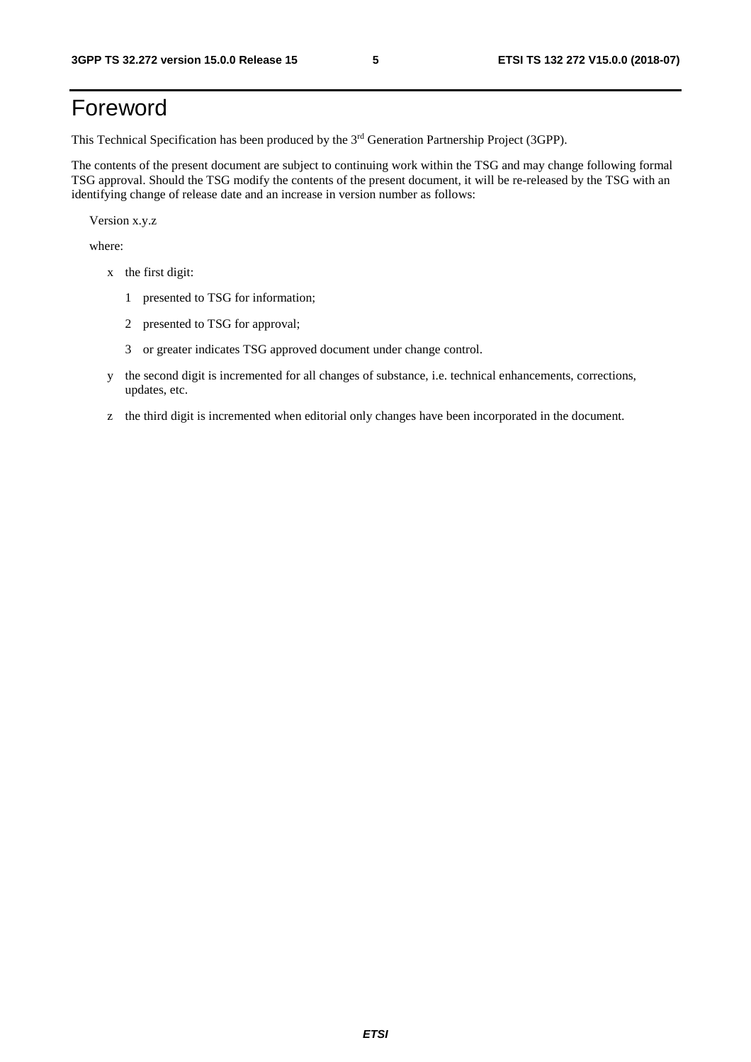# Foreword

This Technical Specification has been produced by the 3rd Generation Partnership Project (3GPP).

The contents of the present document are subject to continuing work within the TSG and may change following formal TSG approval. Should the TSG modify the contents of the present document, it will be re-released by the TSG with an identifying change of release date and an increase in version number as follows:

Version x.y.z

where:

- x the first digit:
  - 1 presented to TSG for information;
  - 2 presented to TSG for approval;
  - 3 or greater indicates TSG approved document under change control.
- y the second digit is incremented for all changes of substance, i.e. technical enhancements, corrections, updates, etc.
- z the third digit is incremented when editorial only changes have been incorporated in the document.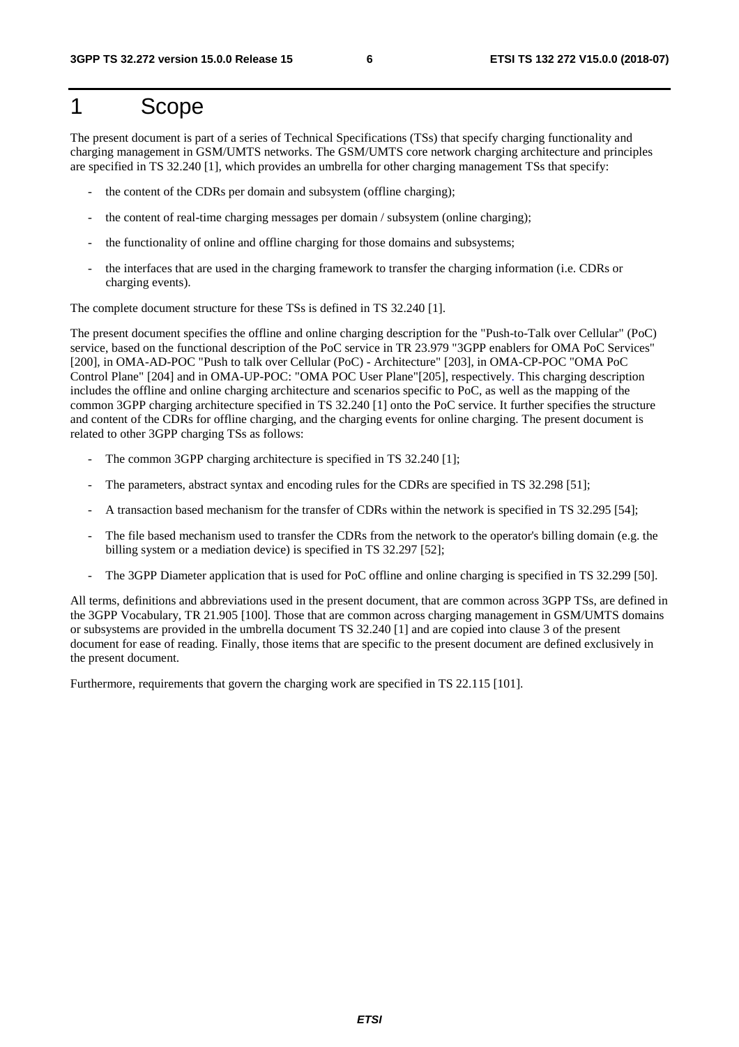# 1 Scope

The present document is part of a series of Technical Specifications (TSs) that specify charging functionality and charging management in GSM/UMTS networks. The GSM/UMTS core network charging architecture and principles are specified in TS 32.240 [1], which provides an umbrella for other charging management TSs that specify:

- the content of the CDRs per domain and subsystem (offline charging);
- the content of real-time charging messages per domain / subsystem (online charging);
- the functionality of online and offline charging for those domains and subsystems;
- the interfaces that are used in the charging framework to transfer the charging information (i.e. CDRs or charging events).

The complete document structure for these TSs is defined in TS 32.240 [1].

The present document specifies the offline and online charging description for the "Push-to-Talk over Cellular" (PoC) service, based on the functional description of the PoC service in TR 23.979 "3GPP enablers for OMA PoC Services" [200], in OMA-AD-POC "Push to talk over Cellular (PoC) - Architecture" [203], in OMA-CP-POC "OMA PoC Control Plane" [204] and in OMA-UP-POC: "OMA POC User Plane"[205], respectively. This charging description includes the offline and online charging architecture and scenarios specific to PoC, as well as the mapping of the common 3GPP charging architecture specified in TS 32.240 [1] onto the PoC service. It further specifies the structure and content of the CDRs for offline charging, and the charging events for online charging. The present document is related to other 3GPP charging TSs as follows:

- The common 3GPP charging architecture is specified in TS 32.240 [1];
- The parameters, abstract syntax and encoding rules for the CDRs are specified in TS 32.298 [51];
- A transaction based mechanism for the transfer of CDRs within the network is specified in TS 32.295 [54];
- The file based mechanism used to transfer the CDRs from the network to the operator's billing domain (e.g. the billing system or a mediation device) is specified in TS 32.297 [52];
- The 3GPP Diameter application that is used for PoC offline and online charging is specified in TS 32.299 [50].

All terms, definitions and abbreviations used in the present document, that are common across 3GPP TSs, are defined in the 3GPP Vocabulary, TR 21.905 [100]. Those that are common across charging management in GSM/UMTS domains or subsystems are provided in the umbrella document TS 32.240 [1] and are copied into clause 3 of the present document for ease of reading. Finally, those items that are specific to the present document are defined exclusively in the present document.

Furthermore, requirements that govern the charging work are specified in TS 22.115 [101].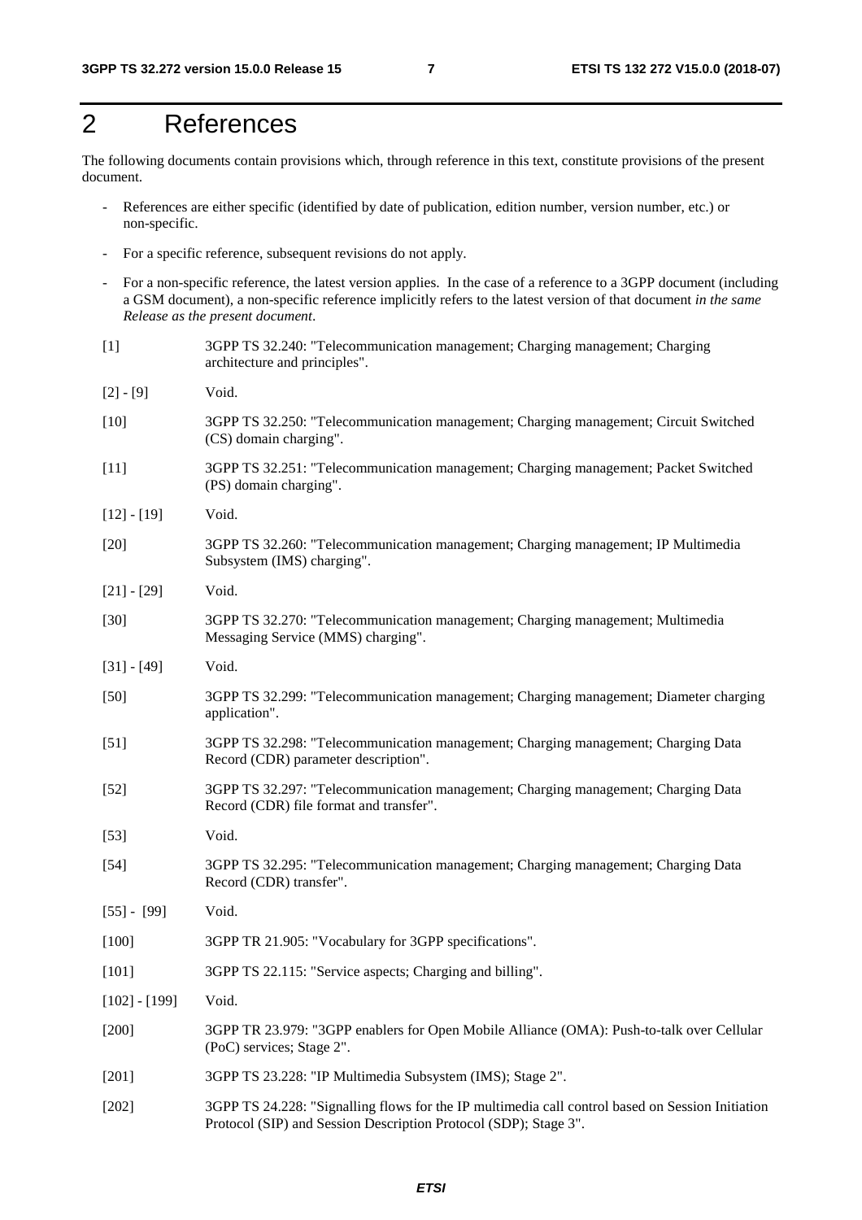# 2 References

The following documents contain provisions which, through reference in this text, constitute provisions of the present document.

- References are either specific (identified by date of publication, edition number, version number, etc.) or non-specific.
- For a specific reference, subsequent revisions do not apply.
- For a non-specific reference, the latest version applies. In the case of a reference to a 3GPP document (including a GSM document), a non-specific reference implicitly refers to the latest version of that document *in the same Release as the present document*.

[1] 3GPP TS 32.240: "Telecommunication management; Charging management; Charging architecture and principles".

[2] - [9] Void.

[10] 3GPP TS 32.250: "Telecommunication management; Charging management; Circuit Switched (CS) domain charging".

[11] 3GPP TS 32.251: "Telecommunication management; Charging management; Packet Switched (PS) domain charging".

[12] - [19] Void.

[20] 3GPP TS 32.260: "Telecommunication management; Charging management; IP Multimedia Subsystem (IMS) charging".

[21] - [29] Void.

[30] 3GPP TS 32.270: "Telecommunication management; Charging management; Multimedia Messaging Service (MMS) charging".

[31] - [49] Void.

[50] 3GPP TS 32.299: "Telecommunication management; Charging management; Diameter charging application".

[51] 3GPP TS 32.298: "Telecommunication management; Charging management; Charging Data Record (CDR) parameter description".

[52] 3GPP TS 32.297: "Telecommunication management; Charging management; Charging Data Record (CDR) file format and transfer".

[53] Void.

[54] 3GPP TS 32.295: "Telecommunication management; Charging management; Charging Data Record (CDR) transfer".

[55] - [99] Void.

[100] 3GPP TR 21.905: "Vocabulary for 3GPP specifications".

[101] 3GPP TS 22.115: "Service aspects; Charging and billing".

[102] - [199] Void.

[200] 3GPP TR 23.979: "3GPP enablers for Open Mobile Alliance (OMA): Push-to-talk over Cellular (PoC) services; Stage 2".

[201] 3GPP TS 23.228: "IP Multimedia Subsystem (IMS); Stage 2".

[202] 3GPP TS 24.228: "Signalling flows for the IP multimedia call control based on Session Initiation Protocol (SIP) and Session Description Protocol (SDP); Stage 3".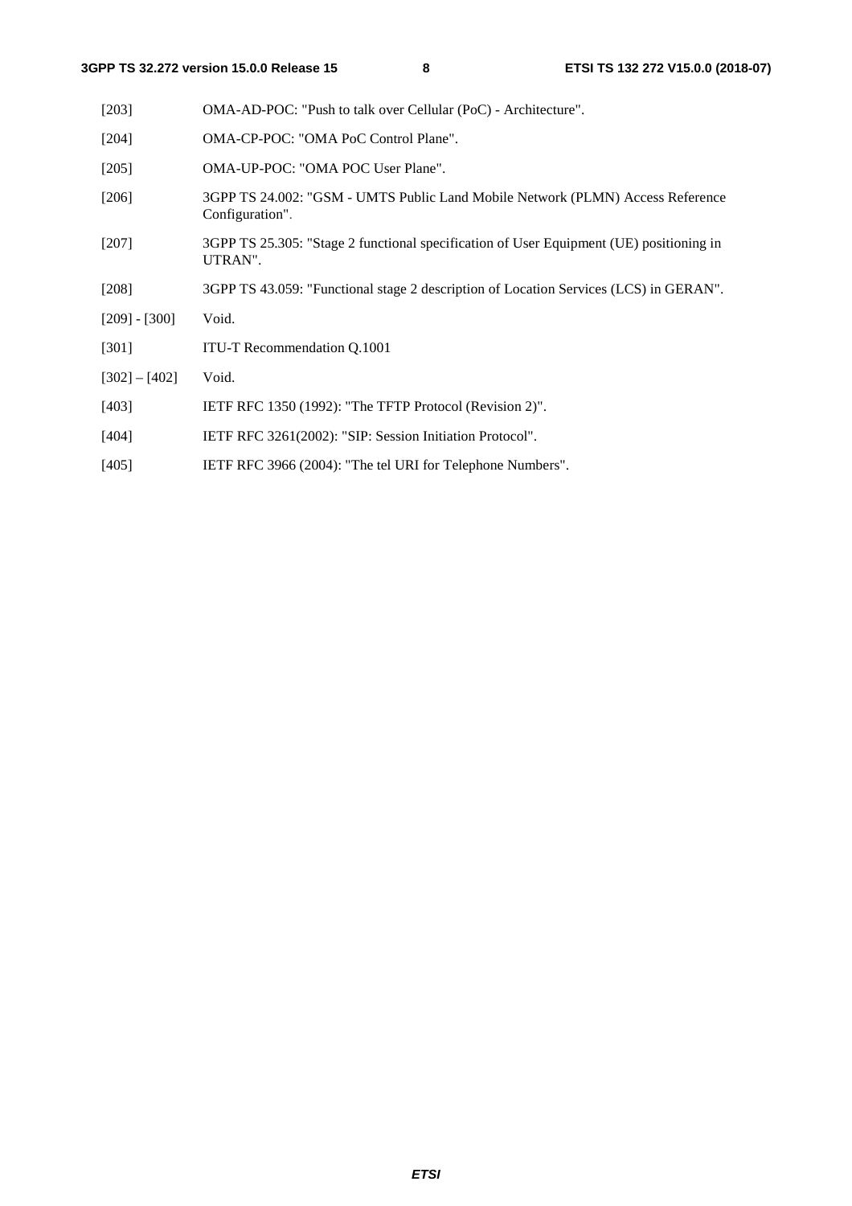[203] OMA-AD-POC: "Push to talk over Cellular (PoC) - Architecture".

[204] OMA-CP-POC: "OMA PoC Control Plane".

[205] OMA-UP-POC: "OMA POC User Plane".

[206] 3GPP TS 24.002: "GSM - UMTS Public Land Mobile Network (PLMN) Access Reference Configuration".

[207] 3GPP TS 25.305: "Stage 2 functional specification of User Equipment (UE) positioning in UTRAN".

[208] 3GPP TS 43.059: "Functional stage 2 description of Location Services (LCS) in GERAN".

[209] - [300] Void.

[301] ITU-T Recommendation Q.1001

[302] – [402] Void.

[403] IETF RFC 1350 (1992): "The TFTP Protocol (Revision 2)".

[404] IETF RFC 3261(2002): "SIP: Session Initiation Protocol".

[405] IETF RFC 3966 (2004): "The tel URI for Telephone Numbers".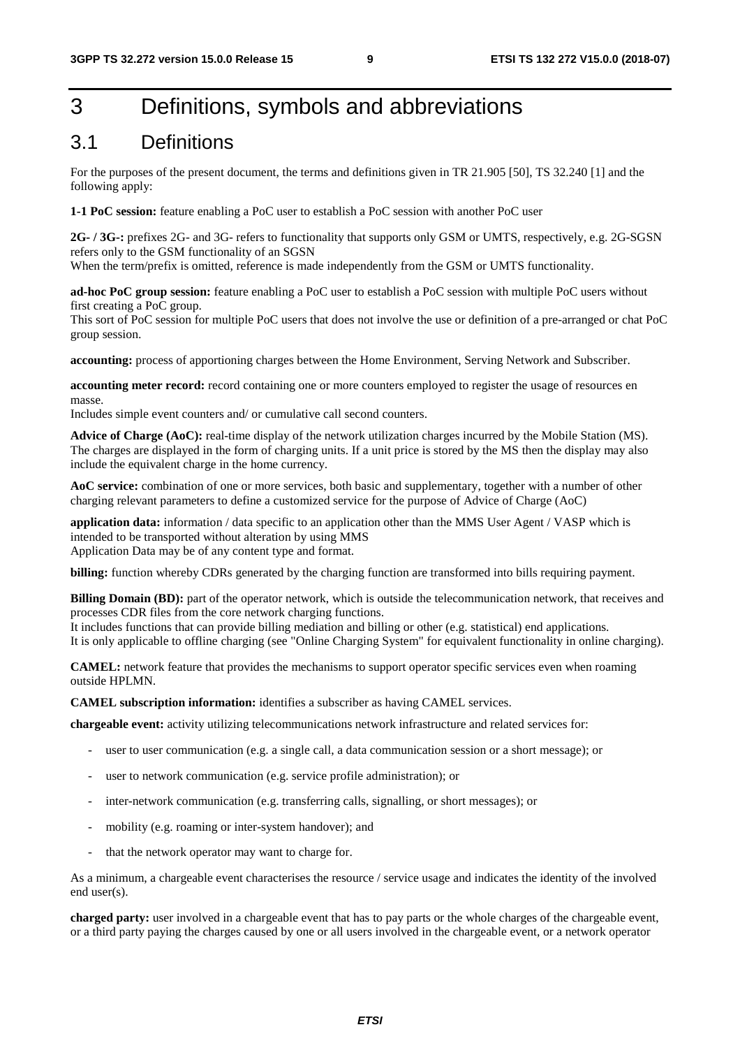# 3 Definitions, symbols and abbreviations

## 3.1 Definitions

For the purposes of the present document, the terms and definitions given in TR 21.905 [50], TS 32.240 [1] and the following apply:

**1-1 PoC session:** feature enabling a PoC user to establish a PoC session with another PoC user

**2G- / 3G-:** prefixes 2G- and 3G- refers to functionality that supports only GSM or UMTS, respectively, e.g. 2G-SGSN refers only to the GSM functionality of an SGSN
When the term/prefix is omitted, reference is made independently from the GSM or UMTS functionality.

**ad-hoc PoC group session:** feature enabling a PoC user to establish a PoC session with multiple PoC users without first creating a PoC group.
This sort of PoC session for multiple PoC users that does not involve the use or definition of a pre-arranged or chat PoC group session.

**accounting:** process of apportioning charges between the Home Environment, Serving Network and Subscriber.

**accounting meter record:** record containing one or more counters employed to register the usage of resources en masse.
Includes simple event counters and/ or cumulative call second counters.

**Advice of Charge (AoC):** real-time display of the network utilization charges incurred by the Mobile Station (MS). The charges are displayed in the form of charging units. If a unit price is stored by the MS then the display may also include the equivalent charge in the home currency.

**AoC service:** combination of one or more services, both basic and supplementary, together with a number of other charging relevant parameters to define a customized service for the purpose of Advice of Charge (AoC)

**application data:** information / data specific to an application other than the MMS User Agent / VASP which is intended to be transported without alteration by using MMS
Application Data may be of any content type and format.

**billing:** function whereby CDRs generated by the charging function are transformed into bills requiring payment.

**Billing Domain (BD):** part of the operator network, which is outside the telecommunication network, that receives and processes CDR files from the core network charging functions.
It includes functions that can provide billing mediation and billing or other (e.g. statistical) end applications.
It is only applicable to offline charging (see "Online Charging System" for equivalent functionality in online charging).

**CAMEL:** network feature that provides the mechanisms to support operator specific services even when roaming outside HPLMN.

**CAMEL subscription information:** identifies a subscriber as having CAMEL services.

**chargeable event:** activity utilizing telecommunications network infrastructure and related services for:

- user to user communication (e.g. a single call, a data communication session or a short message); or
- user to network communication (e.g. service profile administration); or
- inter-network communication (e.g. transferring calls, signalling, or short messages); or
- mobility (e.g. roaming or inter-system handover); and
- that the network operator may want to charge for.

As a minimum, a chargeable event characterises the resource / service usage and indicates the identity of the involved end user(s).

**charged party:** user involved in a chargeable event that has to pay parts or the whole charges of the chargeable event, or a third party paying the charges caused by one or all users involved in the chargeable event, or a network operator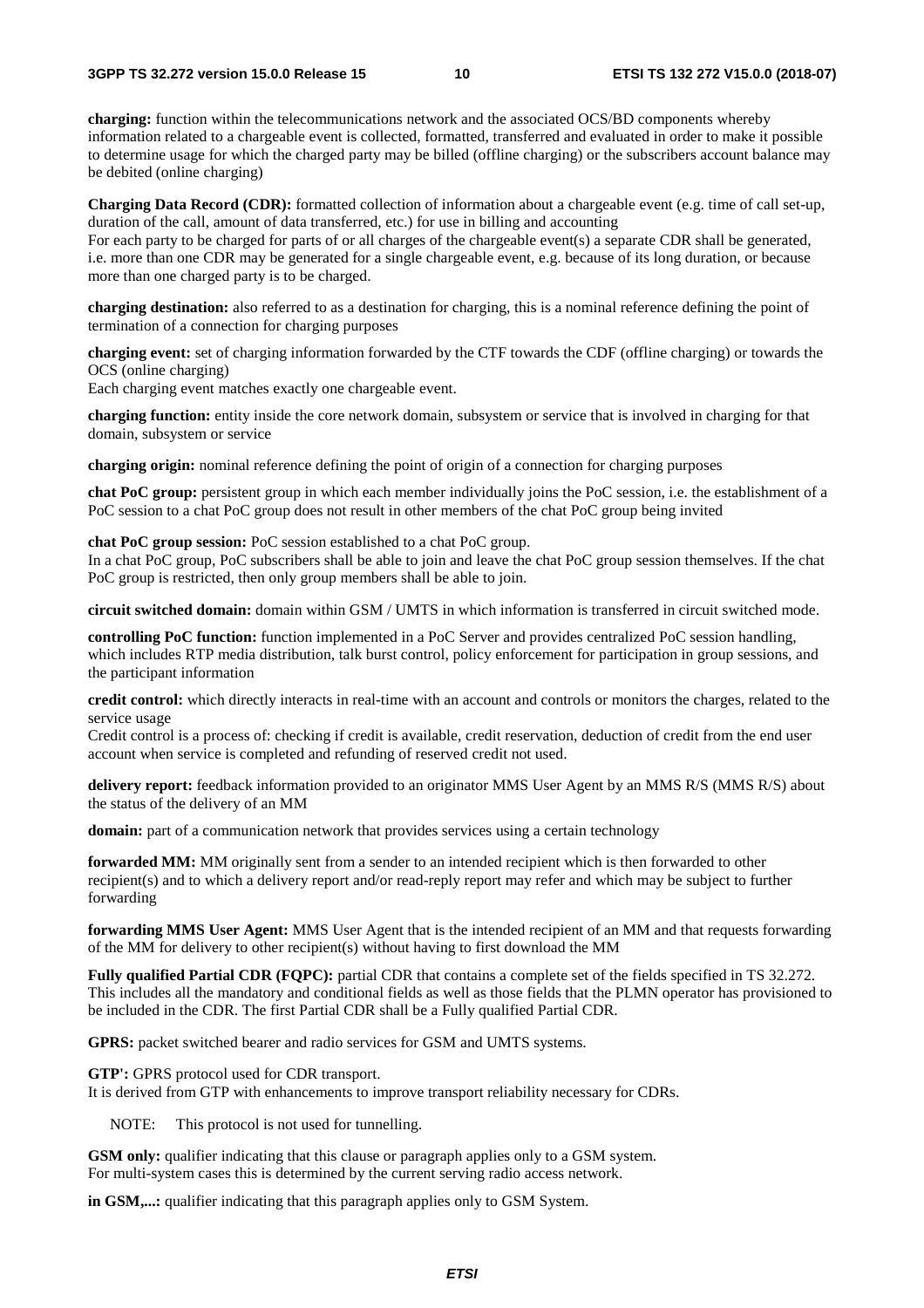**charging:** function within the telecommunications network and the associated OCS/BD components whereby information related to a chargeable event is collected, formatted, transferred and evaluated in order to make it possible to determine usage for which the charged party may be billed (offline charging) or the subscribers account balance may be debited (online charging)

**Charging Data Record (CDR):** formatted collection of information about a chargeable event (e.g. time of call set-up, duration of the call, amount of data transferred, etc.) for use in billing and accounting
For each party to be charged for parts of or all charges of the chargeable event(s) a separate CDR shall be generated, i.e. more than one CDR may be generated for a single chargeable event, e.g. because of its long duration, or because more than one charged party is to be charged.

**charging destination:** also referred to as a destination for charging, this is a nominal reference defining the point of termination of a connection for charging purposes

**charging event:** set of charging information forwarded by the CTF towards the CDF (offline charging) or towards the OCS (online charging)
Each charging event matches exactly one chargeable event.

**charging function:** entity inside the core network domain, subsystem or service that is involved in charging for that domain, subsystem or service

**charging origin:** nominal reference defining the point of origin of a connection for charging purposes

**chat PoC group:** persistent group in which each member individually joins the PoC session, i.e. the establishment of a PoC session to a chat PoC group does not result in other members of the chat PoC group being invited

**chat PoC group session:** PoC session established to a chat PoC group.
In a chat PoC group, PoC subscribers shall be able to join and leave the chat PoC group session themselves. If the chat PoC group is restricted, then only group members shall be able to join.

**circuit switched domain:** domain within GSM / UMTS in which information is transferred in circuit switched mode.

**controlling PoC function:** function implemented in a PoC Server and provides centralized PoC session handling, which includes RTP media distribution, talk burst control, policy enforcement for participation in group sessions, and the participant information

**credit control:** which directly interacts in real-time with an account and controls or monitors the charges, related to the service usage
Credit control is a process of: checking if credit is available, credit reservation, deduction of credit from the end user account when service is completed and refunding of reserved credit not used.

**delivery report:** feedback information provided to an originator MMS User Agent by an MMS R/S (MMS R/S) about the status of the delivery of an MM

**domain:** part of a communication network that provides services using a certain technology

**forwarded MM:** MM originally sent from a sender to an intended recipient which is then forwarded to other recipient(s) and to which a delivery report and/or read-reply report may refer and which may be subject to further forwarding

**forwarding MMS User Agent:** MMS User Agent that is the intended recipient of an MM and that requests forwarding of the MM for delivery to other recipient(s) without having to first download the MM

**Fully qualified Partial CDR (FQPC):** partial CDR that contains a complete set of the fields specified in TS 32.272. This includes all the mandatory and conditional fields as well as those fields that the PLMN operator has provisioned to be included in the CDR. The first Partial CDR shall be a Fully qualified Partial CDR.

**GPRS:** packet switched bearer and radio services for GSM and UMTS systems.

**GTP':** GPRS protocol used for CDR transport.
It is derived from GTP with enhancements to improve transport reliability necessary for CDRs.

NOTE: This protocol is not used for tunnelling.

**GSM only:** qualifier indicating that this clause or paragraph applies only to a GSM system.
For multi-system cases this is determined by the current serving radio access network.

**in GSM,...:** qualifier indicating that this paragraph applies only to GSM System.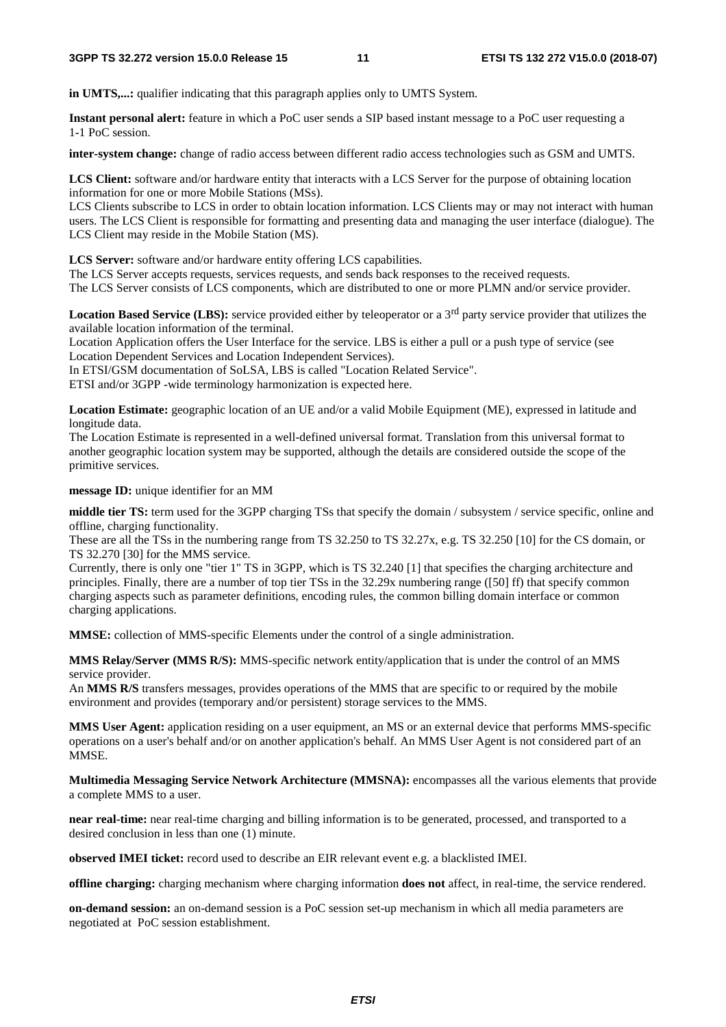**in UMTS,...:** qualifier indicating that this paragraph applies only to UMTS System.

**Instant personal alert:** feature in which a PoC user sends a SIP based instant message to a PoC user requesting a 1-1 PoC session.

**inter-system change:** change of radio access between different radio access technologies such as GSM and UMTS.

**LCS Client:** software and/or hardware entity that interacts with a LCS Server for the purpose of obtaining location information for one or more Mobile Stations (MSs).
LCS Clients subscribe to LCS in order to obtain location information. LCS Clients may or may not interact with human users. The LCS Client is responsible for formatting and presenting data and managing the user interface (dialogue). The LCS Client may reside in the Mobile Station (MS).

**LCS Server:** software and/or hardware entity offering LCS capabilities.
The LCS Server accepts requests, services requests, and sends back responses to the received requests.
The LCS Server consists of LCS components, which are distributed to one or more PLMN and/or service provider.

**Location Based Service (LBS):** service provided either by teleoperator or a 3rd party service provider that utilizes the available location information of the terminal.
Location Application offers the User Interface for the service. LBS is either a pull or a push type of service (see Location Dependent Services and Location Independent Services).
In ETSI/GSM documentation of SoLSA, LBS is called "Location Related Service".
ETSI and/or 3GPP -wide terminology harmonization is expected here.

**Location Estimate:** geographic location of an UE and/or a valid Mobile Equipment (ME), expressed in latitude and longitude data.
The Location Estimate is represented in a well-defined universal format. Translation from this universal format to another geographic location system may be supported, although the details are considered outside the scope of the primitive services.

**message ID:** unique identifier for an MM

**middle tier TS:** term used for the 3GPP charging TSs that specify the domain / subsystem / service specific, online and offline, charging functionality.
These are all the TSs in the numbering range from TS 32.250 to TS 32.27x, e.g. TS 32.250 [10] for the CS domain, or TS 32.270 [30] for the MMS service.
Currently, there is only one "tier 1" TS in 3GPP, which is TS 32.240 [1] that specifies the charging architecture and principles. Finally, there are a number of top tier TSs in the 32.29x numbering range ([50] ff) that specify common charging aspects such as parameter definitions, encoding rules, the common billing domain interface or common charging applications.

**MMSE:** collection of MMS-specific Elements under the control of a single administration.

**MMS Relay/Server (MMS R/S):** MMS-specific network entity/application that is under the control of an MMS service provider.
An **MMS R/S** transfers messages, provides operations of the MMS that are specific to or required by the mobile environment and provides (temporary and/or persistent) storage services to the MMS.

**MMS User Agent:** application residing on a user equipment, an MS or an external device that performs MMS-specific operations on a user's behalf and/or on another application's behalf. An MMS User Agent is not considered part of an MMSE.

**Multimedia Messaging Service Network Architecture (MMSNA):** encompasses all the various elements that provide a complete MMS to a user.

**near real-time:** near real-time charging and billing information is to be generated, processed, and transported to a desired conclusion in less than one (1) minute.

**observed IMEI ticket:** record used to describe an EIR relevant event e.g. a blacklisted IMEI.

**offline charging:** charging mechanism where charging information **does not** affect, in real-time, the service rendered.

**on-demand session:** an on-demand session is a PoC session set-up mechanism in which all media parameters are negotiated at PoC session establishment.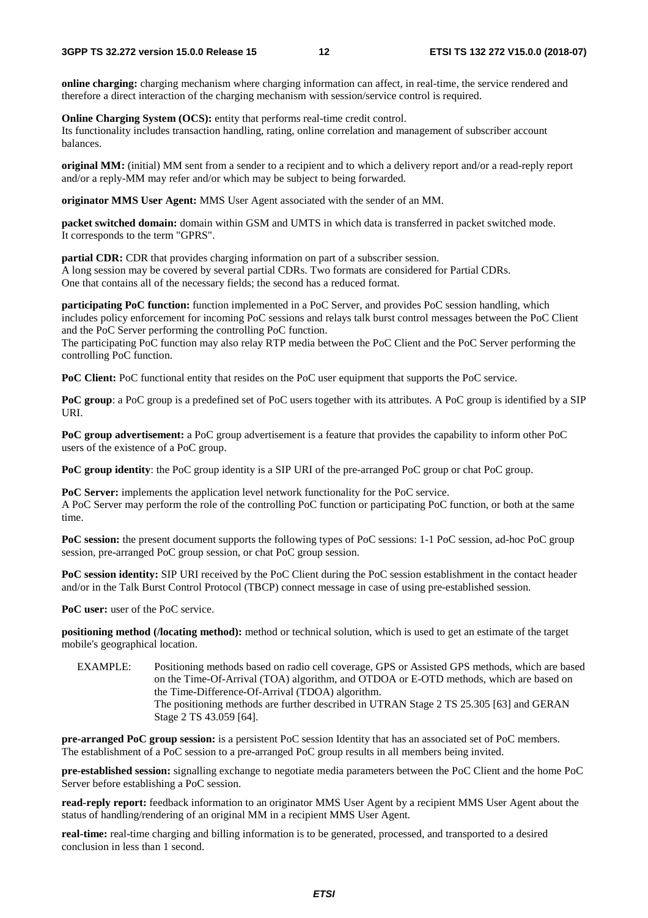**online charging:** charging mechanism where charging information can affect, in real-time, the service rendered and therefore a direct interaction of the charging mechanism with session/service control is required.

**Online Charging System (OCS):** entity that performs real-time credit control.
Its functionality includes transaction handling, rating, online correlation and management of subscriber account balances.

**original MM:** (initial) MM sent from a sender to a recipient and to which a delivery report and/or a read-reply report and/or a reply-MM may refer and/or which may be subject to being forwarded.

**originator MMS User Agent:** MMS User Agent associated with the sender of an MM.

**packet switched domain:** domain within GSM and UMTS in which data is transferred in packet switched mode.
It corresponds to the term "GPRS".

**partial CDR:** CDR that provides charging information on part of a subscriber session.
A long session may be covered by several partial CDRs. Two formats are considered for Partial CDRs.
One that contains all of the necessary fields; the second has a reduced format.

**participating PoC function:** function implemented in a PoC Server, and provides PoC session handling, which includes policy enforcement for incoming PoC sessions and relays talk burst control messages between the PoC Client and the PoC Server performing the controlling PoC function.
The participating PoC function may also relay RTP media between the PoC Client and the PoC Server performing the controlling PoC function.

**PoC Client:** PoC functional entity that resides on the PoC user equipment that supports the PoC service.

**PoC group**: a PoC group is a predefined set of PoC users together with its attributes. A PoC group is identified by a SIP URI.

**PoC group advertisement:** a PoC group advertisement is a feature that provides the capability to inform other PoC users of the existence of a PoC group.

**PoC group identity**: the PoC group identity is a SIP URI of the pre-arranged PoC group or chat PoC group.

**PoC Server:** implements the application level network functionality for the PoC service.
A PoC Server may perform the role of the controlling PoC function or participating PoC function, or both at the same time.

**PoC session:** the present document supports the following types of PoC sessions: 1-1 PoC session, ad-hoc PoC group session, pre-arranged PoC group session, or chat PoC group session.

**PoC session identity:** SIP URI received by the PoC Client during the PoC session establishment in the contact header and/or in the Talk Burst Control Protocol (TBCP) connect message in case of using pre-established session.

**PoC user:** user of the PoC service.

**positioning method (/locating method):** method or technical solution, which is used to get an estimate of the target mobile's geographical location.

EXAMPLE: Positioning methods based on radio cell coverage, GPS or Assisted GPS methods, which are based on the Time-Of-Arrival (TOA) algorithm, and OTDOA or E-OTD methods, which are based on the Time-Difference-Of-Arrival (TDOA) algorithm.
The positioning methods are further described in UTRAN Stage 2 TS 25.305 [63] and GERAN Stage 2 TS 43.059 [64].

**pre-arranged PoC group session:** is a persistent PoC session Identity that has an associated set of PoC members.
The establishment of a PoC session to a pre-arranged PoC group results in all members being invited.

**pre-established session:** signalling exchange to negotiate media parameters between the PoC Client and the home PoC Server before establishing a PoC session.

**read-reply report:** feedback information to an originator MMS User Agent by a recipient MMS User Agent about the status of handling/rendering of an original MM in a recipient MMS User Agent.

**real-time:** real-time charging and billing information is to be generated, processed, and transported to a desired conclusion in less than 1 second.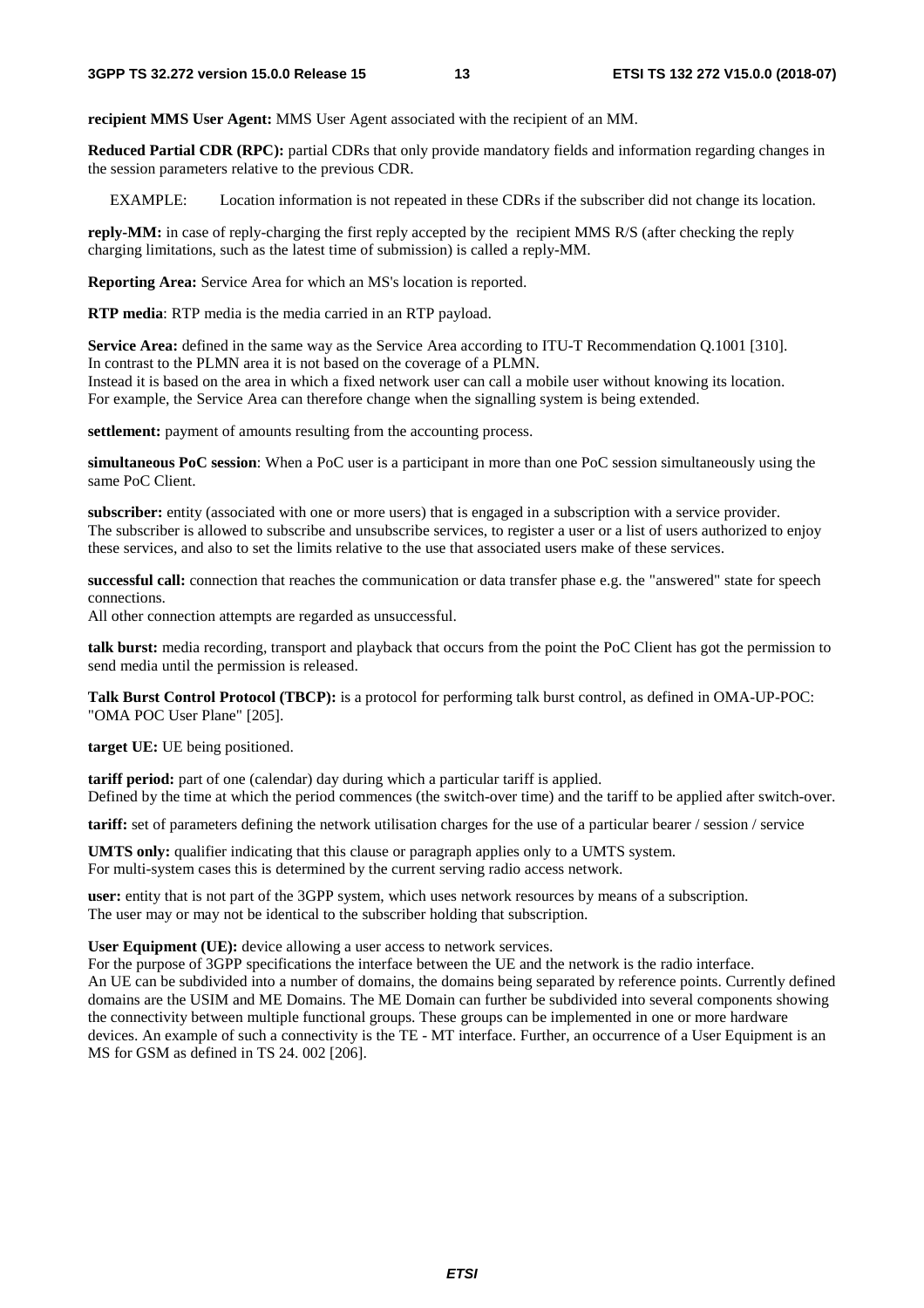**recipient MMS User Agent:** MMS User Agent associated with the recipient of an MM.

**Reduced Partial CDR (RPC):** partial CDRs that only provide mandatory fields and information regarding changes in the session parameters relative to the previous CDR.

EXAMPLE: Location information is not repeated in these CDRs if the subscriber did not change its location.

**reply-MM:** in case of reply-charging the first reply accepted by the recipient MMS R/S (after checking the reply charging limitations, such as the latest time of submission) is called a reply-MM.

**Reporting Area:** Service Area for which an MS's location is reported.

**RTP media**: RTP media is the media carried in an RTP payload.

**Service Area:** defined in the same way as the Service Area according to ITU-T Recommendation Q.1001 [310]. In contrast to the PLMN area it is not based on the coverage of a PLMN.
Instead it is based on the area in which a fixed network user can call a mobile user without knowing its location. For example, the Service Area can therefore change when the signalling system is being extended.

**settlement:** payment of amounts resulting from the accounting process.

**simultaneous PoC session**: When a PoC user is a participant in more than one PoC session simultaneously using the same PoC Client.

**subscriber:** entity (associated with one or more users) that is engaged in a subscription with a service provider. The subscriber is allowed to subscribe and unsubscribe services, to register a user or a list of users authorized to enjoy these services, and also to set the limits relative to the use that associated users make of these services.

**successful call:** connection that reaches the communication or data transfer phase e.g. the "answered" state for speech connections.
All other connection attempts are regarded as unsuccessful.

**talk burst:** media recording, transport and playback that occurs from the point the PoC Client has got the permission to send media until the permission is released.

**Talk Burst Control Protocol (TBCP):** is a protocol for performing talk burst control, as defined in OMA-UP-POC: "OMA POC User Plane" [205].

**target UE:** UE being positioned.

**tariff period:** part of one (calendar) day during which a particular tariff is applied.
Defined by the time at which the period commences (the switch-over time) and the tariff to be applied after switch-over.

**tariff:** set of parameters defining the network utilisation charges for the use of a particular bearer / session / service

**UMTS only:** qualifier indicating that this clause or paragraph applies only to a UMTS system.
For multi-system cases this is determined by the current serving radio access network.

**user:** entity that is not part of the 3GPP system, which uses network resources by means of a subscription.
The user may or may not be identical to the subscriber holding that subscription.

**User Equipment (UE):** device allowing a user access to network services.
For the purpose of 3GPP specifications the interface between the UE and the network is the radio interface.
An UE can be subdivided into a number of domains, the domains being separated by reference points. Currently defined domains are the USIM and ME Domains. The ME Domain can further be subdivided into several components showing the connectivity between multiple functional groups. These groups can be implemented in one or more hardware devices. An example of such a connectivity is the TE - MT interface. Further, an occurrence of a User Equipment is an MS for GSM as defined in TS 24. 002 [206].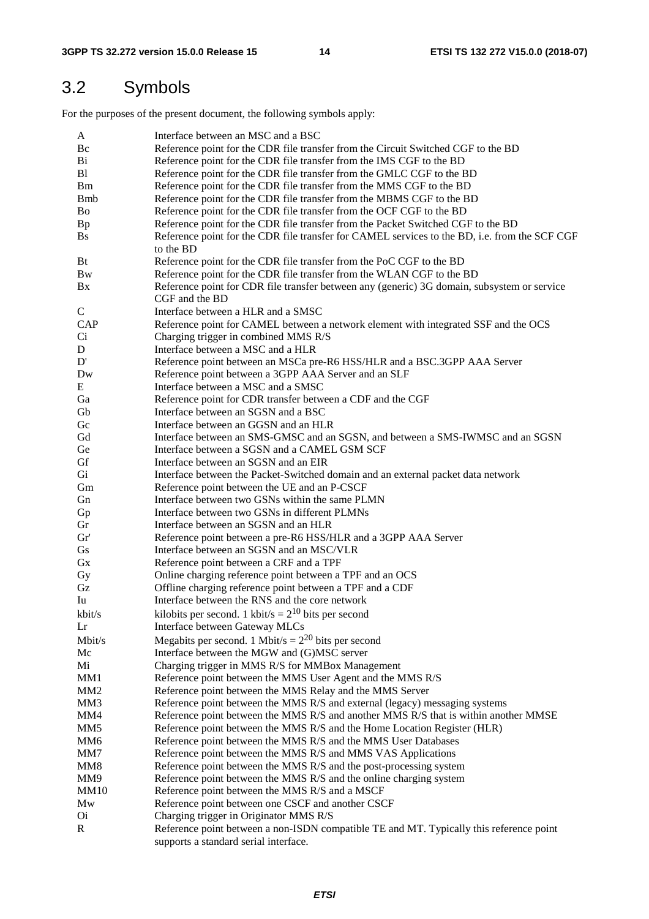## 3.2 Symbols

For the purposes of the present document, the following symbols apply:

| | |
|---|---|
| A | Interface between an MSC and a BSC |
| Bc | Reference point for the CDR file transfer from the Circuit Switched CGF to the BD |
| Bi | Reference point for the CDR file transfer from the IMS CGF to the BD |
| Bl | Reference point for the CDR file transfer from the GMLC CGF to the BD |
| Bm | Reference point for the CDR file transfer from the MMS CGF to the BD |
| Bmb | Reference point for the CDR file transfer from the MBMS CGF to the BD |
| Bo | Reference point for the CDR file transfer from the OCF CGF to the BD |
| Bp | Reference point for the CDR file transfer from the Packet Switched CGF to the BD |
| Bs | Reference point for the CDR file transfer for CAMEL services to the BD, i.e. from the SCF CGF to the BD |
| Bt | Reference point for the CDR file transfer from the PoC CGF to the BD |
| Bw | Reference point for the CDR file transfer from the WLAN CGF to the BD |
| Bx | Reference point for CDR file transfer between any (generic) 3G domain, subsystem or service CGF and the BD |
| C | Interface between a HLR and a SMSC |
| CAP | Reference point for CAMEL between a network element with integrated SSF and the OCS |
| Ci | Charging trigger in combined MMS R/S |
| D | Interface between a MSC and a HLR |
| D' | Reference point between an MSCa pre-R6 HSS/HLR and a BSC.3GPP AAA Server |
| Dw | Reference point between a 3GPP AAA Server and an SLF |
| E | Interface between a MSC and a SMSC |
| Ga | Reference point for CDR transfer between a CDF and the CGF |
| Gb | Interface between an SGSN and a BSC |
| Gc | Interface between an GGSN and an HLR |
| Gd | Interface between an SMS-GMSC and an SGSN, and between a SMS-IWMSC and an SGSN |
| Ge | Interface between a SGSN and a CAMEL GSM SCF |
| Gf | Interface between an SGSN and an EIR |
| Gi | Interface between the Packet-Switched domain and an external packet data network |
| Gm | Reference point between the UE and an P-CSCF |
| Gn | Interface between two GSNs within the same PLMN |
| Gp | Interface between two GSNs in different PLMNs |
| Gr | Interface between an SGSN and an HLR |
| Gr' | Reference point between a pre-R6 HSS/HLR and a 3GPP AAA Server |
| Gs | Interface between an SGSN and an MSC/VLR |
| Gx | Reference point between a CRF and a TPF |
| Gy | Online charging reference point between a TPF and an OCS |
| Gz | Offline charging reference point between a TPF and a CDF |
| Iu | Interface between the RNS and the core network |
| kbit/s | kilobits per second. 1 kbit/s = $2^{10}$ bits per second |
| Lr | Interface between Gateway MLCs |
| Mbit/s | Megabits per second. 1 Mbit/s = $2^{20}$ bits per second |
| Mc | Interface between the MGW and (G)MSC server |
| Mi | Charging trigger in MMS R/S for MMBox Management |
| MM1 | Reference point between the MMS User Agent and the MMS R/S |
| MM2 | Reference point between the MMS Relay and the MMS Server |
| MM3 | Reference point between the MMS R/S and external (legacy) messaging systems |
| MM4 | Reference point between the MMS R/S and another MMS R/S that is within another MMSE |
| MM5 | Reference point between the MMS R/S and the Home Location Register (HLR) |
| MM6 | Reference point between the MMS R/S and the MMS User Databases |
| MM7 | Reference point between the MMS R/S and MMS VAS Applications |
| MM8 | Reference point between the MMS R/S and the post-processing system |
| MM9 | Reference point between the MMS R/S and the online charging system |
| MM10 | Reference point between the MMS R/S and a MSCF |
| Mw | Reference point between one CSCF and another CSCF |
| Oi | Charging trigger in Originator MMS R/S |
| R | Reference point between a non-ISDN compatible TE and MT. Typically this reference point supports a standard serial interface. |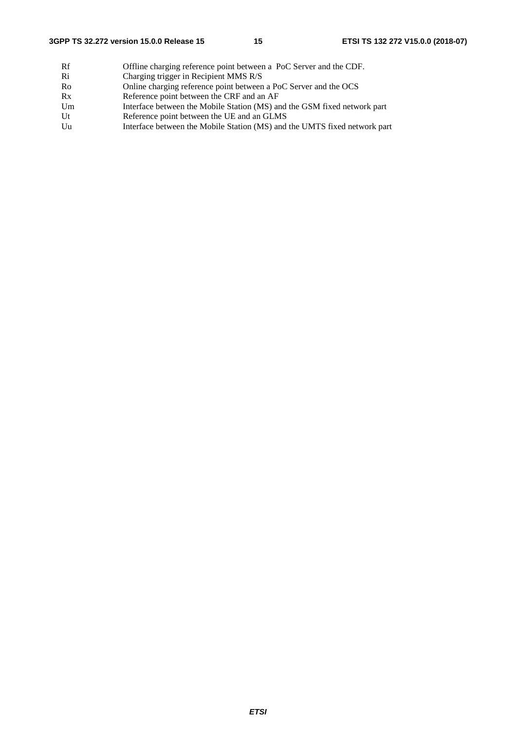Rf Offline charging reference point between a PoC Server and the CDF.
Ri Charging trigger in Recipient MMS R/S
Ro Online charging reference point between a PoC Server and the OCS
Rx Reference point between the CRF and an AF
Um Interface between the Mobile Station (MS) and the GSM fixed network part
Ut Reference point between the UE and an GLMS
Uu Interface between the Mobile Station (MS) and the UMTS fixed network part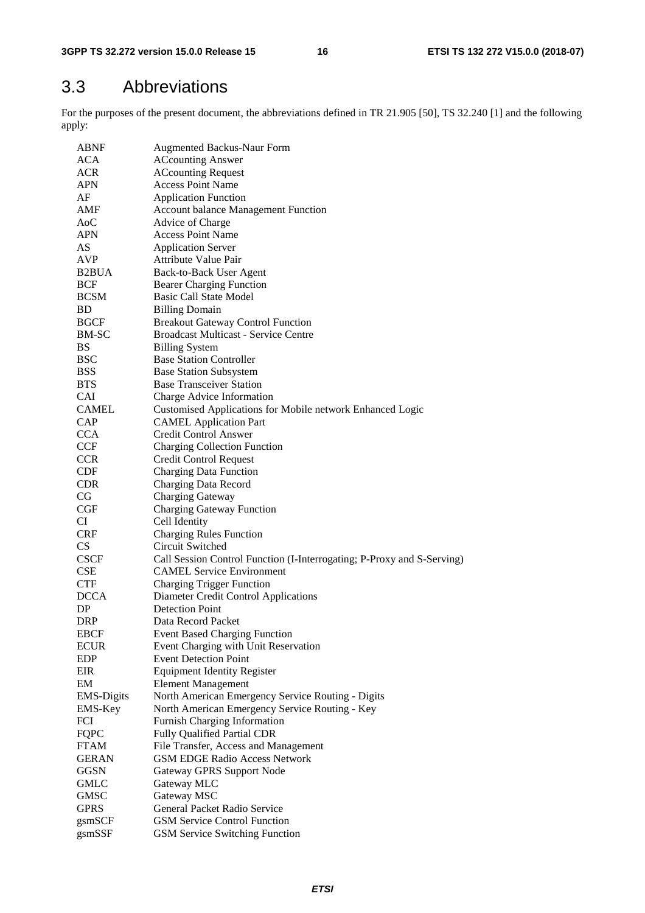## 3.3 Abbreviations

For the purposes of the present document, the abbreviations defined in TR 21.905 [50], TS 32.240 [1] and the following apply:

| | |
|---|---|
| ABNF | Augmented Backus-Naur Form |
| ACA | ACcounting Answer |
| ACR | ACcounting Request |
| APN | Access Point Name |
| AF | Application Function |
| AMF | Account balance Management Function |
| AoC | Advice of Charge |
| APN | Access Point Name |
| AS | Application Server |
| AVP | Attribute Value Pair |
| B2BUA | Back-to-Back User Agent |
| BCF | Bearer Charging Function |
| BCSM | Basic Call State Model |
| BD | Billing Domain |
| BGCF | Breakout Gateway Control Function |
| BM-SC | Broadcast Multicast - Service Centre |
| BS | Billing System |
| BSC | Base Station Controller |
| BSS | Base Station Subsystem |
| BTS | Base Transceiver Station |
| CAI | Charge Advice Information |
| CAMEL | Customised Applications for Mobile network Enhanced Logic |
| CAP | CAMEL Application Part |
| CCA | Credit Control Answer |
| CCF | Charging Collection Function |
| CCR | Credit Control Request |
| CDF | Charging Data Function |
| CDR | Charging Data Record |
| CG | Charging Gateway |
| CGF | Charging Gateway Function |
| CI | Cell Identity |
| CRF | Charging Rules Function |
| CS | Circuit Switched |
| CSCF | Call Session Control Function (I-Interrogating; P-Proxy and S-Serving) |
| CSE | CAMEL Service Environment |
| CTF | Charging Trigger Function |
| DCCA | Diameter Credit Control Applications |
| DP | Detection Point |
| DRP | Data Record Packet |
| EBCF | Event Based Charging Function |
| ECUR | Event Charging with Unit Reservation |
| EDP | Event Detection Point |
| EIR | Equipment Identity Register |
| EM | Element Management |
| EMS-Digits | North American Emergency Service Routing - Digits |
| EMS-Key | North American Emergency Service Routing - Key |
| FCI | Furnish Charging Information |
| FQPC | Fully Qualified Partial CDR |
| FTAM | File Transfer, Access and Management |
| GERAN | GSM EDGE Radio Access Network |
| GGSN | Gateway GPRS Support Node |
| GMLC | Gateway MLC |
| GMSC | Gateway MSC |
| GPRS | General Packet Radio Service |
| gsmSCF | GSM Service Control Function |
| gsmSSF | GSM Service Switching Function |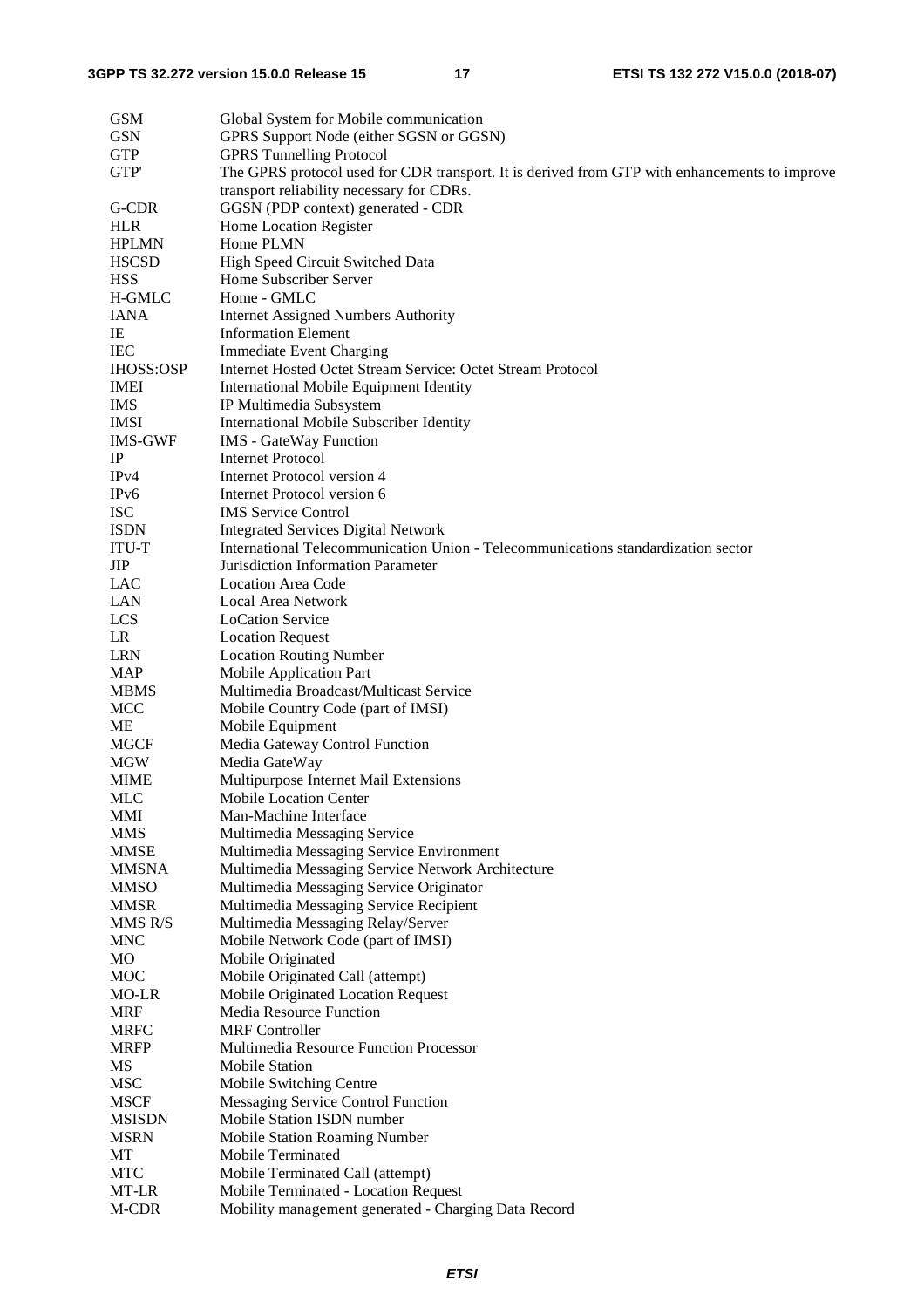| | |
|---|---|
| GSM | Global System for Mobile communication |
| GSN | GPRS Support Node (either SGSN or GGSN) |
| GTP | GPRS Tunnelling Protocol |
| GTP' | The GPRS protocol used for CDR transport. It is derived from GTP with enhancements to improve transport reliability necessary for CDRs. |
| G-CDR | GGSN (PDP context) generated - CDR |
| HLR | Home Location Register |
| HPLMN | Home PLMN |
| HSCSD | High Speed Circuit Switched Data |
| HSS | Home Subscriber Server |
| H-GMLC | Home - GMLC |
| IANA | Internet Assigned Numbers Authority |
| IE | Information Element |
| IEC | Immediate Event Charging |
| IHOSS:OSP | Internet Hosted Octet Stream Service: Octet Stream Protocol |
| IMEI | International Mobile Equipment Identity |
| IMS | IP Multimedia Subsystem |
| IMSI | International Mobile Subscriber Identity |
| IMS-GWF | IMS - GateWay Function |
| IP | Internet Protocol |
| IPv4 | Internet Protocol version 4 |
| IPv6 | Internet Protocol version 6 |
| ISC | IMS Service Control |
| ISDN | Integrated Services Digital Network |
| ITU-T | International Telecommunication Union - Telecommunications standardization sector |
| JIP | Jurisdiction Information Parameter |
| LAC | Location Area Code |
| LAN | Local Area Network |
| LCS | LoCation Service |
| LR | Location Request |
| LRN | Location Routing Number |
| MAP | Mobile Application Part |
| MBMS | Multimedia Broadcast/Multicast Service |
| MCC | Mobile Country Code (part of IMSI) |
| ME | Mobile Equipment |
| MGCF | Media Gateway Control Function |
| MGW | Media GateWay |
| MIME | Multipurpose Internet Mail Extensions |
| MLC | Mobile Location Center |
| MMI | Man-Machine Interface |
| MMS | Multimedia Messaging Service |
| MMSE | Multimedia Messaging Service Environment |
| MMSNA | Multimedia Messaging Service Network Architecture |
| MMSO | Multimedia Messaging Service Originator |
| MMSR | Multimedia Messaging Service Recipient |
| MMS R/S | Multimedia Messaging Relay/Server |
| MNC | Mobile Network Code (part of IMSI) |
| MO | Mobile Originated |
| MOC | Mobile Originated Call (attempt) |
| MO-LR | Mobile Originated Location Request |
| MRF | Media Resource Function |
| MRFC | MRF Controller |
| MRFP | Multimedia Resource Function Processor |
| MS | Mobile Station |
| MSC | Mobile Switching Centre |
| MSCF | Messaging Service Control Function |
| MSISDN | Mobile Station ISDN number |
| MSRN | Mobile Station Roaming Number |
| MT | Mobile Terminated |
| MTC | Mobile Terminated Call (attempt) |
| MT-LR | Mobile Terminated - Location Request |
| M-CDR | Mobility management generated - Charging Data Record |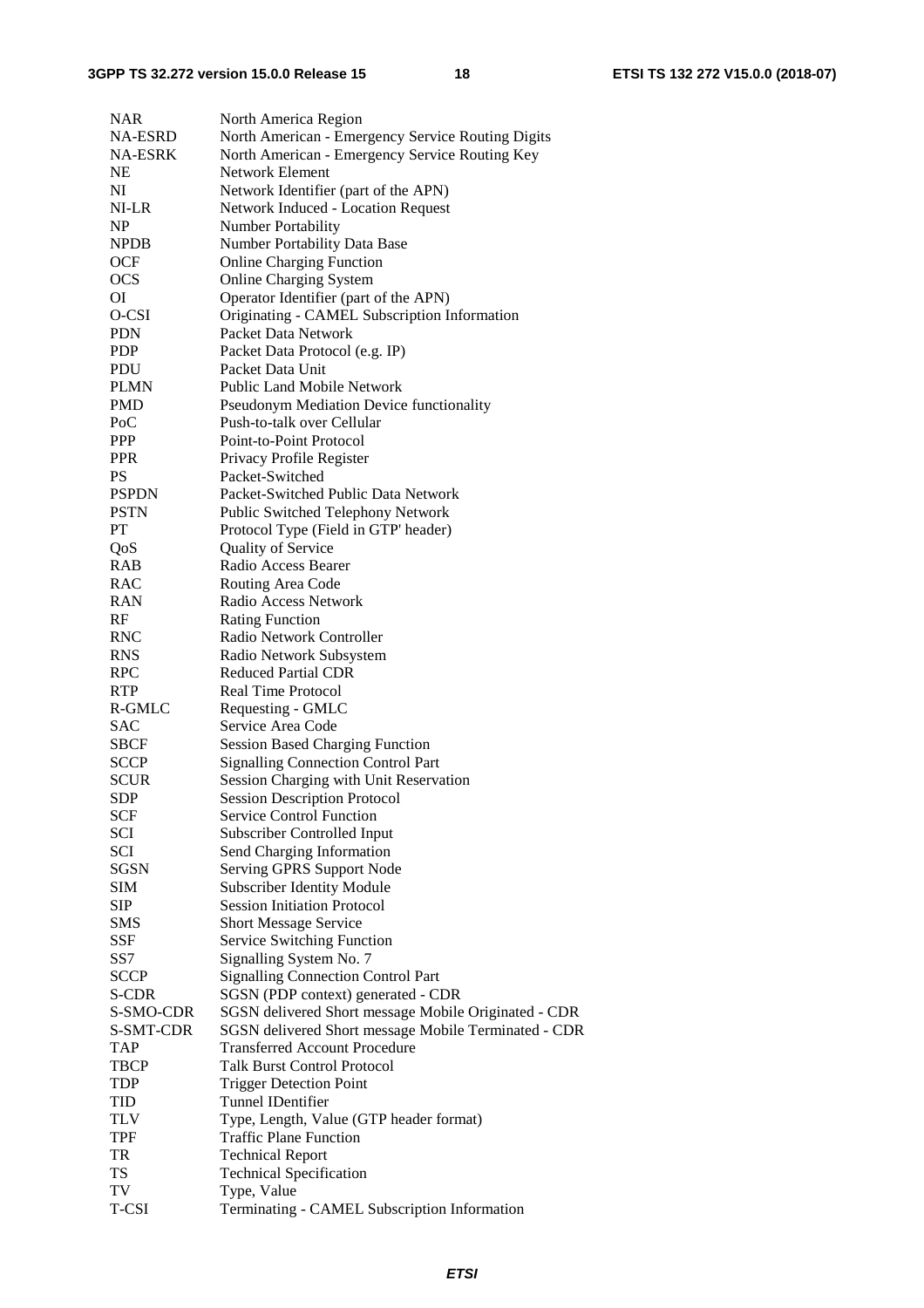NAR	North America Region
NA-ESRD	North American - Emergency Service Routing Digits
NA-ESRK	North American - Emergency Service Routing Key
NE	Network Element
NI	Network Identifier (part of the APN)
NI-LR	Network Induced - Location Request
NP	Number Portability
NPDB	Number Portability Data Base
OCF	Online Charging Function
OCS	Online Charging System
OI	Operator Identifier (part of the APN)
O-CSI	Originating - CAMEL Subscription Information
PDN	Packet Data Network
PDP	Packet Data Protocol (e.g. IP)
PDU	Packet Data Unit
PLMN	Public Land Mobile Network
PMD	Pseudonym Mediation Device functionality
PoC	Push-to-talk over Cellular
PPP	Point-to-Point Protocol
PPR	Privacy Profile Register
PS	Packet-Switched
PSPDN	Packet-Switched Public Data Network
PSTN	Public Switched Telephony Network
PT	Protocol Type (Field in GTP' header)
QoS	Quality of Service
RAB	Radio Access Bearer
RAC	Routing Area Code
RAN	Radio Access Network
RF	Rating Function
RNC	Radio Network Controller
RNS	Radio Network Subsystem
RPC	Reduced Partial CDR
RTP	Real Time Protocol
R-GMLC	Requesting - GMLC
SAC	Service Area Code
SBCF	Session Based Charging Function
SCCP	Signalling Connection Control Part
SCUR	Session Charging with Unit Reservation
SDP	Session Description Protocol
SCF	Service Control Function
SCI	Subscriber Controlled Input
SCI	Send Charging Information
SGSN	Serving GPRS Support Node
SIM	Subscriber Identity Module
SIP	Session Initiation Protocol
SMS	Short Message Service
SSF	Service Switching Function
SS7	Signalling System No. 7
SCCP	Signalling Connection Control Part
S-CDR	SGSN (PDP context) generated - CDR
S-SMO-CDR	SGSN delivered Short message Mobile Originated - CDR
S-SMT-CDR	SGSN delivered Short message Mobile Terminated - CDR
TAP	Transferred Account Procedure
TBCP	Talk Burst Control Protocol
TDP	Trigger Detection Point
TID	Tunnel IDentifier
TLV	Type, Length, Value (GTP header format)
TPF	Traffic Plane Function
TR	Technical Report
TS	Technical Specification
TV	Type, Value
T-CSI	Terminating - CAMEL Subscription Information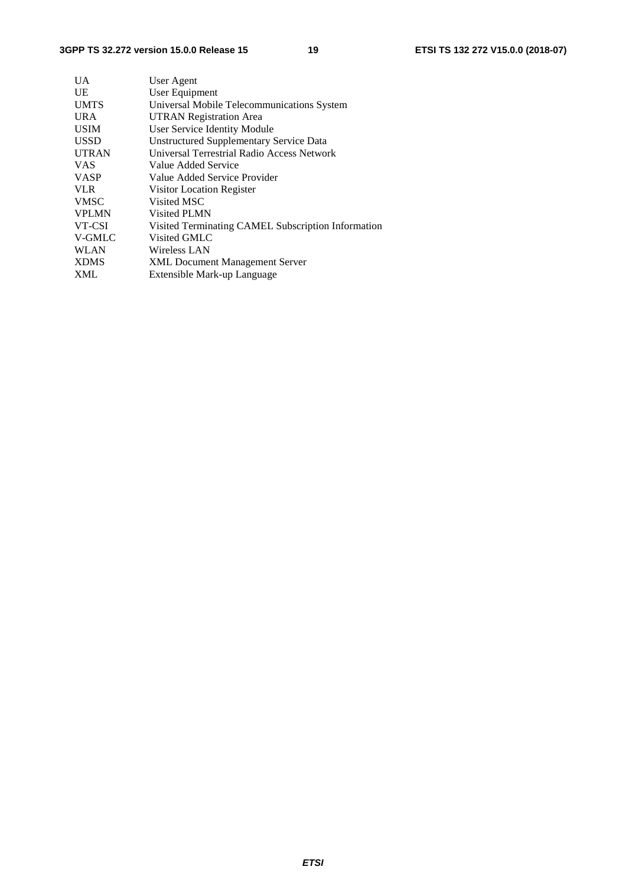UA User Agent
UE User Equipment
UMTS Universal Mobile Telecommunications System
URA UTRAN Registration Area
USIM User Service Identity Module
USSD Unstructured Supplementary Service Data
UTRAN Universal Terrestrial Radio Access Network
VAS Value Added Service
VASP Value Added Service Provider
VLR Visitor Location Register
VMSC Visited MSC
VPLMN Visited PLMN
VT-CSI Visited Terminating CAMEL Subscription Information
V-GMLC Visited GMLC
WLAN Wireless LAN
XDMS XML Document Management Server
XML Extensible Mark-up Language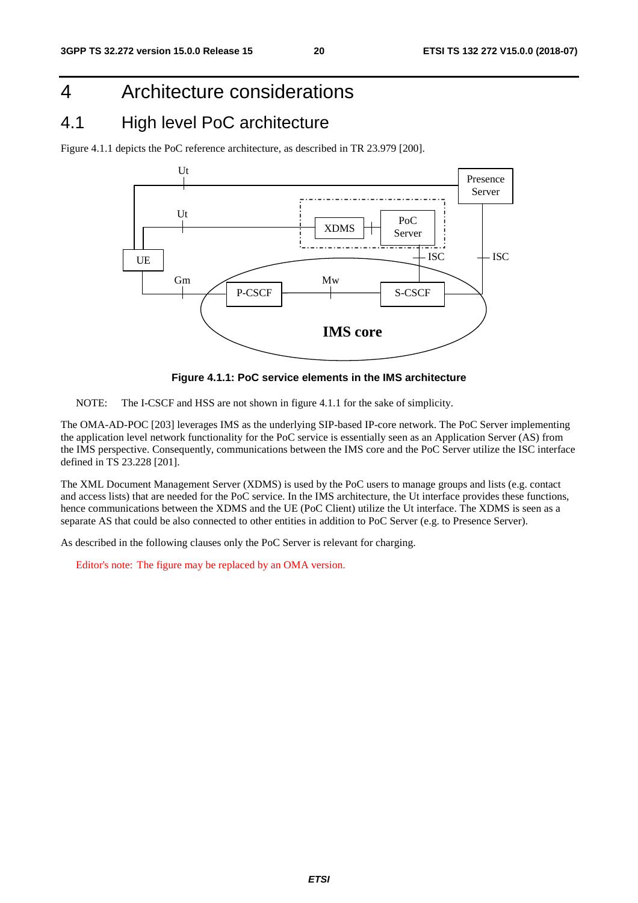# 4 Architecture considerations

## 4.1 High level PoC architecture

Figure 4.1.1 depicts the PoC reference architecture, as described in TR 23.979 [200].

**Figure 4.1.1: PoC service elements in the IMS architecture**

NOTE: The I-CSCF and HSS are not shown in figure 4.1.1 for the sake of simplicity.

The OMA-AD-POC [203] leverages IMS as the underlying SIP-based IP-core network. The PoC Server implementing the application level network functionality for the PoC service is essentially seen as an Application Server (AS) from the IMS perspective. Consequently, communications between the IMS core and the PoC Server utilize the ISC interface defined in TS 23.228 [201].

The XML Document Management Server (XDMS) is used by the PoC users to manage groups and lists (e.g. contact and access lists) that are needed for the PoC service. In the IMS architecture, the Ut interface provides these functions, hence communications between the XDMS and the UE (PoC Client) utilize the Ut interface. The XDMS is seen as a separate AS that could be also connected to other entities in addition to PoC Server (e.g. to Presence Server).

As described in the following clauses only the PoC Server is relevant for charging.

Editor's note: The figure may be replaced by an OMA version.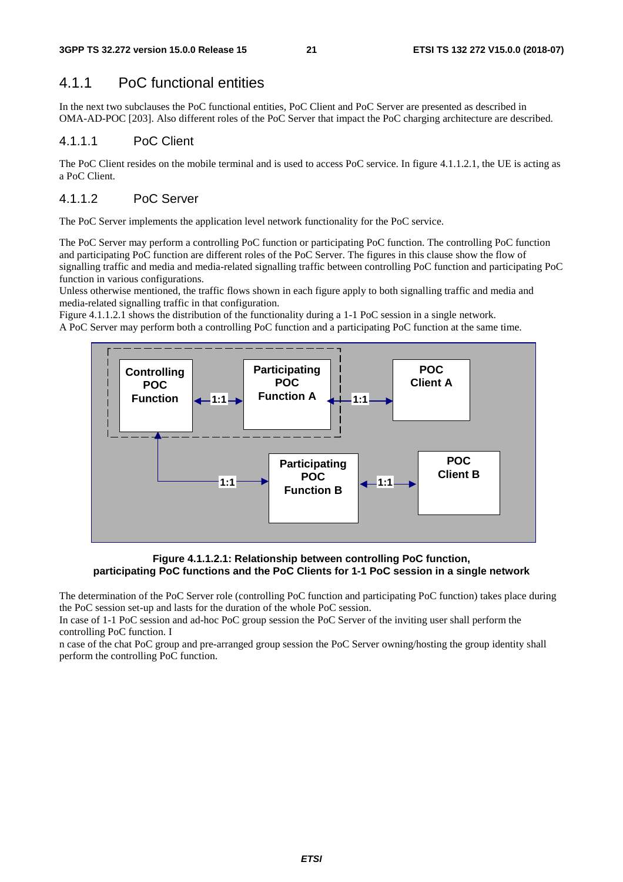### 4.1.1 PoC functional entities

In the next two subclauses the PoC functional entities, PoC Client and PoC Server are presented as described in OMA-AD-POC [203]. Also different roles of the PoC Server that impact the PoC charging architecture are described.

#### 4.1.1.1 PoC Client

The PoC Client resides on the mobile terminal and is used to access PoC service. In figure 4.1.1.2.1, the UE is acting as a PoC Client.

#### 4.1.1.2 PoC Server

The PoC Server implements the application level network functionality for the PoC service.

The PoC Server may perform a controlling PoC function or participating PoC function. The controlling PoC function and participating PoC function are different roles of the PoC Server. The figures in this clause show the flow of signalling traffic and media and media-related signalling traffic between controlling PoC function and participating PoC function in various configurations.
Unless otherwise mentioned, the traffic flows shown in each figure apply to both signalling traffic and media and media-related signalling traffic in that configuration.
Figure 4.1.1.2.1 shows the distribution of the functionality during a 1-1 PoC session in a single network.
A PoC Server may perform both a controlling PoC function and a participating PoC function at the same time.

**Figure 4.1.1.2.1: Relationship between controlling PoC function, participating PoC functions and the PoC Clients for 1-1 PoC session in a single network**

The determination of the PoC Server role (controlling PoC function and participating PoC function) takes place during the PoC session set-up and lasts for the duration of the whole PoC session.
In case of 1-1 PoC session and ad-hoc PoC group session the PoC Server of the inviting user shall perform the controlling PoC function. I
n case of the chat PoC group and pre-arranged group session the PoC Server owning/hosting the group identity shall perform the controlling PoC function.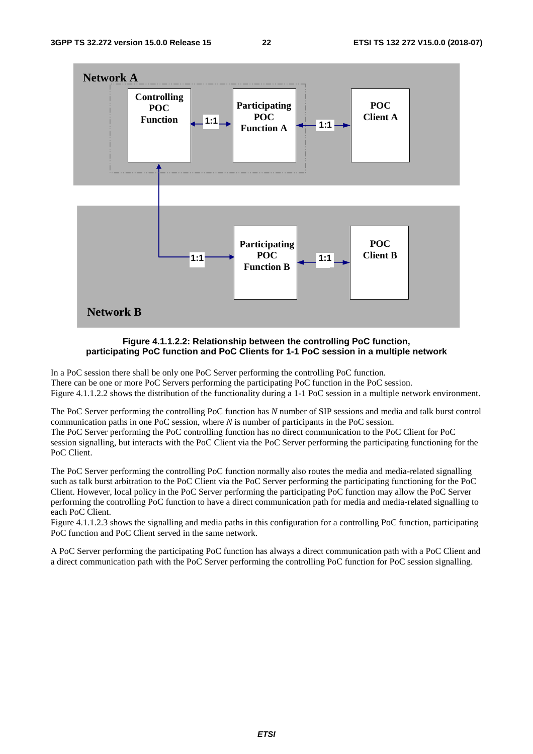**Figure 4.1.1.2.2: Relationship between the controlling PoC function, participating PoC function and PoC Clients for 1-1 PoC session in a multiple network**

In a PoC session there shall be only one PoC Server performing the controlling PoC function.
There can be one or more PoC Servers performing the participating PoC function in the PoC session.
Figure 4.1.1.2.2 shows the distribution of the functionality during a 1-1 PoC session in a multiple network environment.

The PoC Server performing the controlling PoC function has *N* number of SIP sessions and media and talk burst control communication paths in one PoC session, where *N* is number of participants in the PoC session.
The PoC Server performing the PoC controlling function has no direct communication to the PoC Client for PoC session signalling, but interacts with the PoC Client via the PoC Server performing the participating functioning for the PoC Client.

The PoC Server performing the controlling PoC function normally also routes the media and media-related signalling such as talk burst arbitration to the PoC Client via the PoC Server performing the participating functioning for the PoC Client. However, local policy in the PoC Server performing the participating PoC function may allow the PoC Server performing the controlling PoC function to have a direct communication path for media and media-related signalling to each PoC Client.
Figure 4.1.1.2.3 shows the signalling and media paths in this configuration for a controlling PoC function, participating PoC function and PoC Client served in the same network.

A PoC Server performing the participating PoC function has always a direct communication path with a PoC Client and a direct communication path with the PoC Server performing the controlling PoC function for PoC session signalling.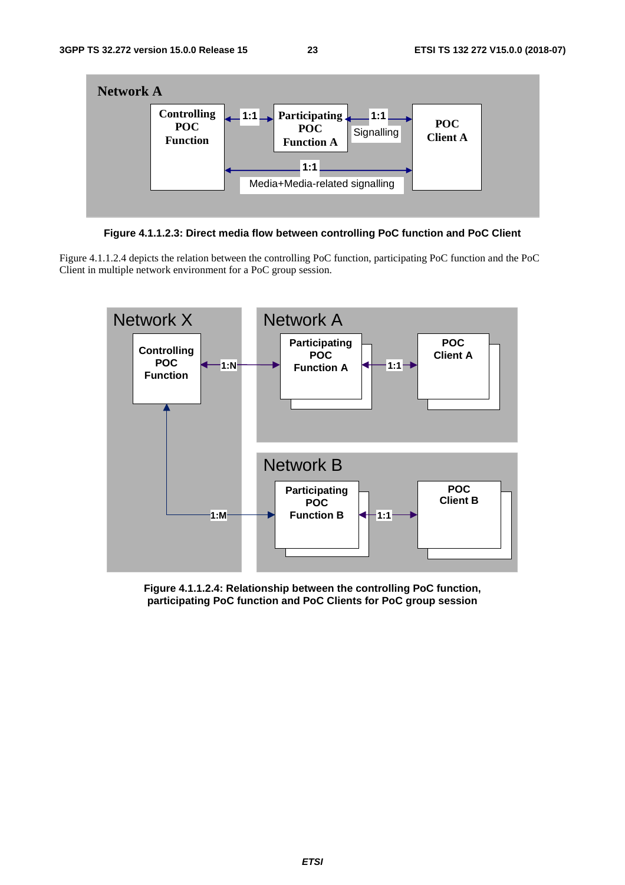**Figure 4.1.1.2.3: Direct media flow between controlling PoC function and PoC Client**

Figure 4.1.1.2.4 depicts the relation between the controlling PoC function, participating PoC function and the PoC Client in multiple network environment for a PoC group session.

**Figure 4.1.1.2.4: Relationship between the controlling PoC function, participating PoC function and PoC Clients for PoC group session**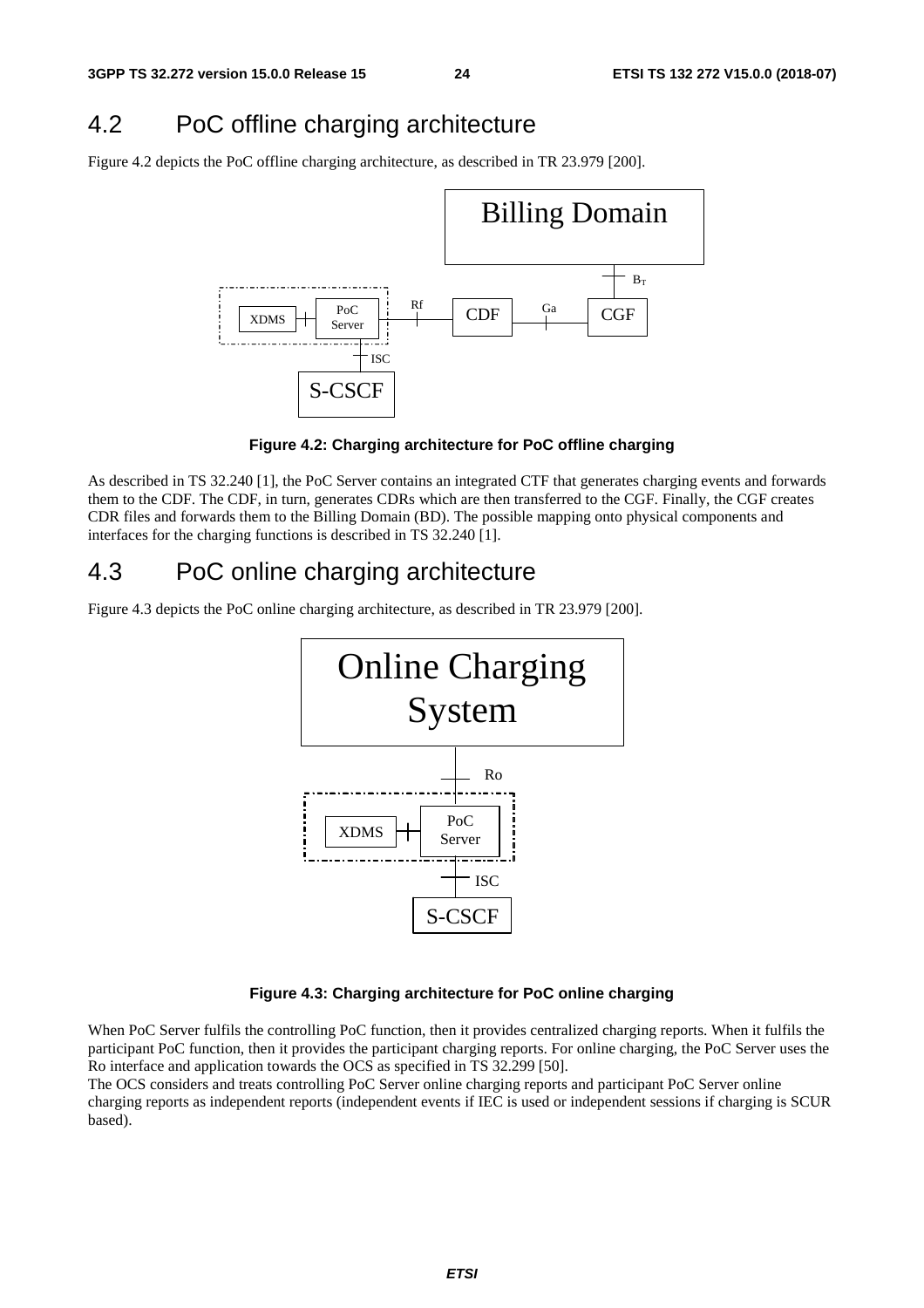## 4.2 PoC offline charging architecture

Figure 4.2 depicts the PoC offline charging architecture, as described in TR 23.979 [200].

**Figure 4.2: Charging architecture for PoC offline charging**

As described in TS 32.240 [1], the PoC Server contains an integrated CTF that generates charging events and forwards them to the CDF. The CDF, in turn, generates CDRs which are then transferred to the CGF. Finally, the CGF creates CDR files and forwards them to the Billing Domain (BD). The possible mapping onto physical components and interfaces for the charging functions is described in TS 32.240 [1].

## 4.3 PoC online charging architecture

Figure 4.3 depicts the PoC online charging architecture, as described in TR 23.979 [200].

**Figure 4.3: Charging architecture for PoC online charging**

When PoC Server fulfils the controlling PoC function, then it provides centralized charging reports. When it fulfils the participant PoC function, then it provides the participant charging reports. For online charging, the PoC Server uses the Ro interface and application towards the OCS as specified in TS 32.299 [50].

The OCS considers and treats controlling PoC Server online charging reports and participant PoC Server online charging reports as independent reports (independent events if IEC is used or independent sessions if charging is SCUR based).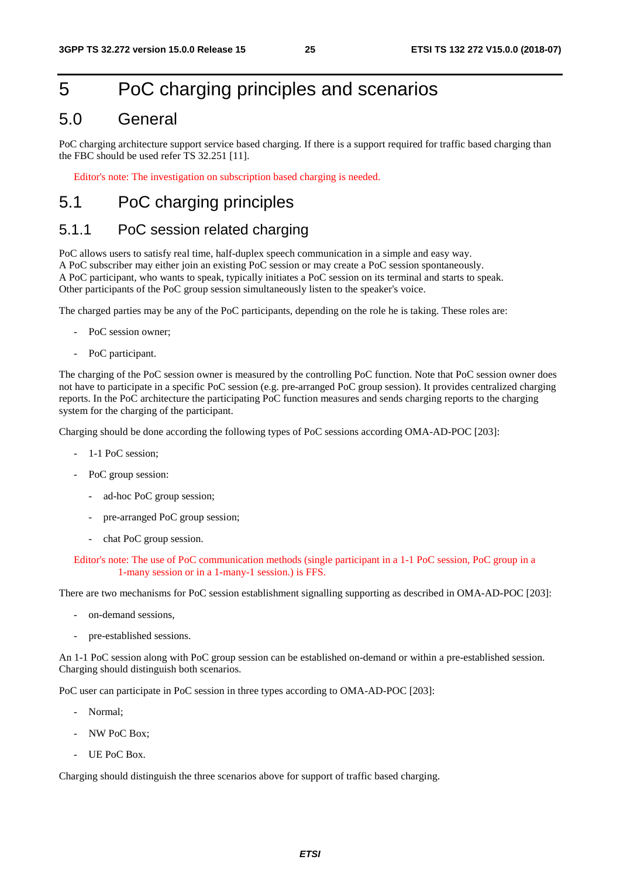# 5 PoC charging principles and scenarios

## 5.0 General

PoC charging architecture support service based charging. If there is a support required for traffic based charging than the FBC should be used refer TS 32.251 [11].

Editor's note: The investigation on subscription based charging is needed.

## 5.1 PoC charging principles

### 5.1.1 PoC session related charging

PoC allows users to satisfy real time, half-duplex speech communication in a simple and easy way.
A PoC subscriber may either join an existing PoC session or may create a PoC session spontaneously.
A PoC participant, who wants to speak, typically initiates a PoC session on its terminal and starts to speak.
Other participants of the PoC group session simultaneously listen to the speaker's voice.

The charged parties may be any of the PoC participants, depending on the role he is taking. These roles are:

- PoC session owner;
- PoC participant.

The charging of the PoC session owner is measured by the controlling PoC function. Note that PoC session owner does not have to participate in a specific PoC session (e.g. pre-arranged PoC group session). It provides centralized charging reports. In the PoC architecture the participating PoC function measures and sends charging reports to the charging system for the charging of the participant.

Charging should be done according the following types of PoC sessions according OMA-AD-POC [203]:

- 1-1 PoC session;
- PoC group session:
  - ad-hoc PoC group session;
  - pre-arranged PoC group session;
  - chat PoC group session.

Editor's note: The use of PoC communication methods (single participant in a 1-1 PoC session, PoC group in a 1-many session or in a 1-many-1 session.) is FFS.

There are two mechanisms for PoC session establishment signalling supporting as described in OMA-AD-POC [203]:

- on-demand sessions,
- pre-established sessions.

An 1-1 PoC session along with PoC group session can be established on-demand or within a pre-established session. Charging should distinguish both scenarios.

PoC user can participate in PoC session in three types according to OMA-AD-POC [203]:

- Normal;
- NW PoC Box;
- UE PoC Box.

Charging should distinguish the three scenarios above for support of traffic based charging.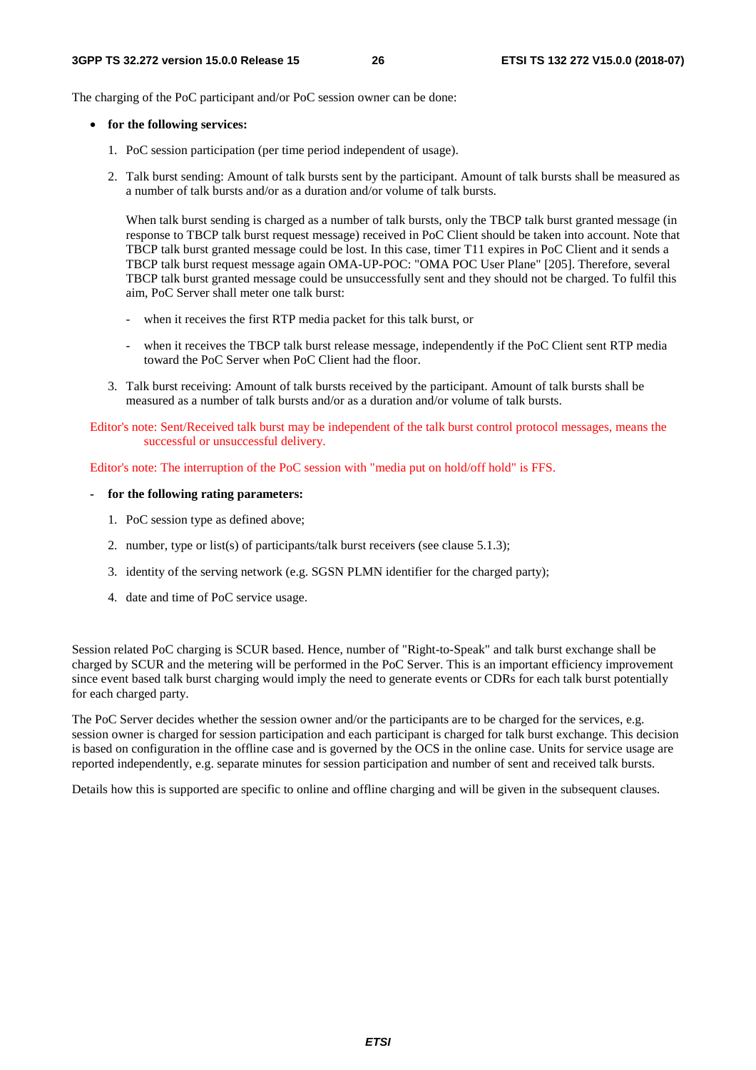The charging of the PoC participant and/or PoC session owner can be done:

- **for the following services:**

  1. PoC session participation (per time period independent of usage).

  2. Talk burst sending: Amount of talk bursts sent by the participant. Amount of talk bursts shall be measured as a number of talk bursts and/or as a duration and/or volume of talk bursts.

     When talk burst sending is charged as a number of talk bursts, only the TBCP talk burst granted message (in response to TBCP talk burst request message) received in PoC Client should be taken into account. Note that TBCP talk burst granted message could be lost. In this case, timer T11 expires in PoC Client and it sends a TBCP talk burst request message again OMA-UP-POC: "OMA POC User Plane" [205]. Therefore, several TBCP talk burst granted message could be unsuccessfully sent and they should not be charged. To fulfil this aim, PoC Server shall meter one talk burst:

     - when it receives the first RTP media packet for this talk burst, or

     - when it receives the TBCP talk burst release message, independently if the PoC Client sent RTP media toward the PoC Server when PoC Client had the floor.

  3. Talk burst receiving: Amount of talk bursts received by the participant. Amount of talk bursts shall be measured as a number of talk bursts and/or as a duration and/or volume of talk bursts.

Editor's note: Sent/Received talk burst may be independent of the talk burst control protocol messages, means the successful or unsuccessful delivery.

Editor's note: The interruption of the PoC session with "media put on hold/off hold" is FFS.

- **for the following rating parameters:**

  1. PoC session type as defined above;

  2. number, type or list(s) of participants/talk burst receivers (see clause 5.1.3);

  3. identity of the serving network (e.g. SGSN PLMN identifier for the charged party);

  4. date and time of PoC service usage.

Session related PoC charging is SCUR based. Hence, number of "Right-to-Speak" and talk burst exchange shall be charged by SCUR and the metering will be performed in the PoC Server. This is an important efficiency improvement since event based talk burst charging would imply the need to generate events or CDRs for each talk burst potentially for each charged party.

The PoC Server decides whether the session owner and/or the participants are to be charged for the services, e.g. session owner is charged for session participation and each participant is charged for talk burst exchange. This decision is based on configuration in the offline case and is governed by the OCS in the online case. Units for service usage are reported independently, e.g. separate minutes for session participation and number of sent and received talk bursts.

Details how this is supported are specific to online and offline charging and will be given in the subsequent clauses.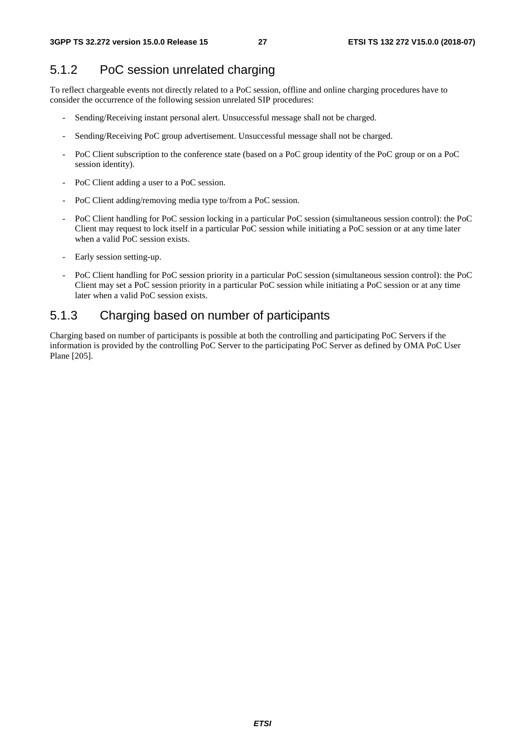### 5.1.2 PoC session unrelated charging

To reflect chargeable events not directly related to a PoC session, offline and online charging procedures have to consider the occurrence of the following session unrelated SIP procedures:

- Sending/Receiving instant personal alert. Unsuccessful message shall not be charged.
- Sending/Receiving PoC group advertisement. Unsuccessful message shall not be charged.
- PoC Client subscription to the conference state (based on a PoC group identity of the PoC group or on a PoC session identity).
- PoC Client adding a user to a PoC session.
- PoC Client adding/removing media type to/from a PoC session.
- PoC Client handling for PoC session locking in a particular PoC session (simultaneous session control): the PoC Client may request to lock itself in a particular PoC session while initiating a PoC session or at any time later when a valid PoC session exists.
- Early session setting-up.
- PoC Client handling for PoC session priority in a particular PoC session (simultaneous session control): the PoC Client may set a PoC session priority in a particular PoC session while initiating a PoC session or at any time later when a valid PoC session exists.

### 5.1.3 Charging based on number of participants

Charging based on number of participants is possible at both the controlling and participating PoC Servers if the information is provided by the controlling PoC Server to the participating PoC Server as defined by OMA PoC User Plane [205].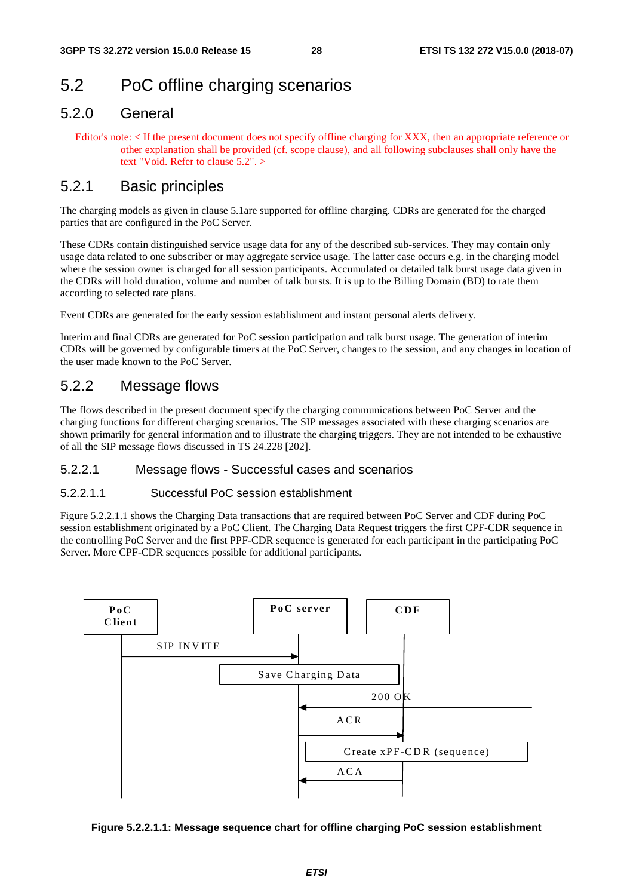## 5.2 PoC offline charging scenarios

### 5.2.0 General

Editor's note: < If the present document does not specify offline charging for XXX, then an appropriate reference or other explanation shall be provided (cf. scope clause), and all following subclauses shall only have the text "Void. Refer to clause 5.2". >

### 5.2.1 Basic principles

The charging models as given in clause 5.1are supported for offline charging. CDRs are generated for the charged parties that are configured in the PoC Server.

These CDRs contain distinguished service usage data for any of the described sub-services. They may contain only usage data related to one subscriber or may aggregate service usage. The latter case occurs e.g. in the charging model where the session owner is charged for all session participants. Accumulated or detailed talk burst usage data given in the CDRs will hold duration, volume and number of talk bursts. It is up to the Billing Domain (BD) to rate them according to selected rate plans.

Event CDRs are generated for the early session establishment and instant personal alerts delivery.

Interim and final CDRs are generated for PoC session participation and talk burst usage. The generation of interim CDRs will be governed by configurable timers at the PoC Server, changes to the session, and any changes in location of the user made known to the PoC Server.

### 5.2.2 Message flows

The flows described in the present document specify the charging communications between PoC Server and the charging functions for different charging scenarios. The SIP messages associated with these charging scenarios are shown primarily for general information and to illustrate the charging triggers. They are not intended to be exhaustive of all the SIP message flows discussed in TS 24.228 [202].

#### 5.2.2.1 Message flows - Successful cases and scenarios

##### 5.2.2.1.1 Successful PoC session establishment

Figure 5.2.2.1.1 shows the Charging Data transactions that are required between PoC Server and CDF during PoC session establishment originated by a PoC Client. The Charging Data Request triggers the first CPF-CDR sequence in the controlling PoC Server and the first PPF-CDR sequence is generated for each participant in the participating PoC Server. More CPF-CDR sequences possible for additional participants.

**Figure 5.2.2.1.1: Message sequence chart for offline charging PoC session establishment**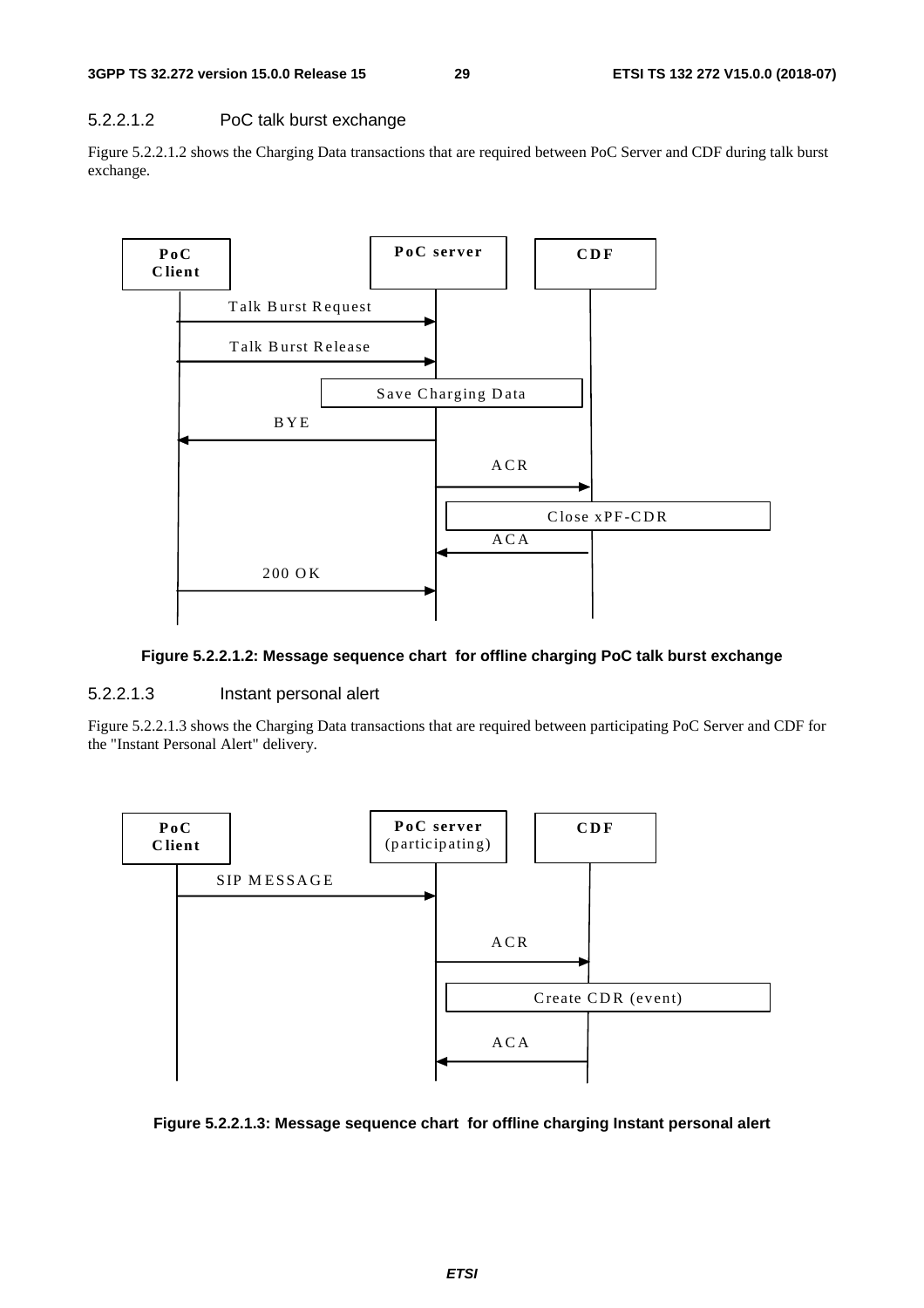#### 5.2.2.1.2 PoC talk burst exchange

Figure 5.2.2.1.2 shows the Charging Data transactions that are required between PoC Server and CDF during talk burst exchange.

Figure 5.2.2.1.2: Message sequence chart for offline charging PoC talk burst exchange

#### 5.2.2.1.3 Instant personal alert

Figure 5.2.2.1.3 shows the Charging Data transactions that are required between participating PoC Server and CDF for the "Instant Personal Alert" delivery.

Figure 5.2.2.1.3: Message sequence chart for offline charging Instant personal alert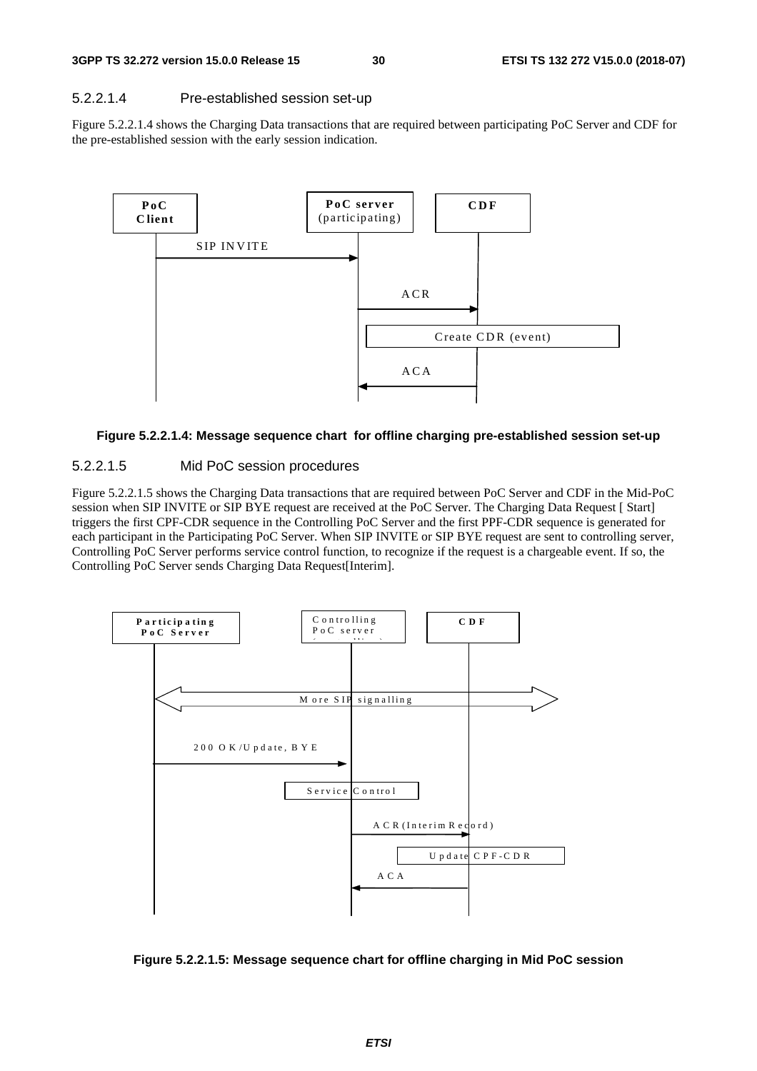#### 5.2.2.1.4 Pre-established session set-up

Figure 5.2.2.1.4 shows the Charging Data transactions that are required between participating PoC Server and CDF for the pre-established session with the early session indication.

**Figure 5.2.2.1.4: Message sequence chart for offline charging pre-established session set-up**

#### 5.2.2.1.5 Mid PoC session procedures

Figure 5.2.2.1.5 shows the Charging Data transactions that are required between PoC Server and CDF in the Mid-PoC session when SIP INVITE or SIP BYE request are received at the PoC Server. The Charging Data Request [ Start] triggers the first CPF-CDR sequence in the Controlling PoC Server and the first PPF-CDR sequence is generated for each participant in the Participating PoC Server. When SIP INVITE or SIP BYE request are sent to controlling server, Controlling PoC Server performs service control function, to recognize if the request is a chargeable event. If so, the Controlling PoC Server sends Charging Data Request[Interim].

**Figure 5.2.2.1.5: Message sequence chart for offline charging in Mid PoC session**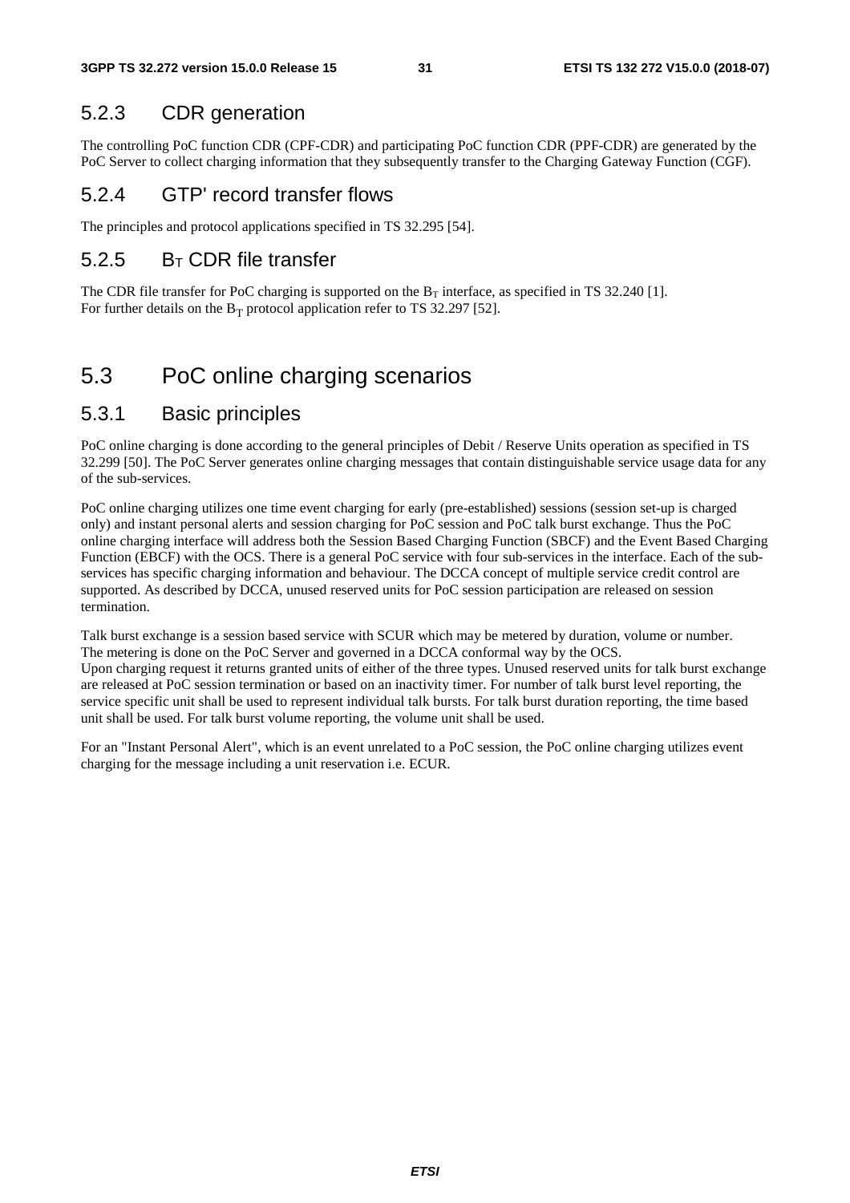### 5.2.3 CDR generation

The controlling PoC function CDR (CPF-CDR) and participating PoC function CDR (PPF-CDR) are generated by the PoC Server to collect charging information that they subsequently transfer to the Charging Gateway Function (CGF).

### 5.2.4 GTP' record transfer flows

The principles and protocol applications specified in TS 32.295 [54].

### 5.2.5 $B_T$ CDR file transfer

The CDR file transfer for PoC charging is supported on the $B_T$ interface, as specified in TS 32.240 [1].
For further details on the $B_T$ protocol application refer to TS 32.297 [52].

## 5.3 PoC online charging scenarios

### 5.3.1 Basic principles

PoC online charging is done according to the general principles of Debit / Reserve Units operation as specified in TS 32.299 [50]. The PoC Server generates online charging messages that contain distinguishable service usage data for any of the sub-services.

PoC online charging utilizes one time event charging for early (pre-established) sessions (session set-up is charged only) and instant personal alerts and session charging for PoC session and PoC talk burst exchange. Thus the PoC online charging interface will address both the Session Based Charging Function (SBCF) and the Event Based Charging Function (EBCF) with the OCS. There is a general PoC service with four sub-services in the interface. Each of the sub-services has specific charging information and behaviour. The DCCA concept of multiple service credit control are supported. As described by DCCA, unused reserved units for PoC session participation are released on session termination.

Talk burst exchange is a session based service with SCUR which may be metered by duration, volume or number.
The metering is done on the PoC Server and governed in a DCCA conformal way by the OCS.
Upon charging request it returns granted units of either of the three types. Unused reserved units for talk burst exchange are released at PoC session termination or based on an inactivity timer. For number of talk burst level reporting, the service specific unit shall be used to represent individual talk bursts. For talk burst duration reporting, the time based unit shall be used. For talk burst volume reporting, the volume unit shall be used.

For an "Instant Personal Alert", which is an event unrelated to a PoC session, the PoC online charging utilizes event charging for the message including a unit reservation i.e. ECUR.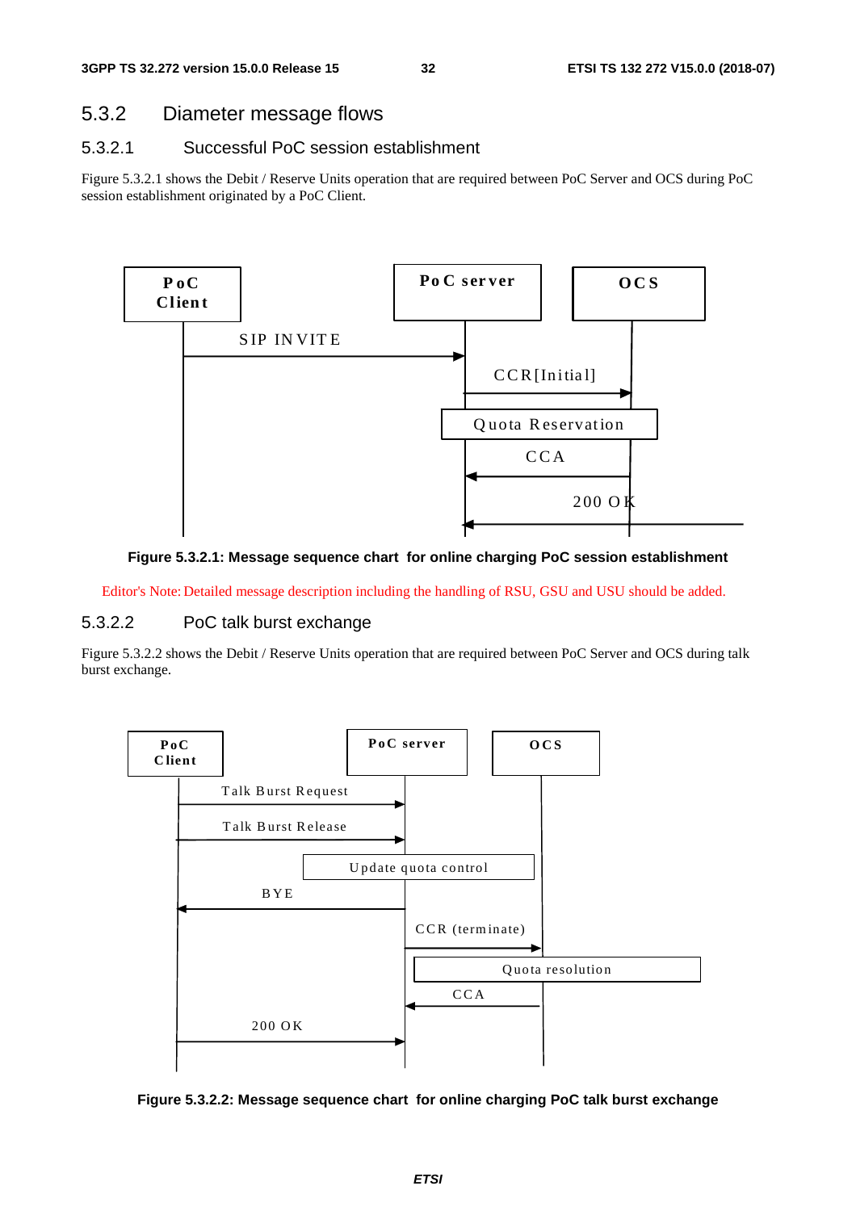### 5.3.2 Diameter message flows

#### 5.3.2.1 Successful PoC session establishment

Figure 5.3.2.1 shows the Debit / Reserve Units operation that are required between PoC Server and OCS during PoC session establishment originated by a PoC Client.

**Figure 5.3.2.1: Message sequence chart for online charging PoC session establishment**

Editor's Note: Detailed message description including the handling of RSU, GSU and USU should be added.

#### 5.3.2.2 PoC talk burst exchange

Figure 5.3.2.2 shows the Debit / Reserve Units operation that are required between PoC Server and OCS during talk burst exchange.

**Figure 5.3.2.2: Message sequence chart for online charging PoC talk burst exchange**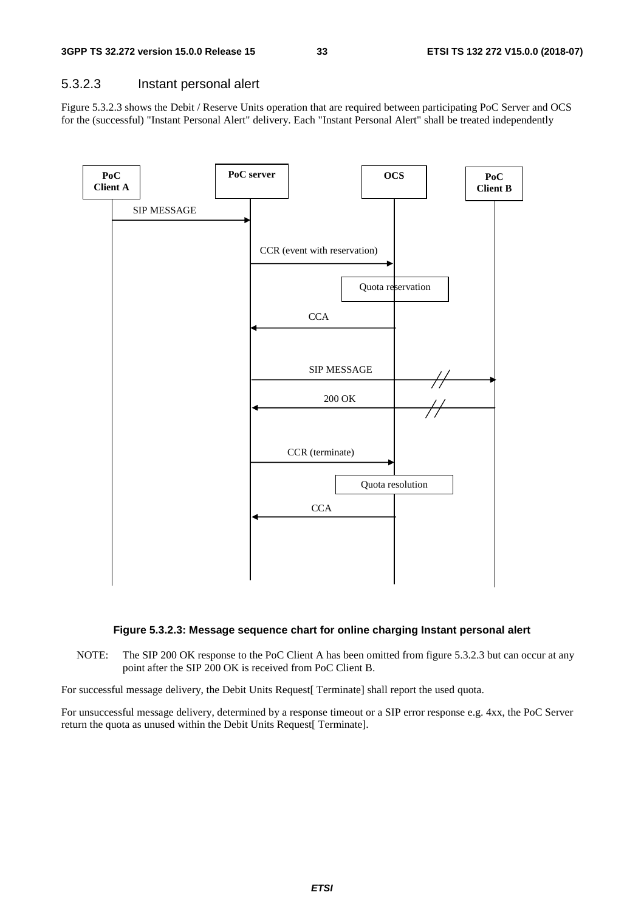### 5.3.2.3 Instant personal alert

Figure 5.3.2.3 shows the Debit / Reserve Units operation that are required between participating PoC Server and OCS for the (successful) "Instant Personal Alert" delivery. Each "Instant Personal Alert" shall be treated independently

**Figure 5.3.2.3: Message sequence chart for online charging Instant personal alert**

NOTE: The SIP 200 OK response to the PoC Client A has been omitted from figure 5.3.2.3 but can occur at any point after the SIP 200 OK is received from PoC Client B.

For successful message delivery, the Debit Units Request[ Terminate] shall report the used quota.

For unsuccessful message delivery, determined by a response timeout or a SIP error response e.g. 4xx, the PoC Server return the quota as unused within the Debit Units Request[ Terminate].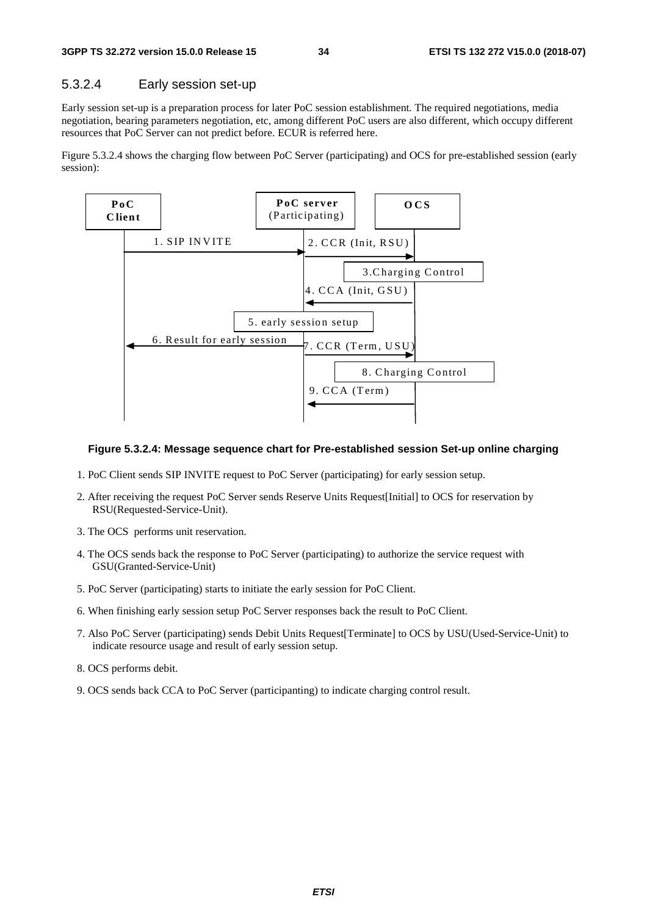### 5.3.2.4 Early session set-up

Early session set-up is a preparation process for later PoC session establishment. The required negotiations, media negotiation, bearing parameters negotiation, etc, among different PoC users are also different, which occupy different resources that PoC Server can not predict before. ECUR is referred here.

Figure 5.3.2.4 shows the charging flow between PoC Server (participating) and OCS for pre-established session (early session):

**Figure 5.3.2.4: Message sequence chart for Pre-established session Set-up online charging**

1. PoC Client sends SIP INVITE request to PoC Server (participating) for early session setup.
2. After receiving the request PoC Server sends Reserve Units Request[Initial] to OCS for reservation by RSU(Requested-Service-Unit).
3. The OCS performs unit reservation.
4. The OCS sends back the response to PoC Server (participating) to authorize the service request with GSU(Granted-Service-Unit)
5. PoC Server (participating) starts to initiate the early session for PoC Client.
6. When finishing early session setup PoC Server responses back the result to PoC Client.
7. Also PoC Server (participating) sends Debit Units Request[Terminate] to OCS by USU(Used-Service-Unit) to indicate resource usage and result of early session setup.
8. OCS performs debit.
9. OCS sends back CCA to PoC Server (participanting) to indicate charging control result.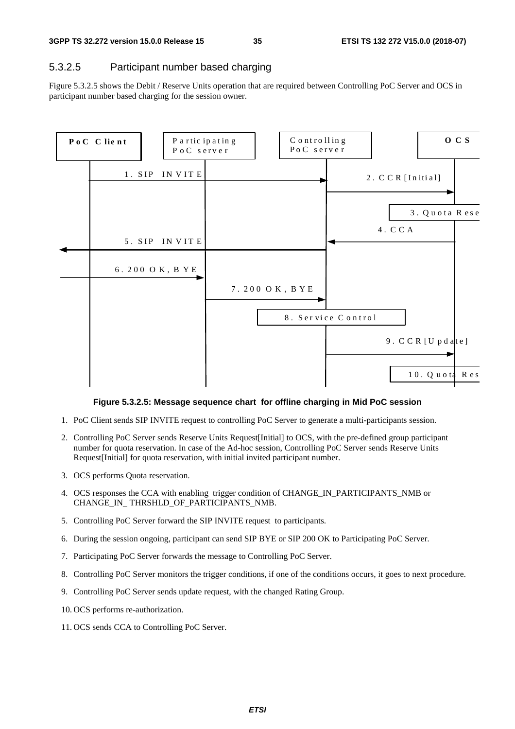### 5.3.2.5 Participant number based charging

Figure 5.3.2.5 shows the Debit / Reserve Units operation that are required between Controlling PoC Server and OCS in participant number based charging for the session owner.

**Figure 5.3.2.5: Message sequence chart for offline charging in Mid PoC session**

1. PoC Client sends SIP INVITE request to controlling PoC Server to generate a multi-participants session.
2. Controlling PoC Server sends Reserve Units Request[Initial] to OCS, with the pre-defined group participant number for quota reservation. In case of the Ad-hoc session, Controlling PoC Server sends Reserve Units Request[Initial] for quota reservation, with initial invited participant number.
3. OCS performs Quota reservation.
4. OCS responses the CCA with enabling trigger condition of CHANGE_IN_PARTICIPANTS_NMB or CHANGE_IN_ THRSHLD_OF_PARTICIPANTS_NMB.
5. Controlling PoC Server forward the SIP INVITE request to participants.
6. During the session ongoing, participant can send SIP BYE or SIP 200 OK to Participating PoC Server.
7. Participating PoC Server forwards the message to Controlling PoC Server.
8. Controlling PoC Server monitors the trigger conditions, if one of the conditions occurs, it goes to next procedure.
9. Controlling PoC Server sends update request, with the changed Rating Group.
10. OCS performs re-authorization.
11. OCS sends CCA to Controlling PoC Server.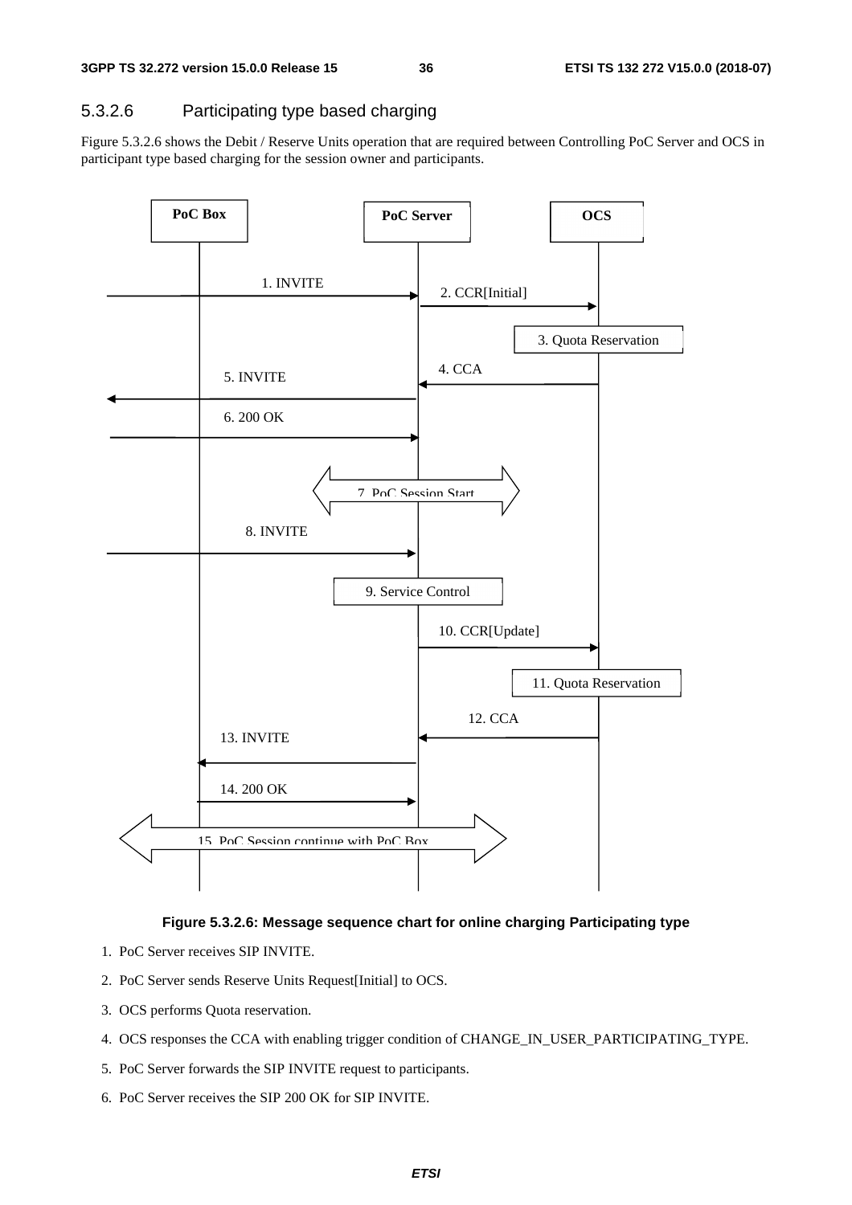### 5.3.2.6 Participating type based charging

Figure 5.3.2.6 shows the Debit / Reserve Units operation that are required between Controlling PoC Server and OCS in participant type based charging for the session owner and participants.

**Figure 5.3.2.6: Message sequence chart for online charging Participating type**

1. PoC Server receives SIP INVITE.
2. PoC Server sends Reserve Units Request[Initial] to OCS.
3. OCS performs Quota reservation.
4. OCS responses the CCA with enabling trigger condition of CHANGE_IN_USER_PARTICIPATING_TYPE.
5. PoC Server forwards the SIP INVITE request to participants.
6. PoC Server receives the SIP 200 OK for SIP INVITE.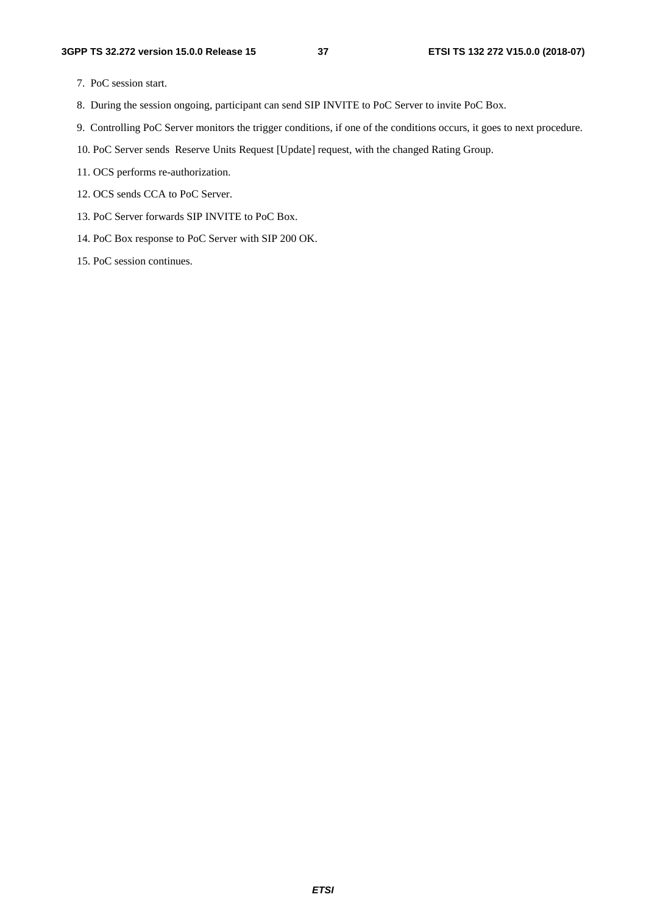7. PoC session start.
8. During the session ongoing, participant can send SIP INVITE to PoC Server to invite PoC Box.
9. Controlling PoC Server monitors the trigger conditions, if one of the conditions occurs, it goes to next procedure.
10. PoC Server sends Reserve Units Request [Update] request, with the changed Rating Group.
11. OCS performs re-authorization.
12. OCS sends CCA to PoC Server.
13. PoC Server forwards SIP INVITE to PoC Box.
14. PoC Box response to PoC Server with SIP 200 OK.
15. PoC session continues.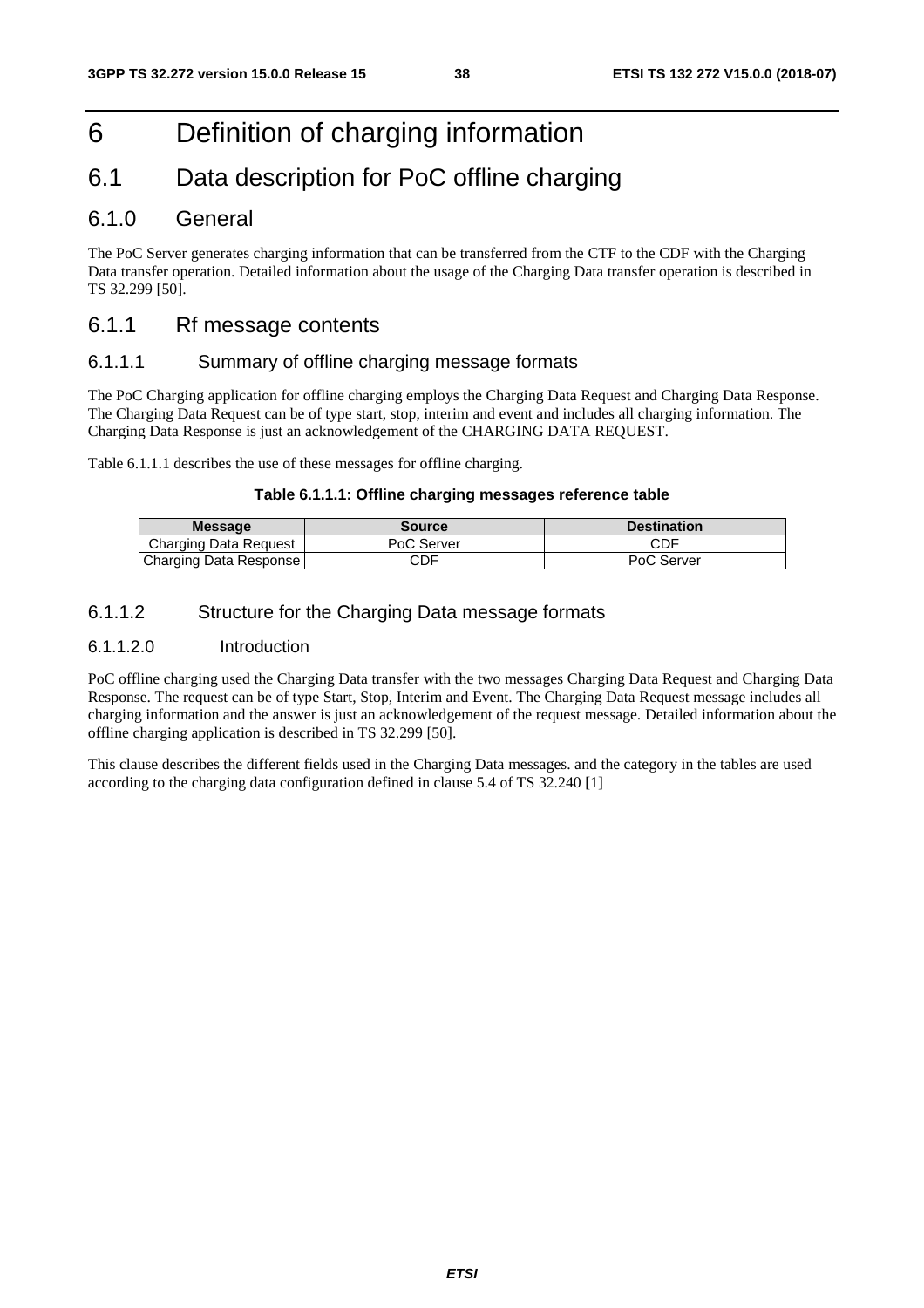# 6 Definition of charging information

## 6.1 Data description for PoC offline charging

### 6.1.0 General

The PoC Server generates charging information that can be transferred from the CTF to the CDF with the Charging Data transfer operation. Detailed information about the usage of the Charging Data transfer operation is described in TS 32.299 [50].

### 6.1.1 Rf message contents

#### 6.1.1.1 Summary of offline charging message formats

The PoC Charging application for offline charging employs the Charging Data Request and Charging Data Response. The Charging Data Request can be of type start, stop, interim and event and includes all charging information. The Charging Data Response is just an acknowledgement of the CHARGING DATA REQUEST.

Table 6.1.1.1 describes the use of these messages for offline charging.

**Table 6.1.1.1: Offline charging messages reference table**

| Message | Source | Destination |
|---|---|---|
| Charging Data Request | PoC Server | CDF |
| Charging Data Response | CDF | PoC Server |

#### 6.1.1.2 Structure for the Charging Data message formats

##### 6.1.1.2.0 Introduction

PoC offline charging used the Charging Data transfer with the two messages Charging Data Request and Charging Data Response. The request can be of type Start, Stop, Interim and Event. The Charging Data Request message includes all charging information and the answer is just an acknowledgement of the request message. Detailed information about the offline charging application is described in TS 32.299 [50].

This clause describes the different fields used in the Charging Data messages. and the category in the tables are used according to the charging data configuration defined in clause 5.4 of TS 32.240 [1]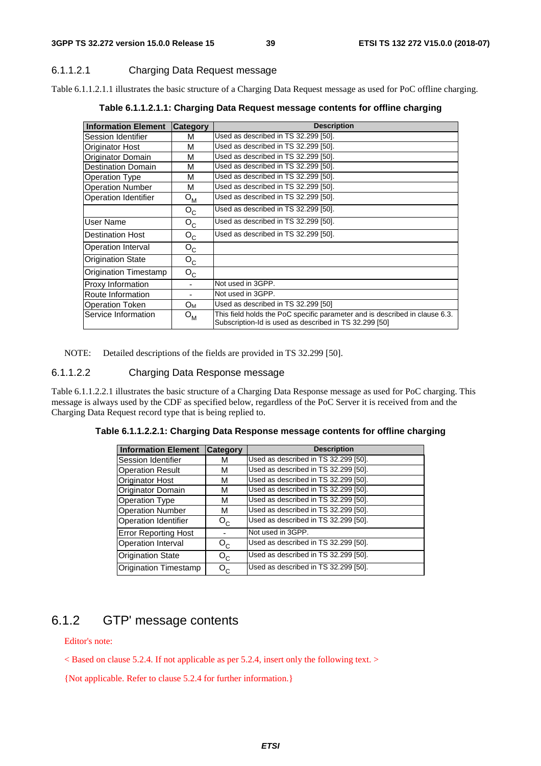#### 6.1.1.2.1 Charging Data Request message

Table 6.1.1.2.1.1 illustrates the basic structure of a Charging Data Request message as used for PoC offline charging.

**Table 6.1.1.2.1.1: Charging Data Request message contents for offline charging**

| Information Element | Category | Description |
|---|---|---|
| Session Identifier | M | Used as described in TS 32.299 [50]. |
| Originator Host | M | Used as described in TS 32.299 [50]. |
| Originator Domain | M | Used as described in TS 32.299 [50]. |
| Destination Domain | M | Used as described in TS 32.299 [50]. |
| Operation Type | M | Used as described in TS 32.299 [50]. |
| Operation Number | M | Used as described in TS 32.299 [50]. |
| Operation Identifier | $O_M$ | Used as described in TS 32.299 [50]. |
| | $O_C$ | Used as described in TS 32.299 [50]. |
| User Name | $O_C$ | Used as described in TS 32.299 [50]. |
| Destination Host | $O_C$ | Used as described in TS 32.299 [50]. |
| Operation Interval | $O_C$ | |
| Origination State | $O_C$ | |
| Origination Timestamp | $O_C$ | |
| Proxy Information | - | Not used in 3GPP. |
| Route Information | - | Not used in 3GPP. |
| Operation Token | $O_M$ | Used as described in TS 32.299 [50] |
| Service Information | $O_M$ | This field holds the PoC specific parameter and is described in clause 6.3. Subscription-Id is used as described in TS 32.299 [50] |

NOTE: Detailed descriptions of the fields are provided in TS 32.299 [50].

#### 6.1.1.2.2 Charging Data Response message

Table 6.1.1.2.2.1 illustrates the basic structure of a Charging Data Response message as used for PoC charging. This message is always used by the CDF as specified below, regardless of the PoC Server it is received from and the Charging Data Request record type that is being replied to.

**Table 6.1.1.2.2.1: Charging Data Response message contents for offline charging**

| Information Element | Category | Description |
|---|---|---|
| Session Identifier | M | Used as described in TS 32.299 [50]. |
| Operation Result | M | Used as described in TS 32.299 [50]. |
| Originator Host | M | Used as described in TS 32.299 [50]. |
| Originator Domain | M | Used as described in TS 32.299 [50]. |
| Operation Type | M | Used as described in TS 32.299 [50]. |
| Operation Number | M | Used as described in TS 32.299 [50]. |
| Operation Identifier | $O_C$ | Used as described in TS 32.299 [50]. |
| Error Reporting Host | - | Not used in 3GPP. |
| Operation Interval | $O_C$ | Used as described in TS 32.299 [50]. |
| Origination State | $O_C$ | Used as described in TS 32.299 [50]. |
| Origination Timestamp | $O_C$ | Used as described in TS 32.299 [50]. |

### 6.1.2 GTP' message contents

Editor's note:

< Based on clause 5.2.4. If not applicable as per 5.2.4, insert only the following text. >

{Not applicable. Refer to clause 5.2.4 for further information.}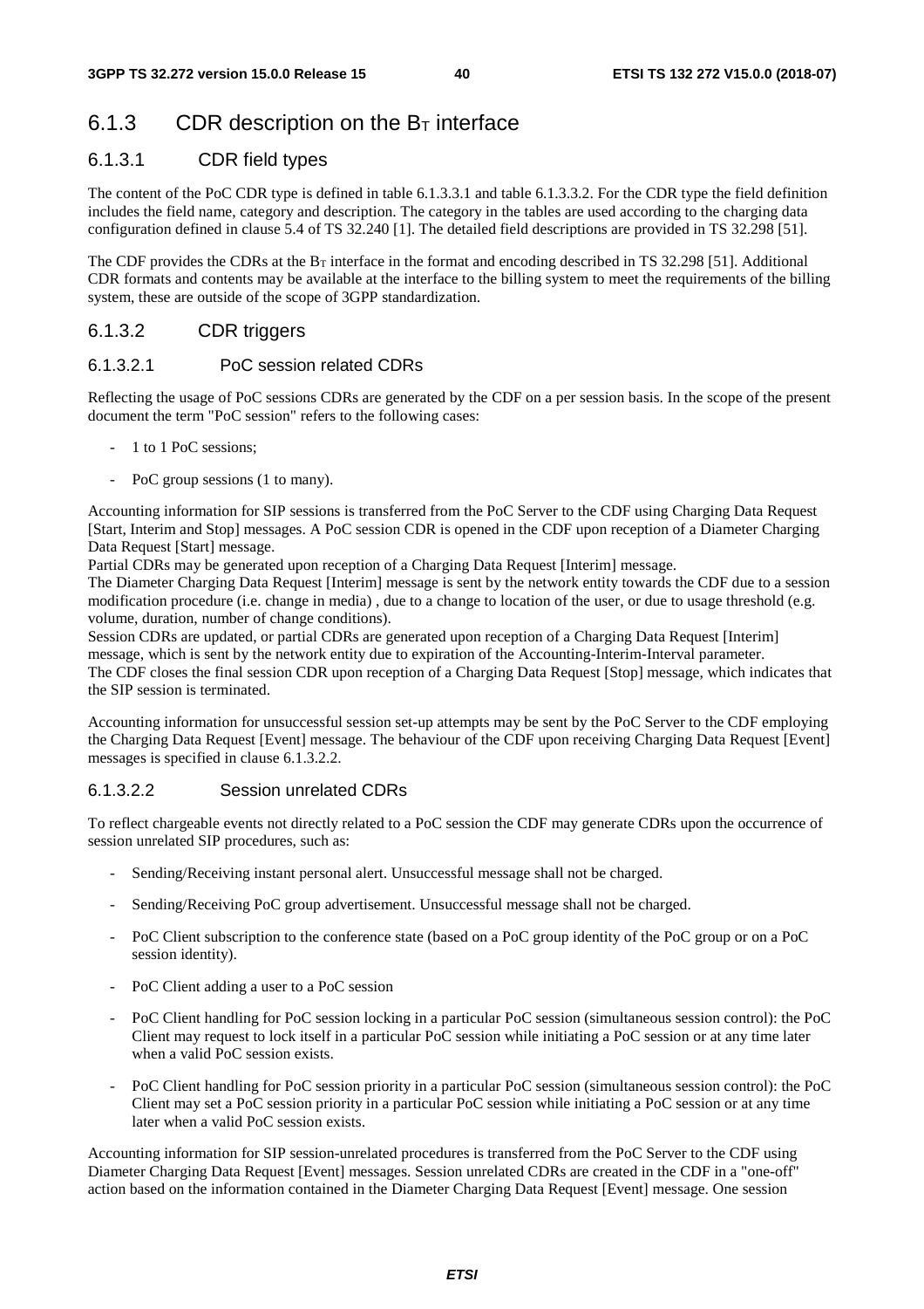## 6.1.3 CDR description on the $B_T$ interface

### 6.1.3.1 CDR field types

The content of the PoC CDR type is defined in table 6.1.3.3.1 and table 6.1.3.3.2. For the CDR type the field definition includes the field name, category and description. The category in the tables are used according to the charging data configuration defined in clause 5.4 of TS 32.240 [1]. The detailed field descriptions are provided in TS 32.298 [51].

The CDF provides the CDRs at the $B_T$ interface in the format and encoding described in TS 32.298 [51]. Additional CDR formats and contents may be available at the interface to the billing system to meet the requirements of the billing system, these are outside of the scope of 3GPP standardization.

### 6.1.3.2 CDR triggers

#### 6.1.3.2.1 PoC session related CDRs

Reflecting the usage of PoC sessions CDRs are generated by the CDF on a per session basis. In the scope of the present document the term "PoC session" refers to the following cases:

- 1 to 1 PoC sessions;
- PoC group sessions (1 to many).

Accounting information for SIP sessions is transferred from the PoC Server to the CDF using Charging Data Request [Start, Interim and Stop] messages. A PoC session CDR is opened in the CDF upon reception of a Diameter Charging Data Request [Start] message.
Partial CDRs may be generated upon reception of a Charging Data Request [Interim] message.
The Diameter Charging Data Request [Interim] message is sent by the network entity towards the CDF due to a session modification procedure (i.e. change in media) , due to a change to location of the user, or due to usage threshold (e.g. volume, duration, number of change conditions).
Session CDRs are updated, or partial CDRs are generated upon reception of a Charging Data Request [Interim] message, which is sent by the network entity due to expiration of the Accounting-Interim-Interval parameter.
The CDF closes the final session CDR upon reception of a Charging Data Request [Stop] message, which indicates that the SIP session is terminated.

Accounting information for unsuccessful session set-up attempts may be sent by the PoC Server to the CDF employing the Charging Data Request [Event] message. The behaviour of the CDF upon receiving Charging Data Request [Event] messages is specified in clause 6.1.3.2.2.

#### 6.1.3.2.2 Session unrelated CDRs

To reflect chargeable events not directly related to a PoC session the CDF may generate CDRs upon the occurrence of session unrelated SIP procedures, such as:

- Sending/Receiving instant personal alert. Unsuccessful message shall not be charged.
- Sending/Receiving PoC group advertisement. Unsuccessful message shall not be charged.
- PoC Client subscription to the conference state (based on a PoC group identity of the PoC group or on a PoC session identity).
- PoC Client adding a user to a PoC session
- PoC Client handling for PoC session locking in a particular PoC session (simultaneous session control): the PoC Client may request to lock itself in a particular PoC session while initiating a PoC session or at any time later when a valid PoC session exists.
- PoC Client handling for PoC session priority in a particular PoC session (simultaneous session control): the PoC Client may set a PoC session priority in a particular PoC session while initiating a PoC session or at any time later when a valid PoC session exists.

Accounting information for SIP session-unrelated procedures is transferred from the PoC Server to the CDF using Diameter Charging Data Request [Event] messages. Session unrelated CDRs are created in the CDF in a "one-off" action based on the information contained in the Diameter Charging Data Request [Event] message. One session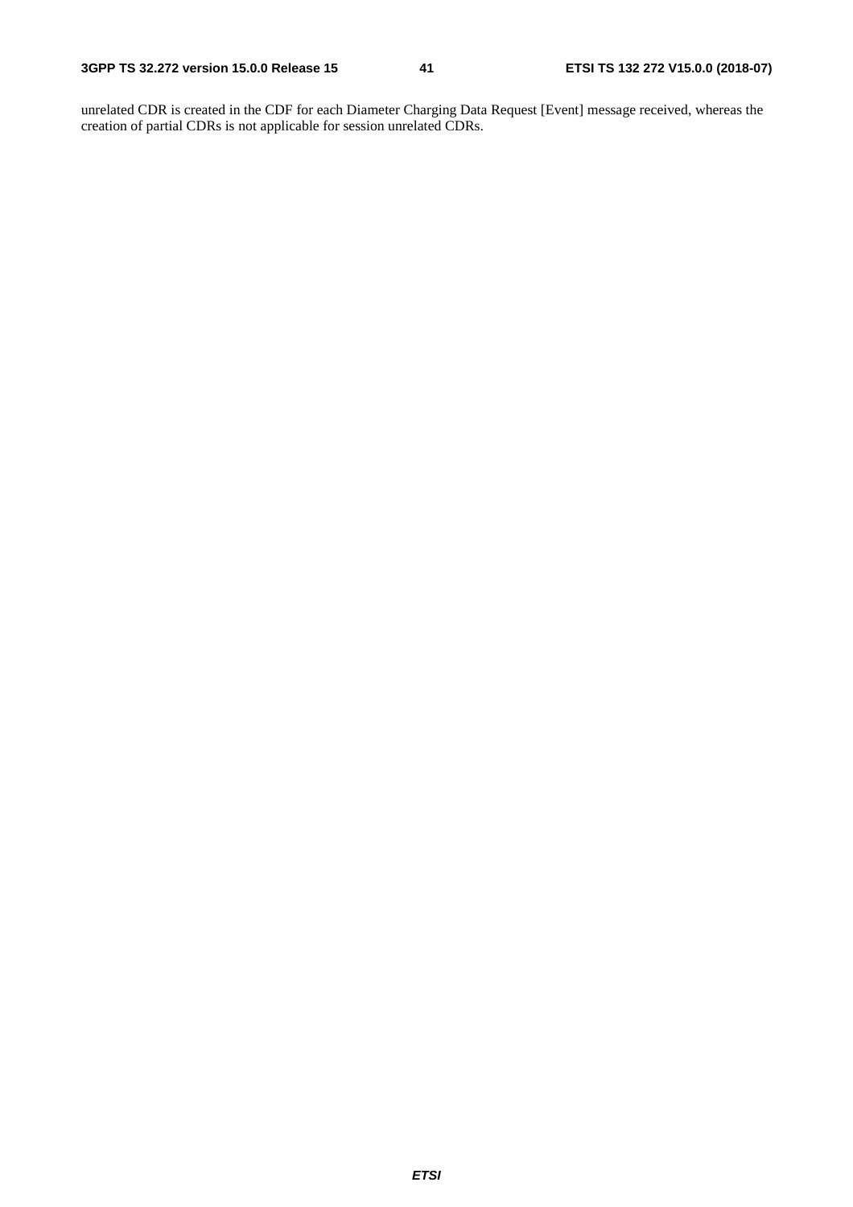unrelated CDR is created in the CDF for each Diameter Charging Data Request [Event] message received, whereas the creation of partial CDRs is not applicable for session unrelated CDRs.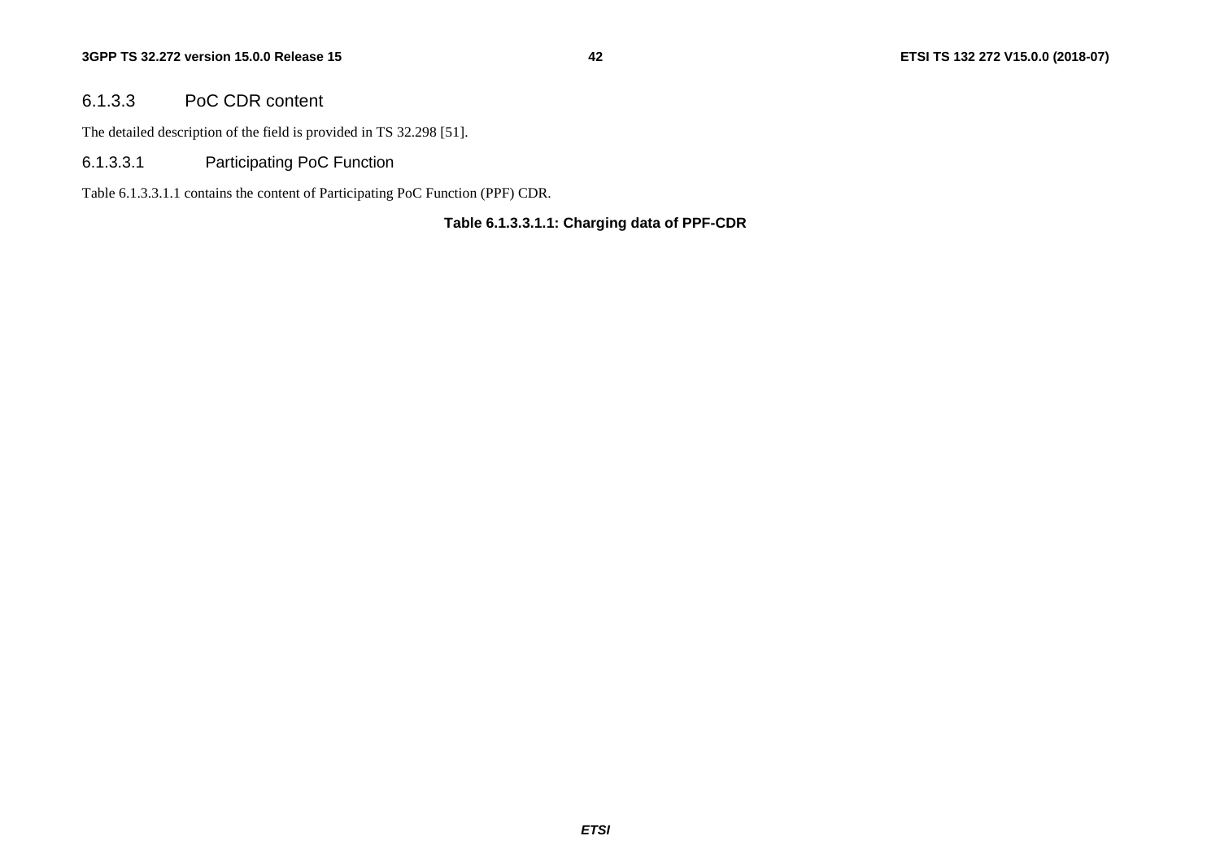### 6.1.3.3 PoC CDR content

The detailed description of the field is provided in TS 32.298 [51].

#### 6.1.3.3.1 Participating PoC Function

Table 6.1.3.3.1.1 contains the content of Participating PoC Function (PPF) CDR.

**Table 6.1.3.3.1.1: Charging data of PPF-CDR**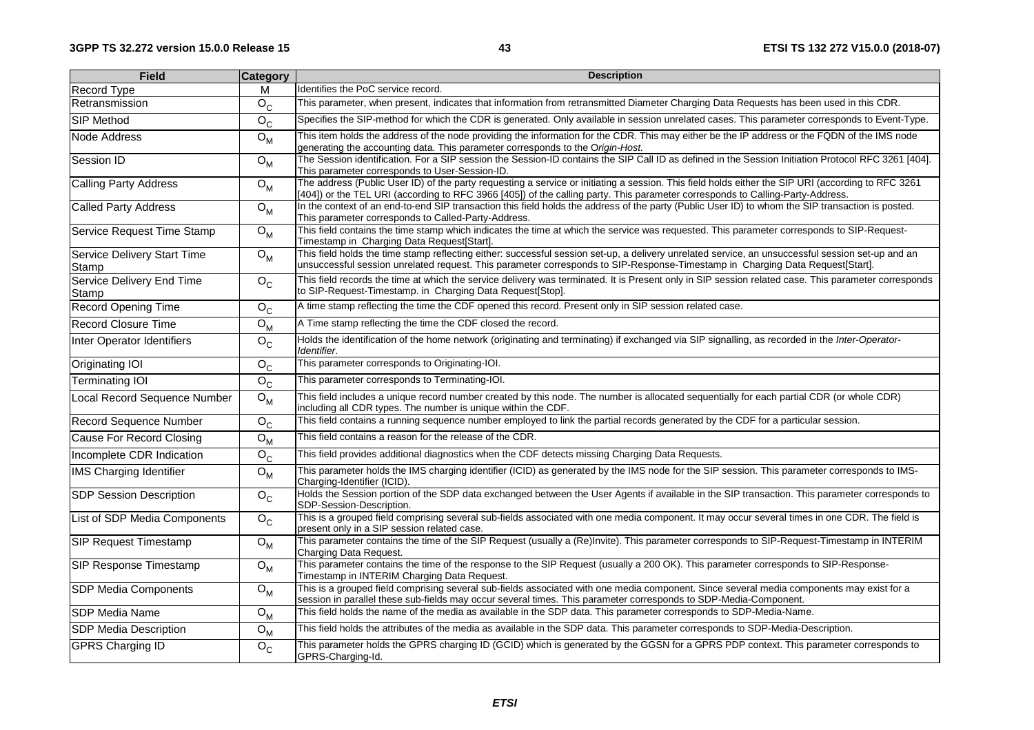| Field | Category | Description |
|---|---|---|
| Record Type | M | Identifies the PoC service record. |
| Retransmission | $O_C$ | This parameter, when present, indicates that information from retransmitted Diameter Charging Data Requests has been used in this CDR. |
| SIP Method | $O_C$ | Specifies the SIP-method for which the CDR is generated. Only available in session unrelated cases. This parameter corresponds to Event-Type. |
| Node Address | $O_M$ | This item holds the address of the node providing the information for the CDR. This may either be the IP address or the FQDN of the IMS node generating the accounting data. This parameter corresponds to the O*rigin-Host.* |
| Session ID | $O_M$ | The Session identification. For a SIP session the Session-ID contains the SIP Call ID as defined in the Session Initiation Protocol RFC 3261 [404]. This parameter corresponds to User-Session-ID. |
| Calling Party Address | $O_M$ | The address (Public User ID) of the party requesting a service or initiating a session. This field holds either the SIP URI (according to RFC 3261 [404]) or the TEL URI (according to RFC 3966 [405]) of the calling party. This parameter corresponds to Calling-Party-Address. |
| Called Party Address | $O_M$ | In the context of an end-to-end SIP transaction this field holds the address of the party (Public User ID) to whom the SIP transaction is posted. This parameter corresponds to Called-Party-Address. |
| Service Request Time Stamp | $O_M$ | This field contains the time stamp which indicates the time at which the service was requested. This parameter corresponds to SIP-Request-Timestamp in Charging Data Request[Start]. |
| Service Delivery Start Time Stamp | $O_M$ | This field holds the time stamp reflecting either: successful session set-up, a delivery unrelated service, an unsuccessful session set-up and an unsuccessful session unrelated request. This parameter corresponds to SIP-Response-Timestamp in Charging Data Request[Start]. |
| Service Delivery End Time Stamp | $O_C$ | This field records the time at which the service delivery was terminated. It is Present only in SIP session related case. This parameter corresponds to SIP-Request-Timestamp. in Charging Data Request[Stop]. |
| Record Opening Time | $O_C$ | A time stamp reflecting the time the CDF opened this record. Present only in SIP session related case. |
| Record Closure Time | $O_M$ | A Time stamp reflecting the time the CDF closed the record. |
| Inter Operator Identifiers | $O_C$ | Holds the identification of the home network (originating and terminating) if exchanged via SIP signalling, as recorded in the *Inter-Operator-Identifier*. |
| Originating IOI | $O_C$ | This parameter corresponds to Originating-IOI. |
| Terminating IOI | $O_C$ | This parameter corresponds to Terminating-IOI. |
| Local Record Sequence Number | $O_M$ | This field includes a unique record number created by this node. The number is allocated sequentially for each partial CDR (or whole CDR) including all CDR types. The number is unique within the CDF. |
| Record Sequence Number | $O_C$ | This field contains a running sequence number employed to link the partial records generated by the CDF for a particular session. |
| Cause For Record Closing | $O_M$ | This field contains a reason for the release of the CDR. |
| Incomplete CDR Indication | $O_C$ | This field provides additional diagnostics when the CDF detects missing Charging Data Requests. |
| IMS Charging Identifier | $O_M$ | This parameter holds the IMS charging identifier (ICID) as generated by the IMS node for the SIP session. This parameter corresponds to IMS-Charging-Identifier (ICID). |
| SDP Session Description | $O_C$ | Holds the Session portion of the SDP data exchanged between the User Agents if available in the SIP transaction. This parameter corresponds to SDP-Session-Description. |
| List of SDP Media Components | $O_C$ | This is a grouped field comprising several sub-fields associated with one media component. It may occur several times in one CDR. The field is present only in a SIP session related case. |
| SIP Request Timestamp | $O_M$ | This parameter contains the time of the SIP Request (usually a (Re)Invite). This parameter corresponds to SIP-Request-Timestamp in INTERIM Charging Data Request. |
| SIP Response Timestamp | $O_M$ | This parameter contains the time of the response to the SIP Request (usually a 200 OK). This parameter corresponds to SIP-Response-Timestamp in INTERIM Charging Data Request. |
| SDP Media Components | $O_M$ | This is a grouped field comprising several sub-fields associated with one media component. Since several media components may exist for a session in parallel these sub-fields may occur several times. This parameter corresponds to SDP-Media-Component. |
| SDP Media Name | $O_M$ | This field holds the name of the media as available in the SDP data. This parameter corresponds to SDP-Media-Name. |
| SDP Media Description | $O_M$ | This field holds the attributes of the media as available in the SDP data. This parameter corresponds to SDP-Media-Description. |
| GPRS Charging ID | $O_C$ | This parameter holds the GPRS charging ID (GCID) which is generated by the GGSN for a GPRS PDP context. This parameter corresponds to GPRS-Charging-Id. |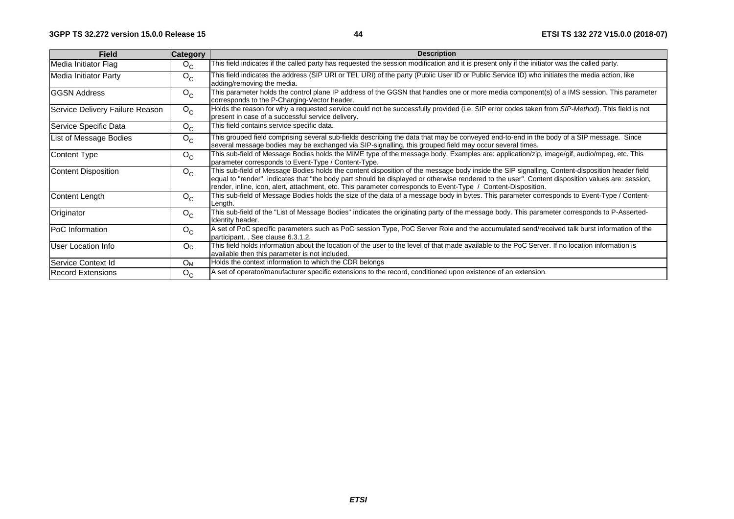| Field | Category | Description |
|---|---|---|
| Media Initiator Flag | $O_C$ | This field indicates if the called party has requested the session modification and it is present only if the initiator was the called party. |
| Media Initiator Party | $O_C$ | This field indicates the address (SIP URI or TEL URI) of the party (Public User ID or Public Service ID) who initiates the media action, like adding/removing the media. |
| GGSN Address | $O_C$ | This parameter holds the control plane IP address of the GGSN that handles one or more media component(s) of a IMS session. This parameter corresponds to the P-Charging-Vector header. |
| Service Delivery Failure Reason | $O_C$ | Holds the reason for why a requested service could not be successfully provided (i.e. SIP error codes taken from *SIP-Method*). This field is not present in case of a successful service delivery. |
| Service Specific Data | $O_C$ | This field contains service specific data. |
| List of Message Bodies | $O_C$ | This grouped field comprising several sub-fields describing the data that may be conveyed end-to-end in the body of a SIP message. Since several message bodies may be exchanged via SIP-signalling, this grouped field may occur several times. |
| Content Type | $O_C$ | This sub-field of Message Bodies holds the MIME type of the message body, Examples are: application/zip, image/gif, audio/mpeg, etc. This parameter corresponds to Event-Type / Content-Type. |
| Content Disposition | $O_C$ | This sub-field of Message Bodies holds the content disposition of the message body inside the SIP signalling, Content-disposition header field equal to "render", indicates that "the body part should be displayed or otherwise rendered to the user". Content disposition values are: session, render, inline, icon, alert, attachment, etc. This parameter corresponds to Event-Type / Content-Disposition. |
| Content Length | $O_C$ | This sub-field of Message Bodies holds the size of the data of a message body in bytes. This parameter corresponds to Event-Type / Content-Length. |
| Originator | $O_C$ | This sub-field of the "List of Message Bodies" indicates the originating party of the message body. This parameter corresponds to P-Asserted-Identity header. |
| PoC Information | $O_C$ | A set of PoC specific parameters such as PoC session Type, PoC Server Role and the accumulated send/received talk burst information of the participant. . See clause 6.3.1.2. |
| User Location Info | $O_C$ | This field holds information about the location of the user to the level of that made available to the PoC Server. If no location information is available then this parameter is not included. |
| Service Context Id | $O_M$ | Holds the context information to which the CDR belongs |
| Record Extensions | $O_C$ | A set of operator/manufacturer specific extensions to the record, conditioned upon existence of an extension. |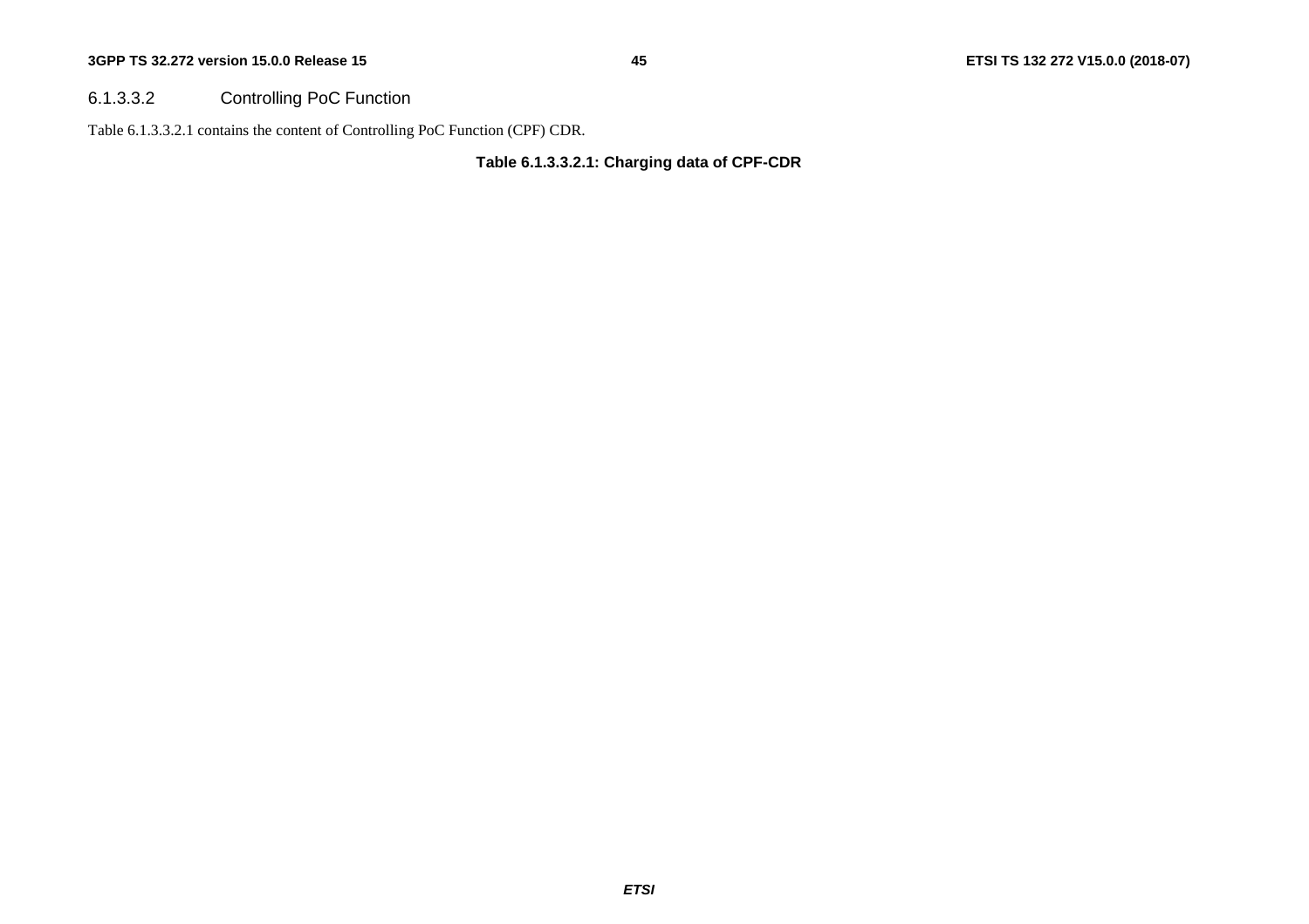#### 6.1.3.3.2 Controlling PoC Function

Table 6.1.3.3.2.1 contains the content of Controlling PoC Function (CPF) CDR.

**Table 6.1.3.3.2.1: Charging data of CPF-CDR**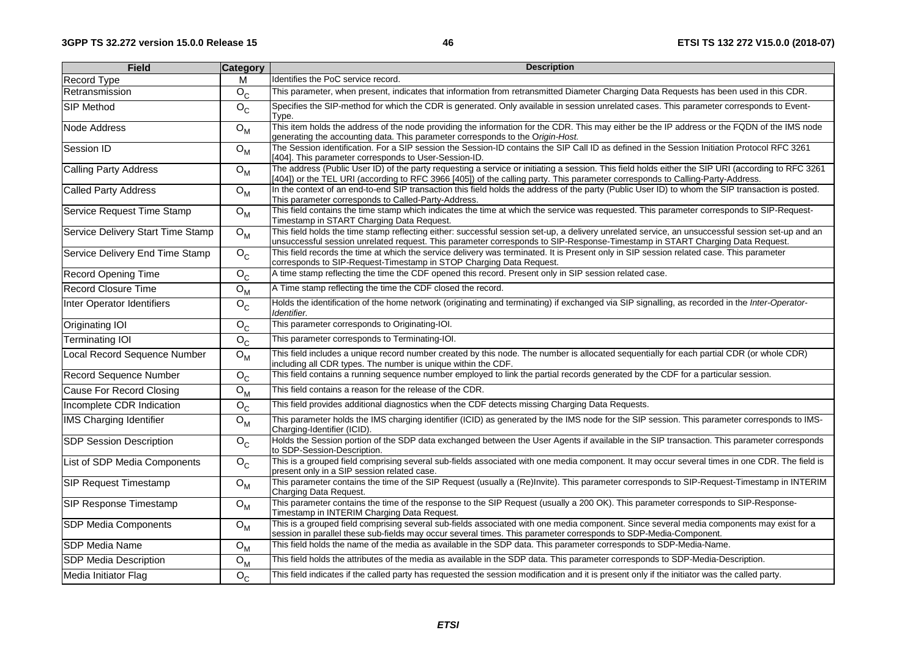| Field | Category | Description |
| --- | --- | --- |
| Record Type | M | Identifies the PoC service record. |
| Retransmission | $O_C$ | This parameter, when present, indicates that information from retransmitted Diameter Charging Data Requests has been used in this CDR. |
| SIP Method | $O_C$ | Specifies the SIP-method for which the CDR is generated. Only available in session unrelated cases. This parameter corresponds to Event-Type. |
| Node Address | $O_M$ | This item holds the address of the node providing the information for the CDR. This may either be the IP address or the FQDN of the IMS node generating the accounting data. This parameter corresponds to the *Origin-Host.* |
| Session ID | $O_M$ | The Session identification. For a SIP session the Session-ID contains the SIP Call ID as defined in the Session Initiation Protocol RFC 3261 [404]. This parameter corresponds to User-Session-ID. |
| Calling Party Address | $O_M$ | The address (Public User ID) of the party requesting a service or initiating a session. This field holds either the SIP URI (according to RFC 3261 [404]) or the TEL URI (according to RFC 3966 [405]) of the calling party. This parameter corresponds to Calling-Party-Address. |
| Called Party Address | $O_M$ | In the context of an end-to-end SIP transaction this field holds the address of the party (Public User ID) to whom the SIP transaction is posted. This parameter corresponds to Called-Party-Address. |
| Service Request Time Stamp | $O_M$ | This field contains the time stamp which indicates the time at which the service was requested. This parameter corresponds to SIP-Request-Timestamp in START Charging Data Request. |
| Service Delivery Start Time Stamp | $O_M$ | This field holds the time stamp reflecting either: successful session set-up, a delivery unrelated service, an unsuccessful session set-up and an unsuccessful session unrelated request. This parameter corresponds to SIP-Response-Timestamp in START Charging Data Request. |
| Service Delivery End Time Stamp | $O_C$ | This field records the time at which the service delivery was terminated. It is Present only in SIP session related case. This parameter corresponds to SIP-Request-Timestamp in STOP Charging Data Request. |
| Record Opening Time | $O_C$ | A time stamp reflecting the time the CDF opened this record. Present only in SIP session related case. |
| Record Closure Time | $O_M$ | A Time stamp reflecting the time the CDF closed the record. |
| Inter Operator Identifiers | $O_C$ | Holds the identification of the home network (originating and terminating) if exchanged via SIP signalling, as recorded in the *Inter-Operator-Identifier.* |
| Originating IOI | $O_C$ | This parameter corresponds to Originating-IOI. |
| Terminating IOI | $O_C$ | This parameter corresponds to Terminating-IOI. |
| Local Record Sequence Number | $O_M$ | This field includes a unique record number created by this node. The number is allocated sequentially for each partial CDR (or whole CDR) including all CDR types. The number is unique within the CDF. |
| Record Sequence Number | $O_C$ | This field contains a running sequence number employed to link the partial records generated by the CDF for a particular session. |
| Cause For Record Closing | $O_M$ | This field contains a reason for the release of the CDR. |
| Incomplete CDR Indication | $O_C$ | This field provides additional diagnostics when the CDF detects missing Charging Data Requests. |
| IMS Charging Identifier | $O_M$ | This parameter holds the IMS charging identifier (ICID) as generated by the IMS node for the SIP session. This parameter corresponds to IMS-Charging-Identifier (ICID). |
| SDP Session Description | $O_C$ | Holds the Session portion of the SDP data exchanged between the User Agents if available in the SIP transaction. This parameter corresponds to SDP-Session-Description. |
| List of SDP Media Components | $O_C$ | This is a grouped field comprising several sub-fields associated with one media component. It may occur several times in one CDR. The field is present only in a SIP session related case. |
| SIP Request Timestamp | $O_M$ | This parameter contains the time of the SIP Request (usually a (Re)Invite). This parameter corresponds to SIP-Request-Timestamp in INTERIM Charging Data Request. |
| SIP Response Timestamp | $O_M$ | This parameter contains the time of the response to the SIP Request (usually a 200 OK). This parameter corresponds to SIP-Response-Timestamp in INTERIM Charging Data Request. |
| SDP Media Components | $O_M$ | This is a grouped field comprising several sub-fields associated with one media component. Since several media components may exist for a session in parallel these sub-fields may occur several times. This parameter corresponds to SDP-Media-Component. |
| SDP Media Name | $O_M$ | This field holds the name of the media as available in the SDP data. This parameter corresponds to SDP-Media-Name. |
| SDP Media Description | $O_M$ | This field holds the attributes of the media as available in the SDP data. This parameter corresponds to SDP-Media-Description. |
| Media Initiator Flag | $O_C$ | This field indicates if the called party has requested the session modification and it is present only if the initiator was the called party. |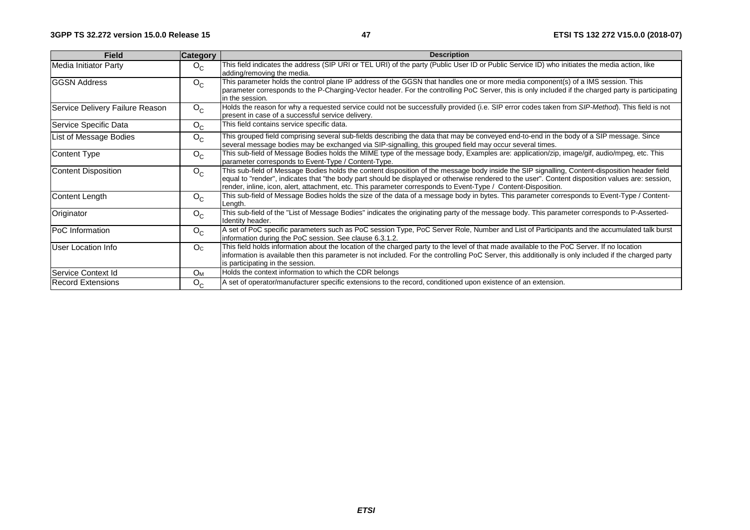| Field | Category | Description |
|---|---|---|
| Media Initiator Party | $O_C$ | This field indicates the address (SIP URI or TEL URI) of the party (Public User ID or Public Service ID) who initiates the media action, like adding/removing the media. |
| GGSN Address | $O_C$ | This parameter holds the control plane IP address of the GGSN that handles one or more media component(s) of a IMS session. This parameter corresponds to the P-Charging-Vector header. For the controlling PoC Server, this is only included if the charged party is participating in the session. |
| Service Delivery Failure Reason | $O_C$ | Holds the reason for why a requested service could not be successfully provided (i.e. SIP error codes taken from *SIP-Method*). This field is not present in case of a successful service delivery. |
| Service Specific Data | $O_C$ | This field contains service specific data. |
| List of Message Bodies | $O_C$ | This grouped field comprising several sub-fields describing the data that may be conveyed end-to-end in the body of a SIP message. Since several message bodies may be exchanged via SIP-signalling, this grouped field may occur several times. |
| Content Type | $O_C$ | This sub-field of Message Bodies holds the MIME type of the message body, Examples are: application/zip, image/gif, audio/mpeg, etc. This parameter corresponds to Event-Type / Content-Type. |
| Content Disposition | $O_C$ | This sub-field of Message Bodies holds the content disposition of the message body inside the SIP signalling, Content-disposition header field equal to "render", indicates that "the body part should be displayed or otherwise rendered to the user". Content disposition values are: session, render, inline, icon, alert, attachment, etc. This parameter corresponds to Event-Type / Content-Disposition. |
| Content Length | $O_C$ | This sub-field of Message Bodies holds the size of the data of a message body in bytes. This parameter corresponds to Event-Type / Content-Length. |
| Originator | $O_C$ | This sub-field of the "List of Message Bodies" indicates the originating party of the message body. This parameter corresponds to P-Asserted-Identity header. |
| PoC Information | $O_C$ | A set of PoC specific parameters such as PoC session Type, PoC Server Role, Number and List of Participants and the accumulated talk burst information during the PoC session. See clause 6.3.1.2. |
| User Location Info | $O_C$ | This field holds information about the location of the charged party to the level of that made available to the PoC Server. If no location information is available then this parameter is not included. For the controlling PoC Server, this additionally is only included if the charged party is participating in the session. |
| Service Context Id | $O_M$ | Holds the context information to which the CDR belongs |
| Record Extensions | $O_C$ | A set of operator/manufacturer specific extensions to the record, conditioned upon existence of an extension. |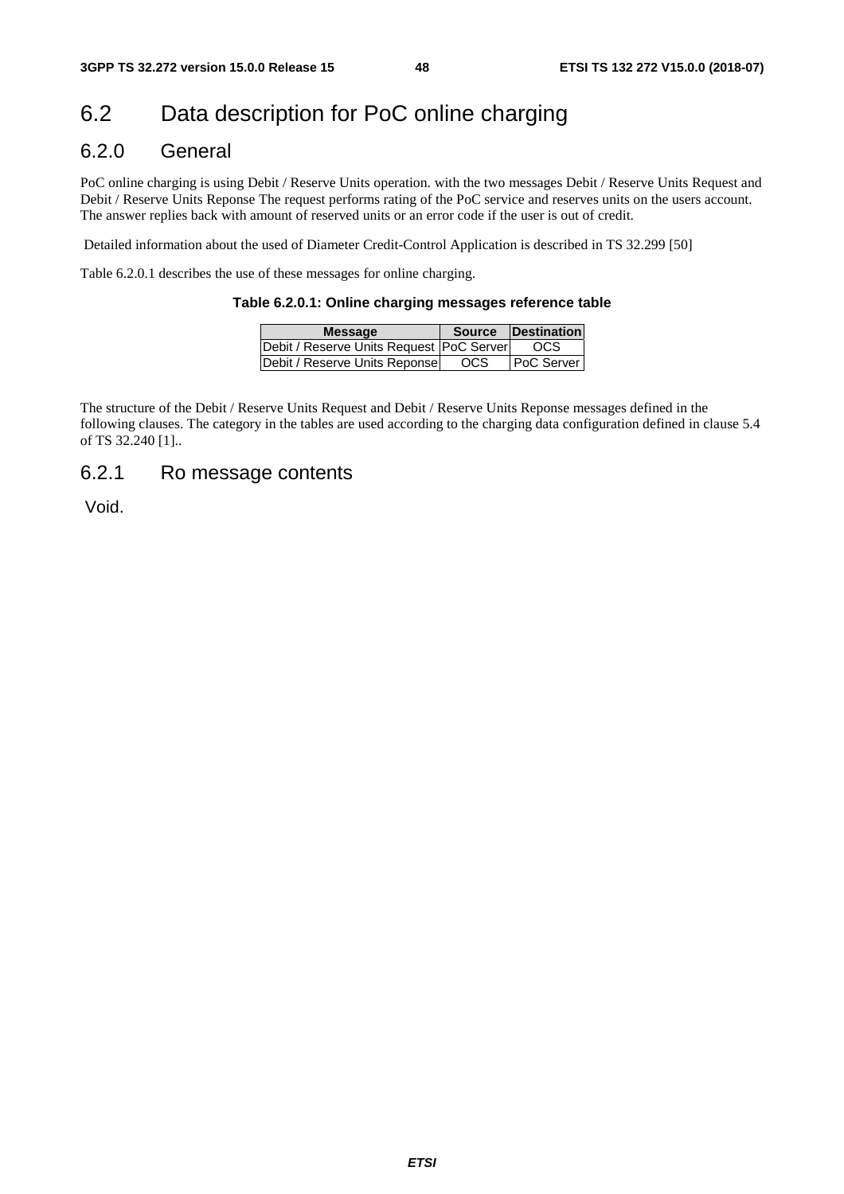## 6.2 Data description for PoC online charging

### 6.2.0 General

PoC online charging is using Debit / Reserve Units operation. with the two messages Debit / Reserve Units Request and Debit / Reserve Units Reponse The request performs rating of the PoC service and reserves units on the users account. The answer replies back with amount of reserved units or an error code if the user is out of credit.

Detailed information about the used of Diameter Credit-Control Application is described in TS 32.299 [50]

Table 6.2.0.1 describes the use of these messages for online charging.

**Table 6.2.0.1: Online charging messages reference table**

| Message | Source | Destination |
|---|---|---|
| Debit / Reserve Units Request | PoC Server | OCS |
| Debit / Reserve Units Reponse | OCS | PoC Server |

The structure of the Debit / Reserve Units Request and Debit / Reserve Units Reponse messages defined in the following clauses. The category in the tables are used according to the charging data configuration defined in clause 5.4 of TS 32.240 [1]..

### 6.2.1 Ro message contents

Void.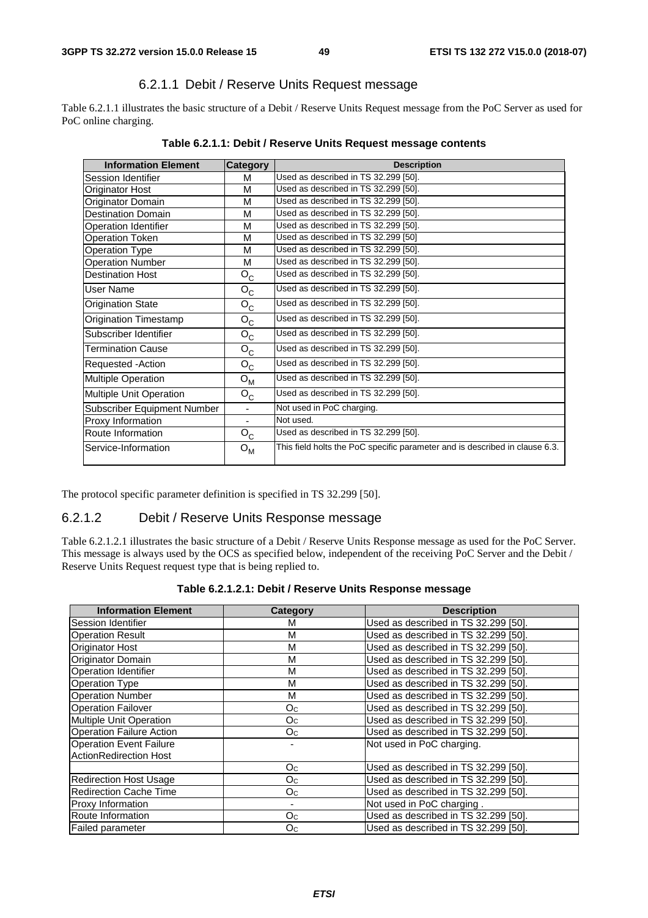#### 6.2.1.1 Debit / Reserve Units Request message

Table 6.2.1.1 illustrates the basic structure of a Debit / Reserve Units Request message from the PoC Server as used for PoC online charging.

**Table 6.2.1.1: Debit / Reserve Units Request message contents**

| Information Element | Category | Description |
|---|---|---|
| Session Identifier | M | Used as described in TS 32.299 [50]. |
| Originator Host | M | Used as described in TS 32.299 [50]. |
| Originator Domain | M | Used as described in TS 32.299 [50]. |
| Destination Domain | M | Used as described in TS 32.299 [50]. |
| Operation Identifier | M | Used as described in TS 32.299 [50]. |
| Operation Token | M | Used as described in TS 32.299 [50] |
| Operation Type | M | Used as described in TS 32.299 [50]. |
| Operation Number | M | Used as described in TS 32.299 [50]. |
| Destination Host | $O_C$ | Used as described in TS 32.299 [50]. |
| User Name | $O_C$ | Used as described in TS 32.299 [50]. |
| Origination State | $O_C$ | Used as described in TS 32.299 [50]. |
| Origination Timestamp | $O_C$ | Used as described in TS 32.299 [50]. |
| Subscriber Identifier | $O_C$ | Used as described in TS 32.299 [50]. |
| Termination Cause | $O_C$ | Used as described in TS 32.299 [50]. |
| Requested -Action | $O_C$ | Used as described in TS 32.299 [50]. |
| Multiple Operation | $O_M$ | Used as described in TS 32.299 [50]. |
| Multiple Unit Operation | $O_C$ | Used as described in TS 32.299 [50]. |
| Subscriber Equipment Number | - | Not used in PoC charging. |
| Proxy Information | - | Not used. |
| Route Information | $O_C$ | Used as described in TS 32.299 [50]. |
| Service-Information | $O_M$ | This field holts the PoC specific parameter and is described in clause 6.3. |

The protocol specific parameter definition is specified in TS 32.299 [50].

### 6.2.1.2 Debit / Reserve Units Response message

Table 6.2.1.2.1 illustrates the basic structure of a Debit / Reserve Units Response message as used for the PoC Server. This message is always used by the OCS as specified below, independent of the receiving PoC Server and the Debit / Reserve Units Request request type that is being replied to.

**Table 6.2.1.2.1: Debit / Reserve Units Response message**

| Information Element | Category | Description |
|---|---|---|
| Session Identifier | M | Used as described in TS 32.299 [50]. |
| Operation Result | M | Used as described in TS 32.299 [50]. |
| Originator Host | M | Used as described in TS 32.299 [50]. |
| Originator Domain | M | Used as described in TS 32.299 [50]. |
| Operation Identifier | M | Used as described in TS 32.299 [50]. |
| Operation Type | M | Used as described in TS 32.299 [50]. |
| Operation Number | M | Used as described in TS 32.299 [50]. |
| Operation Failover | $O_C$ | Used as described in TS 32.299 [50]. |
| Multiple Unit Operation | $O_C$ | Used as described in TS 32.299 [50]. |
| Operation Failure Action | $O_C$ | Used as described in TS 32.299 [50]. |
| Operation Event Failure ActionRedirection Host | - | Not used in PoC charging. |
| | $O_C$ | Used as described in TS 32.299 [50]. |
| Redirection Host Usage | $O_C$ | Used as described in TS 32.299 [50]. |
| Redirection Cache Time | $O_C$ | Used as described in TS 32.299 [50]. |
| Proxy Information | - | Not used in PoC charging . |
| Route Information | $O_C$ | Used as described in TS 32.299 [50]. |
| Failed parameter | $O_C$ | Used as described in TS 32.299 [50]. |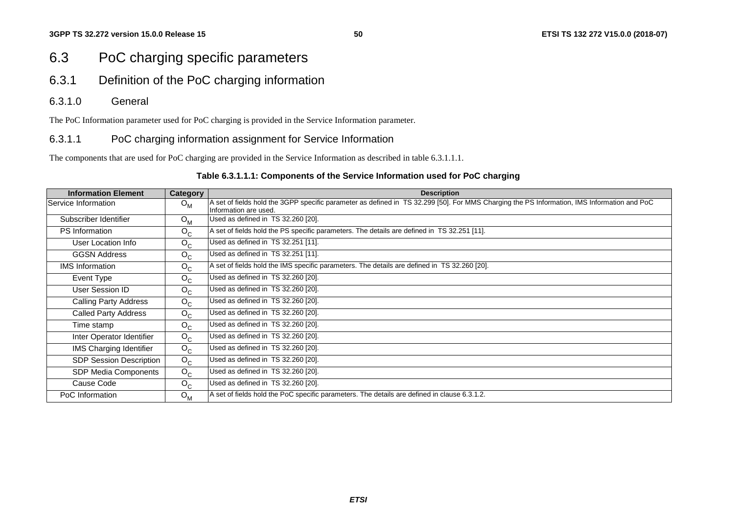## 6.3 PoC charging specific parameters

### 6.3.1 Definition of the PoC charging information

#### 6.3.1.0 General

The PoC Information parameter used for PoC charging is provided in the Service Information parameter.

#### 6.3.1.1 PoC charging information assignment for Service Information

The components that are used for PoC charging are provided in the Service Information as described in table 6.3.1.1.1.

**Table 6.3.1.1.1: Components of the Service Information used for PoC charging**

| Information Element | Category | Description |
|---|---|---|
| Service Information | $O_M$ | A set of fields hold the 3GPP specific parameter as defined in TS 32.299 [50]. For MMS Charging the PS Information, IMS Information and PoC Information are used. |
| Subscriber Identifier | $O_M$ | Used as defined in TS 32.260 [20]. |
| PS Information | $O_C$ | A set of fields hold the PS specific parameters. The details are defined in TS 32.251 [11]. |
| User Location Info | $O_C$ | Used as defined in TS 32.251 [11]. |
| GGSN Address | $O_C$ | Used as defined in TS 32.251 [11]. |
| IMS Information | $O_C$ | A set of fields hold the IMS specific parameters. The details are defined in TS 32.260 [20]. |
| Event Type | $O_C$ | Used as defined in TS 32.260 [20]. |
| User Session ID | $O_C$ | Used as defined in TS 32.260 [20]. |
| Calling Party Address | $O_C$ | Used as defined in TS 32.260 [20]. |
| Called Party Address | $O_C$ | Used as defined in TS 32.260 [20]. |
| Time stamp | $O_C$ | Used as defined in TS 32.260 [20]. |
| Inter Operator Identifier | $O_C$ | Used as defined in TS 32.260 [20]. |
| IMS Charging Identifier | $O_C$ | Used as defined in TS 32.260 [20]. |
| SDP Session Description | $O_C$ | Used as defined in TS 32.260 [20]. |
| SDP Media Components | $O_C$ | Used as defined in TS 32.260 [20]. |
| Cause Code | $O_C$ | Used as defined in TS 32.260 [20]. |
| PoC Information | $O_M$ | A set of fields hold the PoC specific parameters. The details are defined in clause 6.3.1.2. |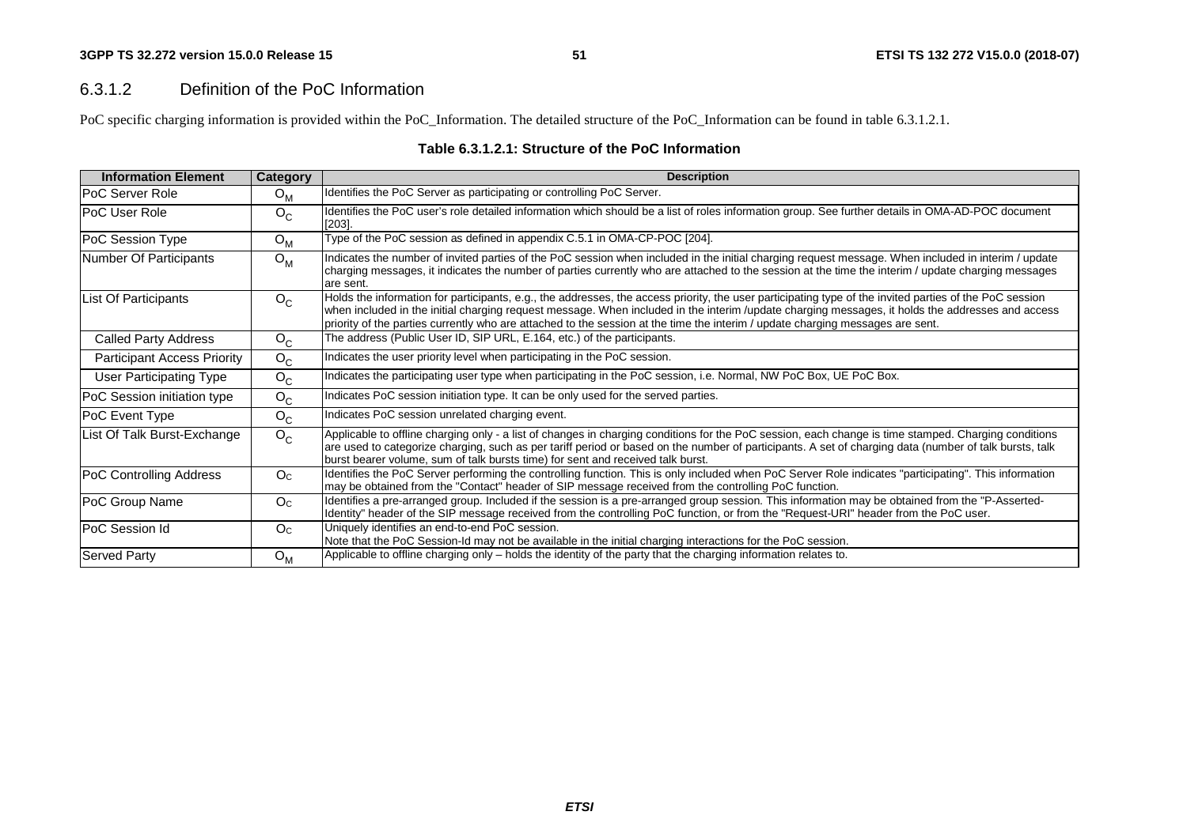### 6.3.1.2 Definition of the PoC Information

PoC specific charging information is provided within the PoC_Information. The detailed structure of the PoC_Information can be found in table 6.3.1.2.1.

**Table 6.3.1.2.1: Structure of the PoC Information**

| Information Element | Category | Description |
|---|---|---|
| PoC Server Role | $O_M$ | Identifies the PoC Server as participating or controlling PoC Server. |
| PoC User Role | $O_C$ | Identifies the PoC user's role detailed information which should be a list of roles information group. See further details in OMA-AD-POC document [203]. |
| PoC Session Type | $O_M$ | Type of the PoC session as defined in appendix C.5.1 in OMA-CP-POC [204]. |
| Number Of Participants | $O_M$ | Indicates the number of invited parties of the PoC session when included in the initial charging request message. When included in interim / update charging messages, it indicates the number of parties currently who are attached to the session at the time the interim / update charging messages are sent. |
| List Of Participants | $O_C$ | Holds the information for participants, e.g., the addresses, the access priority, the user participating type of the invited parties of the PoC session when included in the initial charging request message. When included in the interim /update charging messages, it holds the addresses and access priority of the parties currently who are attached to the session at the time the interim / update charging messages are sent. |
| Called Party Address | $O_C$ | The address (Public User ID, SIP URL, E.164, etc.) of the participants. |
| Participant Access Priority | $O_C$ | Indicates the user priority level when participating in the PoC session. |
| User Participating Type | $O_C$ | Indicates the participating user type when participating in the PoC session, i.e. Normal, NW PoC Box, UE PoC Box. |
| PoC Session initiation type | $O_C$ | Indicates PoC session initiation type. It can be only used for the served parties. |
| PoC Event Type | $O_C$ | Indicates PoC session unrelated charging event. |
| List Of Talk Burst-Exchange | $O_C$ | Applicable to offline charging only - a list of changes in charging conditions for the PoC session, each change is time stamped. Charging conditions are used to categorize charging, such as per tariff period or based on the number of participants. A set of charging data (number of talk bursts, talk burst bearer volume, sum of talk bursts time) for sent and received talk burst. |
| PoC Controlling Address | $O_C$ | Identifies the PoC Server performing the controlling function. This is only included when PoC Server Role indicates "participating". This information may be obtained from the "Contact" header of SIP message received from the controlling PoC function. |
| PoC Group Name | $O_C$ | Identifies a pre-arranged group. Included if the session is a pre-arranged group session. This information may be obtained from the "P-Asserted-Identity" header of the SIP message received from the controlling PoC function, or from the "Request-URI" header from the PoC user. |
| PoC Session Id | $O_C$ | Uniquely identifies an end-to-end PoC session.<br>Note that the PoC Session-Id may not be available in the initial charging interactions for the PoC session. |
| Served Party | $O_M$ | Applicable to offline charging only – holds the identity of the party that the charging information relates to. |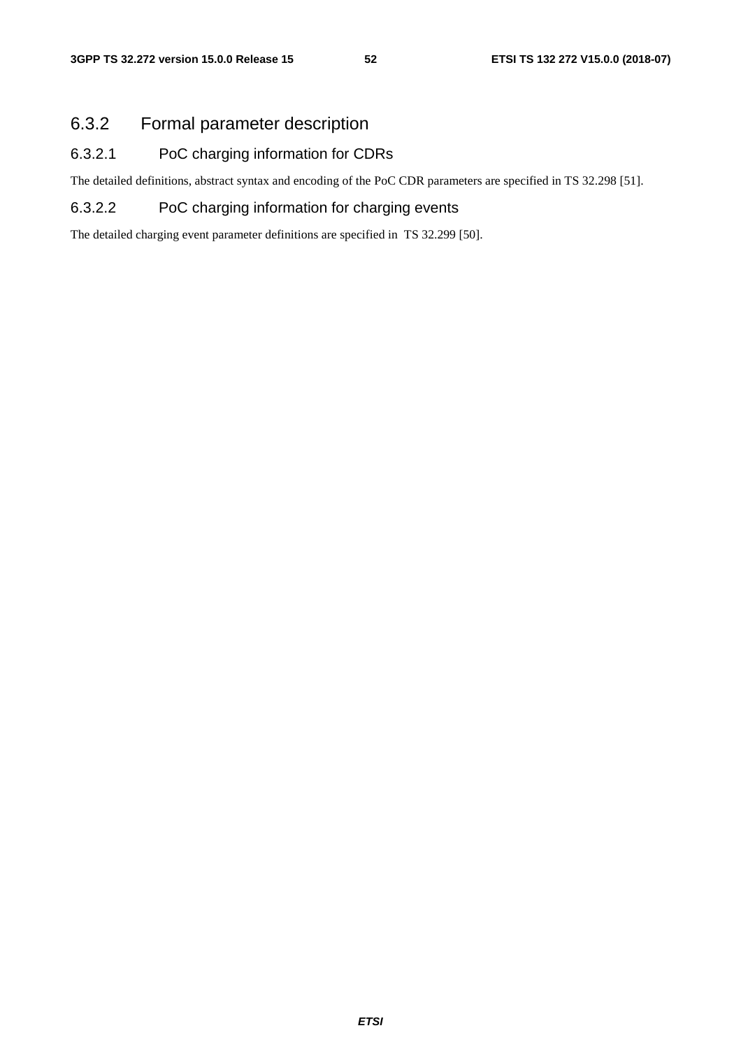### 6.3.2 Formal parameter description

#### 6.3.2.1 PoC charging information for CDRs

The detailed definitions, abstract syntax and encoding of the PoC CDR parameters are specified in TS 32.298 [51].

#### 6.3.2.2 PoC charging information for charging events

The detailed charging event parameter definitions are specified in TS 32.299 [50].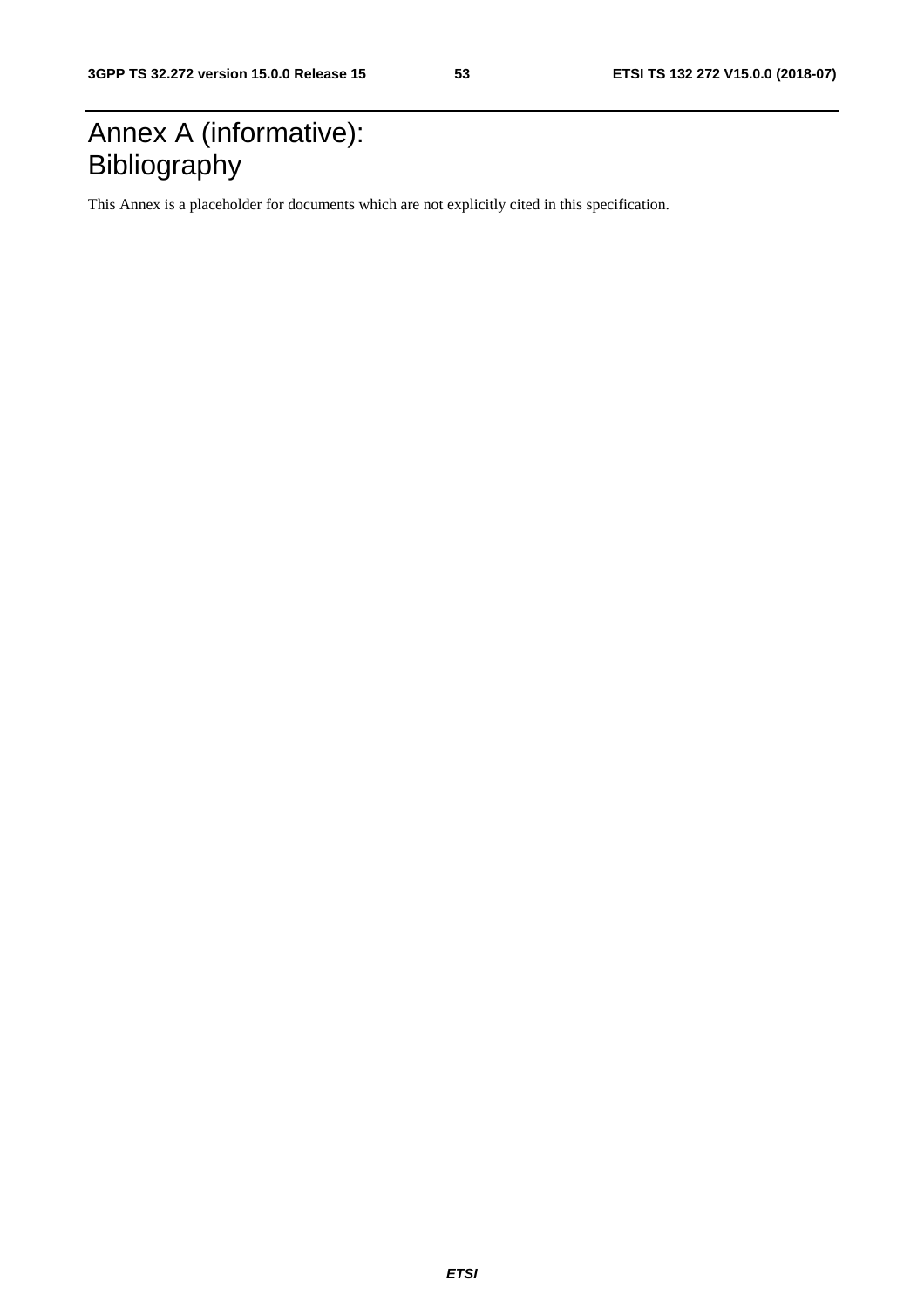# Annex A (informative): Bibliography

This Annex is a placeholder for documents which are not explicitly cited in this specification.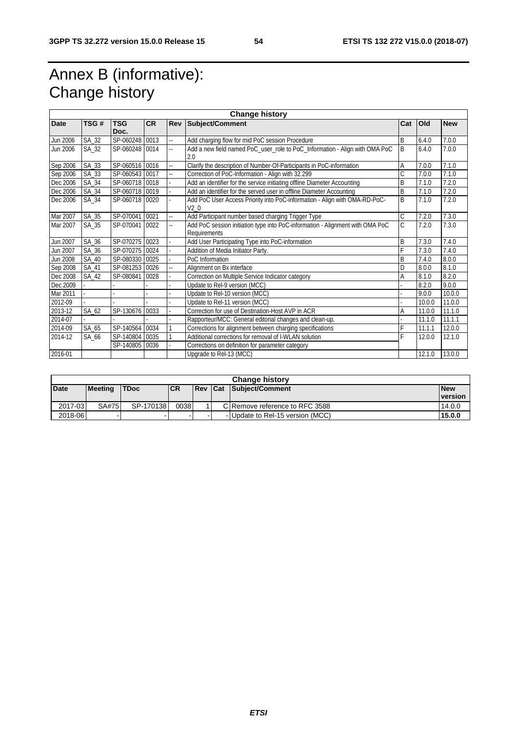# Annex B (informative): Change history

| Change history | | | | | | | | |
|---|---|---|---|---|---|---|---|---|
| **Date** | **TSG #** | **TSG Doc.** | **CR** | **Rev** | **Subject/Comment** | **Cat** | **Old** | **New** |
| Jun 2006 | SA_32 | SP-060248 | 0013 | -- | Add charging flow for mid PoC session Procedure | B | 6.4.0 | 7.0.0 |
| Jun 2006 | SA_32 | SP-060248 | 0014 | -- | Add a new field named PoC_user_role to PoC_Information - Align with OMA PoC 2.0 | B | 6.4.0 | 7.0.0 |
| Sep 2006 | SA_33 | SP-060516 | 0016 | -- | Clarify the description of Number-Of-Participants in PoC-information | A | 7.0.0 | 7.1.0 |
| Sep 2006 | SA_33 | SP-060543 | 0017 | -- | Correction of PoC-Information - Align with 32.299 | C | 7.0.0 | 7.1.0 |
| Dec 2006 | SA_34 | SP-060718 | 0018 | - | Add an identifier for the service initiating offline Diameter Accounting | B | 7.1.0 | 7.2.0 |
| Dec 2006 | SA_34 | SP-060718 | 0019 | - | Add an identifier for the served user in offline Diameter Accounting | B | 7.1.0 | 7.2.0 |
| Dec 2006 | SA_34 | SP-060718 | 0020 | - | Add PoC User Access Priority into PoC-information - Align with OMA-RD-PoC-V2_0 | B | 7.1.0 | 7.2.0 |
| Mar 2007 | SA_35 | SP-070041 | 0021 | -- | Add Participant number based charging Trigger Type | C | 7.2.0 | 7.3.0 |
| Mar 2007 | SA_35 | SP-070041 | 0022 | -- | Add PoC session initiation type into PoC-information - Alignment with OMA PoC Requirements | C | 7.2.0 | 7.3.0 |
| Jun 2007 | SA_36 | SP-070275 | 0023 | - | Add User Participating Type into PoC-information | B | 7.3.0 | 7.4.0 |
| Jun 2007 | SA_36 | SP-070275 | 0024 | - | Addition of Media Initiator Party. | F | 7.3.0 | 7.4.0 |
| Jun 2008 | SA_40 | SP-080330 | 0025 | - | PoC Information | B | 7.4.0 | 8.0.0 |
| Sep 2008 | SA_41 | SP-081253 | 0026 | -- | Alignment on Bx interface | D | 8.0.0 | 8.1.0 |
| Dec 2008 | SA_42 | SP-080841 | 0028 | - | Correction on Multiple Service Indicator category | A | 8.1.0 | 8.2.0 |
| Dec 2009 | - | - | - | - | Update to Rel-9 version (MCC) | - | 8.2.0 | 9.0.0 |
| Mar 2011 | - | - | - | - | Update to Rel-10 version (MCC) | - | 9.0.0 | 10.0.0 |
| 2012-09 | - | - | - | - | Update to Rel-11 version (MCC) | - | 10.0.0 | 11.0.0 |
| 2013-12 | SA_62 | SP-130676 | 0033 | - | Correction for use of Destination-Host AVP in ACR | A | 11.0.0 | 11.1.0 |
| 2014-07 | - | - | - | - | Rapporteur/MCC: General editorial changes and clean-up. | - | 11.1.0 | 11.1.1 |
| 2014-09 | SA_65 | SP-140564 | 0034 | 1 | Corrections for alignment between charging specifications | F | 11.1.1 | 12.0.0 |
| 2014-12 | SA_66 | SP-140804 | 0035 | 1 | Additional corrections for removal of I-WLAN solution | F | 12.0.0 | 12.1.0 |
| | | SP-140805 | 0036 | - | Corrections on definition for parameter category | | | |
| 2016-01 | | | | | Upgrade to Rel-13 (MCC) | | 12.1.0 | 13.0.0 |

| Change history | | | | | | | |
|---|---|---|---|---|---|---|---|
| **Date** | **Meeting** | **TDoc** | **CR** | **Rev** | **Cat** | **Subject/Comment** | **New version** |
| 2017-03 | SA#75 | SP-170138 | 0038 | 1 | C | Remove reference to RFC 3588 | 14.0.0 |
| 2018-06 | - | - | - | - | - | Update to Rel-15 version (MCC) | **15.0.0** |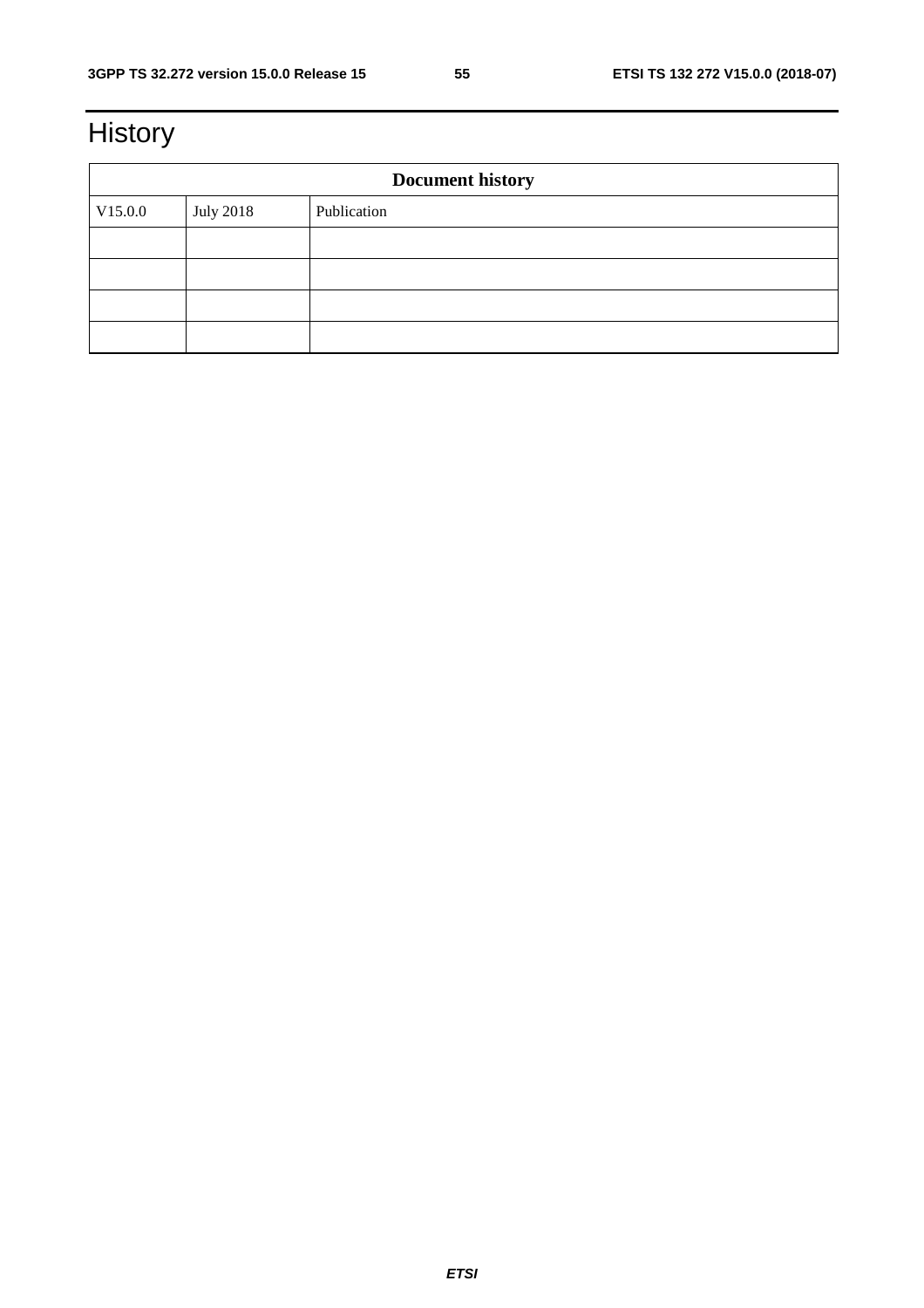# History

| Document history | | |
|---|---|---|
| V15.0.0 | July 2018 | Publication |
| | | |
| | | |
| | | |
| | | |